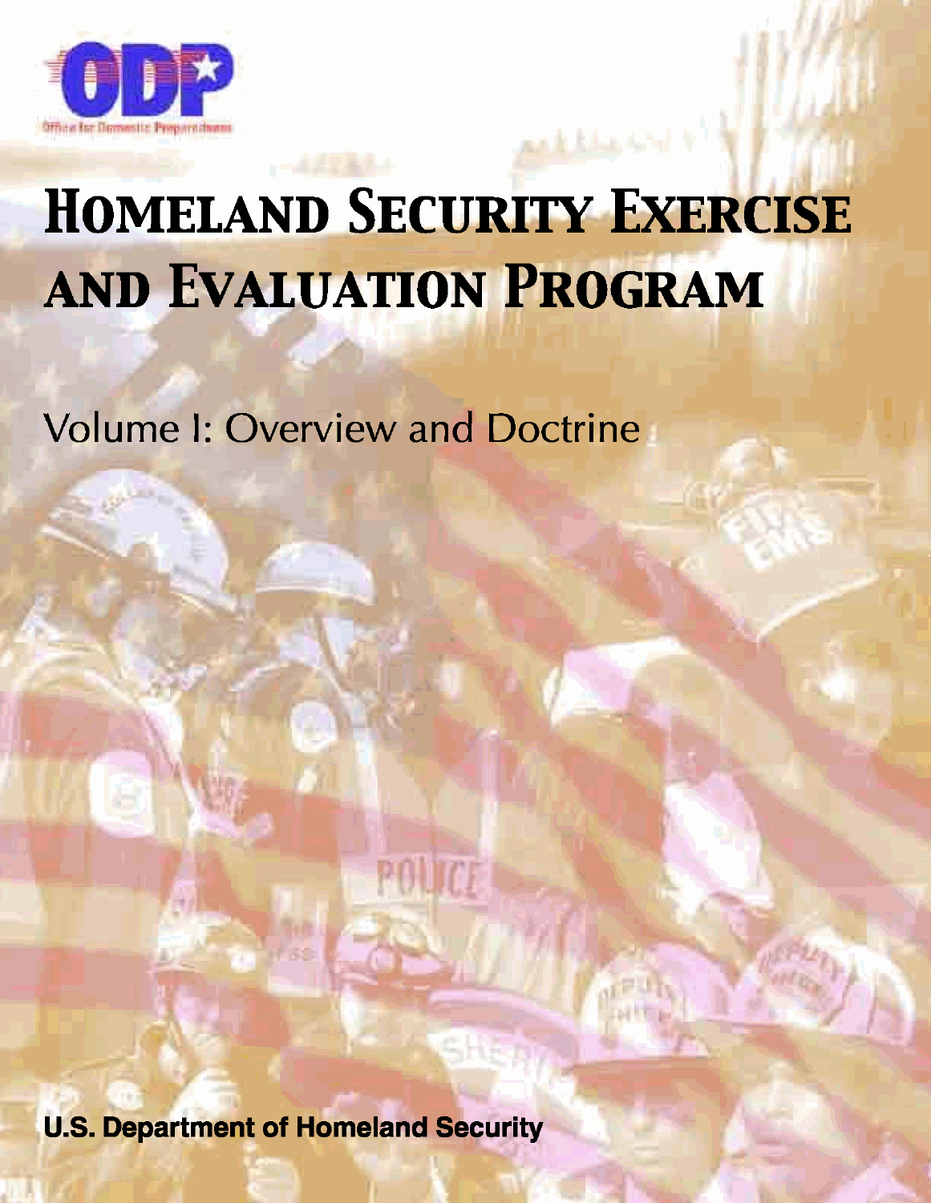ODP

Office for Domestic Preparedness

# Homeland Security Exercise and Evaluation Program

## Volume I: Overview and Doctrine

**U.S. Department of Homeland Security**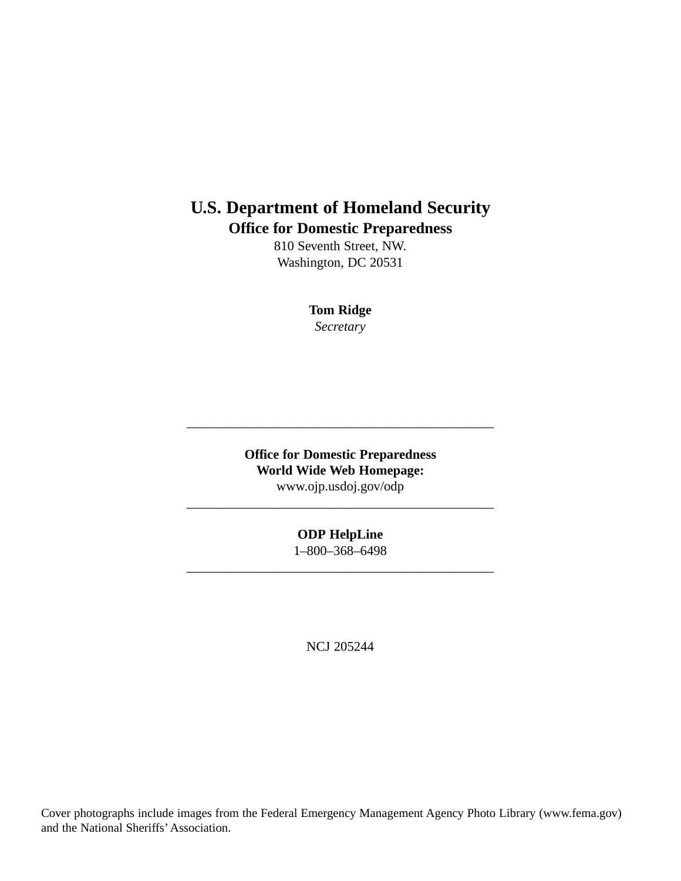# U.S. Department of Homeland Security

## Office for Domestic Preparedness

810 Seventh Street, NW.
Washington, DC 20531

**Tom Ridge**
*Secretary*

---

**Office for Domestic Preparedness**
**World Wide Web Homepage:**
www.ojp.usdoj.gov/odp

---

**ODP HelpLine**
1–800–368–6498

---

NCJ 205244

Cover photographs include images from the Federal Emergency Management Agency Photo Library (www.fema.gov) and the National Sheriffs' Association.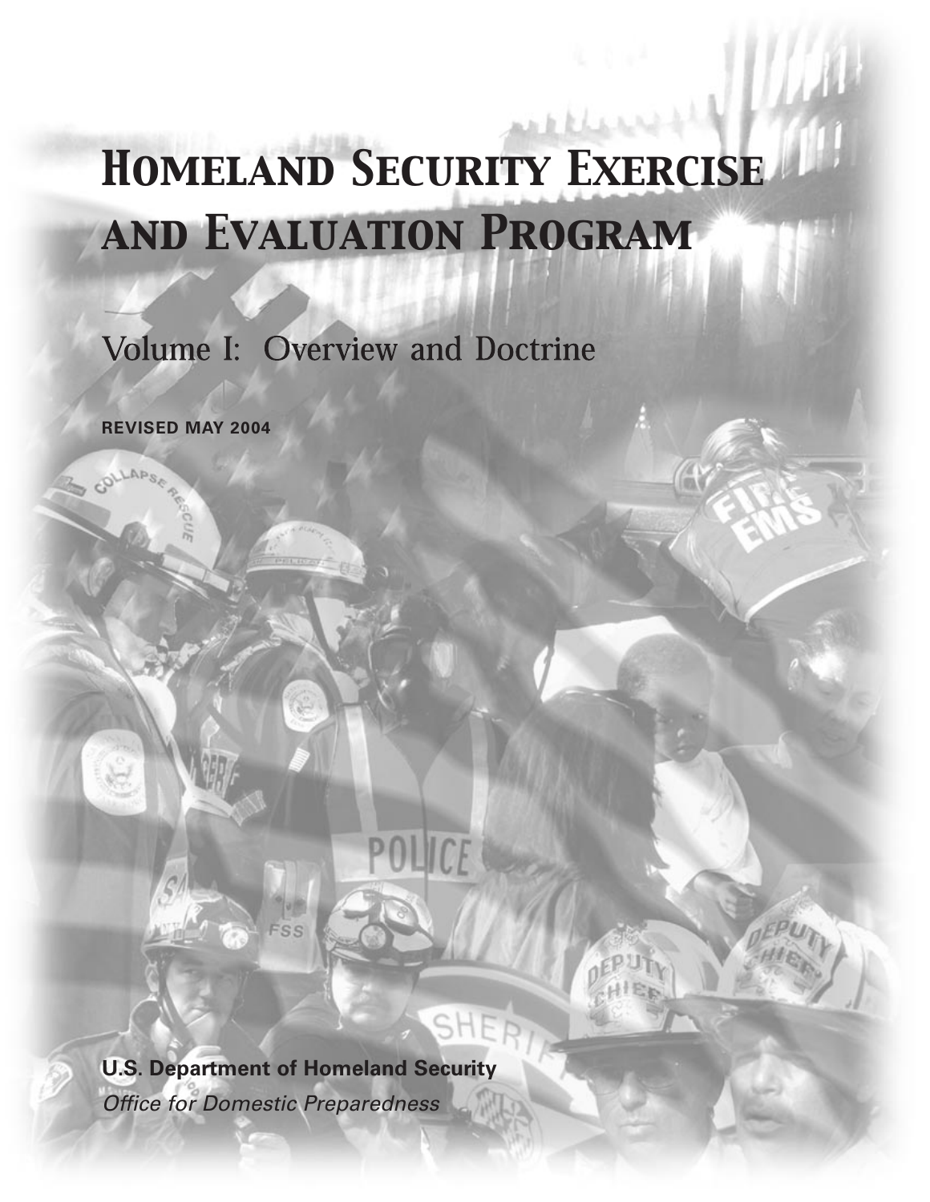# Homeland Security Exercise and Evaluation Program

## Volume I: Overview and Doctrine

**REVISED MAY 2004**

**U.S. Department of Homeland Security**

*Office for Domestic Preparedness*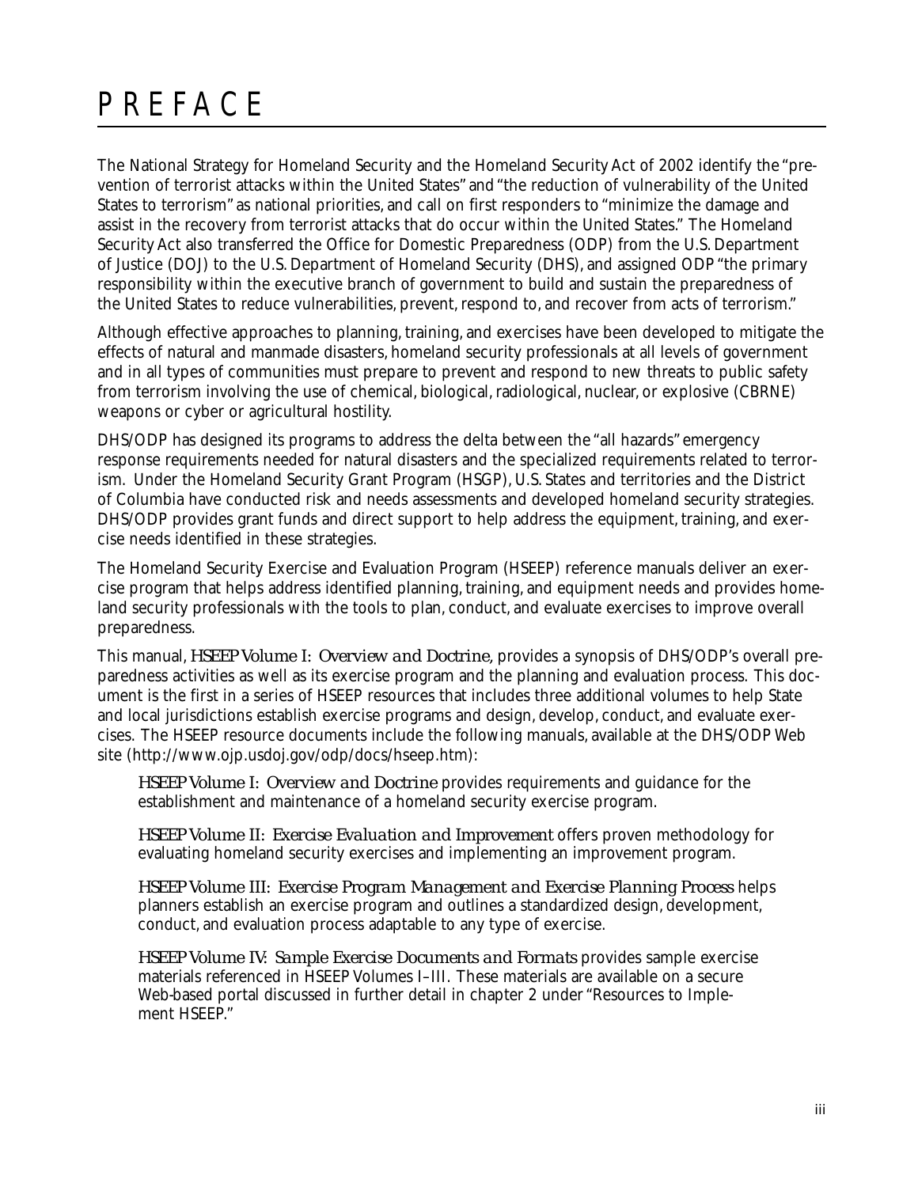# PREFACE

The National Strategy for Homeland Security and the Homeland Security Act of 2002 identify the "prevention of terrorist attacks within the United States" and "the reduction of vulnerability of the United States to terrorism" as national priorities, and call on first responders to "minimize the damage and assist in the recovery from terrorist attacks that do occur within the United States." The Homeland Security Act also transferred the Office for Domestic Preparedness (ODP) from the U.S. Department of Justice (DOJ) to the U.S. Department of Homeland Security (DHS), and assigned ODP "the primary responsibility within the executive branch of government to build and sustain the preparedness of the United States to reduce vulnerabilities, prevent, respond to, and recover from acts of terrorism."

Although effective approaches to planning, training, and exercises have been developed to mitigate the effects of natural and manmade disasters, homeland security professionals at all levels of government and in all types of communities must prepare to prevent and respond to new threats to public safety from terrorism involving the use of chemical, biological, radiological, nuclear, or explosive (CBRNE) weapons or cyber or agricultural hostility.

DHS/ODP has designed its programs to address the delta between the "all hazards" emergency response requirements needed for natural disasters and the specialized requirements related to terrorism. Under the Homeland Security Grant Program (HSGP), U.S. States and territories and the District of Columbia have conducted risk and needs assessments and developed homeland security strategies. DHS/ODP provides grant funds and direct support to help address the equipment, training, and exercise needs identified in these strategies.

The Homeland Security Exercise and Evaluation Program (HSEEP) reference manuals deliver an exercise program that helps address identified planning, training, and equipment needs and provides homeland security professionals with the tools to plan, conduct, and evaluate exercises to improve overall preparedness.

This manual, *HSEEP Volume I: Overview and Doctrine,* provides a synopsis of DHS/ODP's overall preparedness activities as well as its exercise program and the planning and evaluation process. This document is the first in a series of HSEEP resources that includes three additional volumes to help State and local jurisdictions establish exercise programs and design, develop, conduct, and evaluate exercises. The HSEEP resource documents include the following manuals, available at the DHS/ODP Web site (http://www.ojp.usdoj.gov/odp/docs/hseep.htm):

*HSEEP Volume I: Overview and Doctrine* provides requirements and guidance for the establishment and maintenance of a homeland security exercise program.

*HSEEP Volume II: Exercise Evaluation and Improvement* offers proven methodology for evaluating homeland security exercises and implementing an improvement program.

*HSEEP Volume III: Exercise Program Management and Exercise Planning Process* helps planners establish an exercise program and outlines a standardized design, development, conduct, and evaluation process adaptable to any type of exercise.

*HSEEP Volume IV: Sample Exercise Documents and Formats* provides sample exercise materials referenced in HSEEP Volumes I–III. These materials are available on a secure Web-based portal discussed in further detail in chapter 2 under "Resources to Implement HSEEP."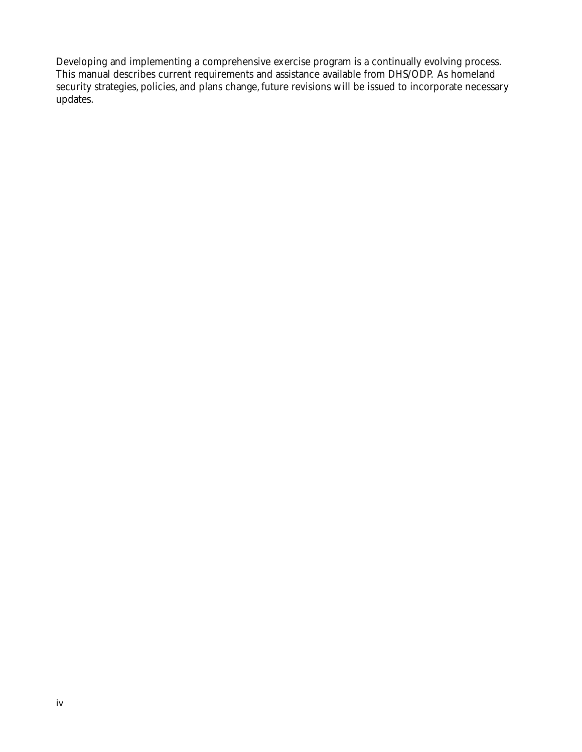Developing and implementing a comprehensive exercise program is a continually evolving process. This manual describes current requirements and assistance available from DHS/ODP. As homeland security strategies, policies, and plans change, future revisions will be issued to incorporate necessary updates.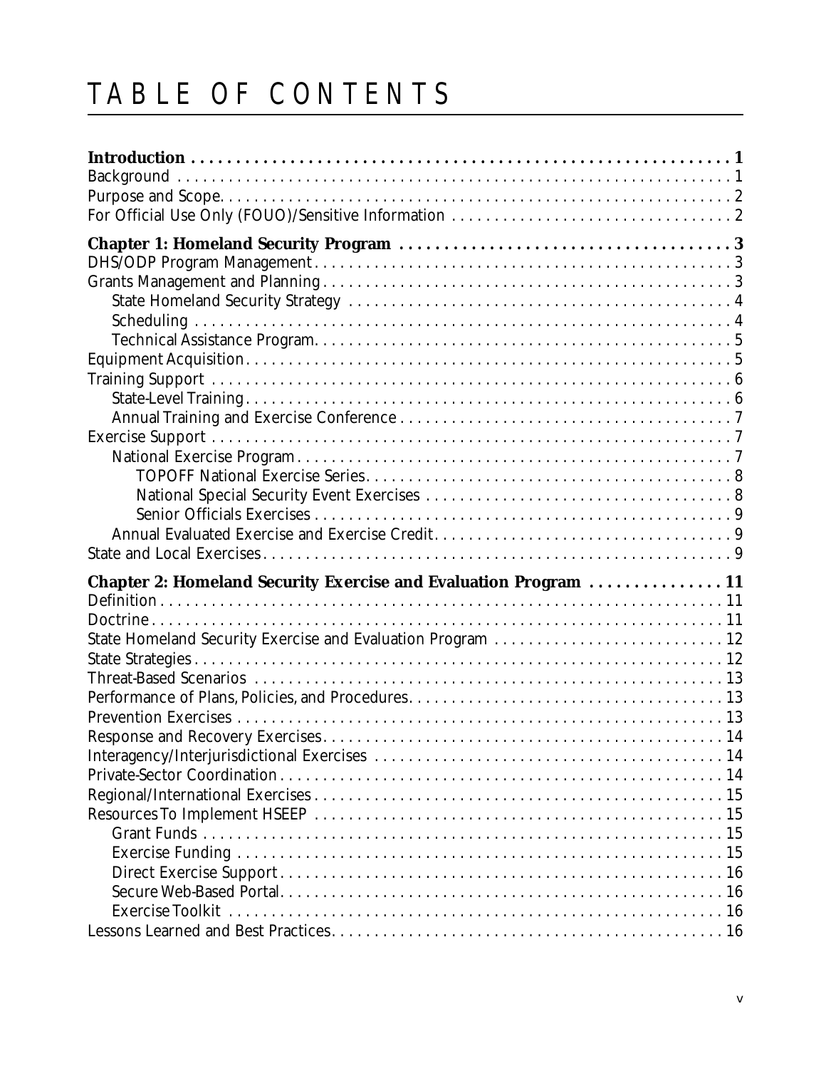# TABLE OF CONTENTS

**Introduction . . . . . . . . . . . . . . . . . . . . . . . . . . . . . . . . . . . . . . . . . . . . . . . . . . . . . . . . . . . 1**
Background . . . . . . . . . . . . . . . . . . . . . . . . . . . . . . . . . . . . . . . . . . . . . . . . . . . . . . . . . . . . . . . . 1
Purpose and Scope. . . . . . . . . . . . . . . . . . . . . . . . . . . . . . . . . . . . . . . . . . . . . . . . . . . . . . . . . . . . 2
For Official Use Only (FOUO)/Sensitive Information . . . . . . . . . . . . . . . . . . . . . . . . . . . . . . . . . . 2

**Chapter 1: Homeland Security Program . . . . . . . . . . . . . . . . . . . . . . . . . . . . . . . . . . . . 3**
DHS/ODP Program Management . . . . . . . . . . . . . . . . . . . . . . . . . . . . . . . . . . . . . . . . . . . . . . . . . 3
Grants Management and Planning . . . . . . . . . . . . . . . . . . . . . . . . . . . . . . . . . . . . . . . . . . . . . . . . 3
  State Homeland Security Strategy . . . . . . . . . . . . . . . . . . . . . . . . . . . . . . . . . . . . . . . . . . . . . . 4
  Scheduling . . . . . . . . . . . . . . . . . . . . . . . . . . . . . . . . . . . . . . . . . . . . . . . . . . . . . . . . . . . . . . . . 4
  Technical Assistance Program. . . . . . . . . . . . . . . . . . . . . . . . . . . . . . . . . . . . . . . . . . . . . . . . . 5
Equipment Acquisition. . . . . . . . . . . . . . . . . . . . . . . . . . . . . . . . . . . . . . . . . . . . . . . . . . . . . . . . . . 5
Training Support . . . . . . . . . . . . . . . . . . . . . . . . . . . . . . . . . . . . . . . . . . . . . . . . . . . . . . . . . . . . . . 6
  State-Level Training. . . . . . . . . . . . . . . . . . . . . . . . . . . . . . . . . . . . . . . . . . . . . . . . . . . . . . . . . . 6
  Annual Training and Exercise Conference . . . . . . . . . . . . . . . . . . . . . . . . . . . . . . . . . . . . . . . . 7
Exercise Support . . . . . . . . . . . . . . . . . . . . . . . . . . . . . . . . . . . . . . . . . . . . . . . . . . . . . . . . . . . . . . 7
  National Exercise Program. . . . . . . . . . . . . . . . . . . . . . . . . . . . . . . . . . . . . . . . . . . . . . . . . . . . 7
    TOPOFF National Exercise Series. . . . . . . . . . . . . . . . . . . . . . . . . . . . . . . . . . . . . . . . . . . . 8
    National Special Security Event Exercises . . . . . . . . . . . . . . . . . . . . . . . . . . . . . . . . . . . . . 8
    Senior Officials Exercises . . . . . . . . . . . . . . . . . . . . . . . . . . . . . . . . . . . . . . . . . . . . . . . . . . 9
  Annual Evaluated Exercise and Exercise Credit. . . . . . . . . . . . . . . . . . . . . . . . . . . . . . . . . . . . 9
State and Local Exercises. . . . . . . . . . . . . . . . . . . . . . . . . . . . . . . . . . . . . . . . . . . . . . . . . . . . . . . 9

**Chapter 2: Homeland Security Exercise and Evaluation Program . . . . . . . . . . . . . . . 11**
Definition . . . . . . . . . . . . . . . . . . . . . . . . . . . . . . . . . . . . . . . . . . . . . . . . . . . . . . . . . . . . . . . . . . . 11
Doctrine . . . . . . . . . . . . . . . . . . . . . . . . . . . . . . . . . . . . . . . . . . . . . . . . . . . . . . . . . . . . . . . . . . . . 11
State Homeland Security Exercise and Evaluation Program . . . . . . . . . . . . . . . . . . . . . . . . . . . 12
State Strategies . . . . . . . . . . . . . . . . . . . . . . . . . . . . . . . . . . . . . . . . . . . . . . . . . . . . . . . . . . . . . . 12
Threat-Based Scenarios . . . . . . . . . . . . . . . . . . . . . . . . . . . . . . . . . . . . . . . . . . . . . . . . . . . . . . . 13
Performance of Plans, Policies, and Procedures. . . . . . . . . . . . . . . . . . . . . . . . . . . . . . . . . . . . . 13
Prevention Exercises . . . . . . . . . . . . . . . . . . . . . . . . . . . . . . . . . . . . . . . . . . . . . . . . . . . . . . . . . . 13
Response and Recovery Exercises. . . . . . . . . . . . . . . . . . . . . . . . . . . . . . . . . . . . . . . . . . . . . . . . 14
Interagency/Interjurisdictional Exercises . . . . . . . . . . . . . . . . . . . . . . . . . . . . . . . . . . . . . . . . . . 14
Private-Sector Coordination . . . . . . . . . . . . . . . . . . . . . . . . . . . . . . . . . . . . . . . . . . . . . . . . . . . . . 14
Regional/International Exercises . . . . . . . . . . . . . . . . . . . . . . . . . . . . . . . . . . . . . . . . . . . . . . . . . 15
Resources To Implement HSEEP . . . . . . . . . . . . . . . . . . . . . . . . . . . . . . . . . . . . . . . . . . . . . . . . 15
  Grant Funds . . . . . . . . . . . . . . . . . . . . . . . . . . . . . . . . . . . . . . . . . . . . . . . . . . . . . . . . . . . . . . . 15
  Exercise Funding . . . . . . . . . . . . . . . . . . . . . . . . . . . . . . . . . . . . . . . . . . . . . . . . . . . . . . . . . . . 15
  Direct Exercise Support . . . . . . . . . . . . . . . . . . . . . . . . . . . . . . . . . . . . . . . . . . . . . . . . . . . . . . 16
  Secure Web-Based Portal. . . . . . . . . . . . . . . . . . . . . . . . . . . . . . . . . . . . . . . . . . . . . . . . . . . . . 16
  Exercise Toolkit . . . . . . . . . . . . . . . . . . . . . . . . . . . . . . . . . . . . . . . . . . . . . . . . . . . . . . . . . . . 16
Lessons Learned and Best Practices. . . . . . . . . . . . . . . . . . . . . . . . . . . . . . . . . . . . . . . . . . . . . . 16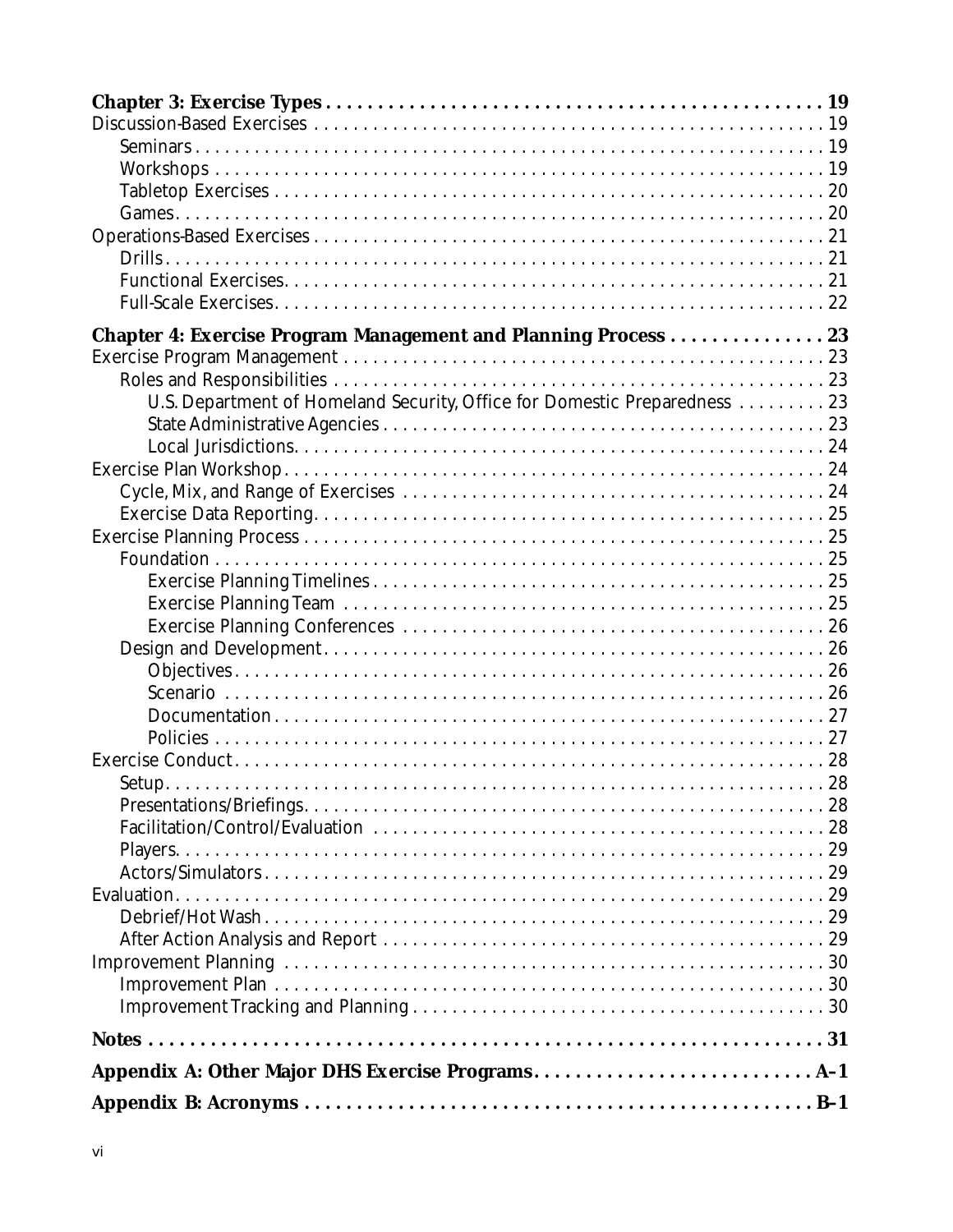**Chapter 3: Exercise Types . . . . . . . . . . 19**

Discussion-Based Exercises . . . . . . . . . . 19

- Seminars . . . . . . . . . . 19
- Workshops . . . . . . . . . . 19
- Tabletop Exercises . . . . . . . . . . 20
- Games . . . . . . . . . . 20

Operations-Based Exercises . . . . . . . . . . 21

- Drills . . . . . . . . . . 21
- Functional Exercises . . . . . . . . . . 21
- Full-Scale Exercises . . . . . . . . . . 22

**Chapter 4: Exercise Program Management and Planning Process . . . . . . . . . . 23**

Exercise Program Management . . . . . . . . . . 23

- Roles and Responsibilities . . . . . . . . . . 23
  - U.S. Department of Homeland Security, Office for Domestic Preparedness . . . . . . . . . . 23
  - State Administrative Agencies . . . . . . . . . . 23
  - Local Jurisdictions . . . . . . . . . . 24

Exercise Plan Workshop . . . . . . . . . . 24

- Cycle, Mix, and Range of Exercises . . . . . . . . . . 24
- Exercise Data Reporting . . . . . . . . . . 25

Exercise Planning Process . . . . . . . . . . 25

- Foundation . . . . . . . . . . 25
  - Exercise Planning Timelines . . . . . . . . . . 25
  - Exercise Planning Team . . . . . . . . . . 25
  - Exercise Planning Conferences . . . . . . . . . . 26
- Design and Development . . . . . . . . . . 26
  - Objectives . . . . . . . . . . 26
  - Scenario . . . . . . . . . . 26
  - Documentation . . . . . . . . . . 27
  - Policies . . . . . . . . . . 27

Exercise Conduct . . . . . . . . . . 28

- Setup . . . . . . . . . . 28
- Presentations/Briefings . . . . . . . . . . 28
- Facilitation/Control/Evaluation . . . . . . . . . . 28
- Players . . . . . . . . . . 29
- Actors/Simulators . . . . . . . . . . 29

Evaluation . . . . . . . . . . 29

- Debrief/Hot Wash . . . . . . . . . . 29
- After Action Analysis and Report . . . . . . . . . . 29

Improvement Planning . . . . . . . . . . 30

- Improvement Plan . . . . . . . . . . 30
- Improvement Tracking and Planning . . . . . . . . . . 30

**Notes . . . . . . . . . . 31**

**Appendix A: Other Major DHS Exercise Programs . . . . . . . . . . A–1**

**Appendix B: Acronyms . . . . . . . . . . B–1**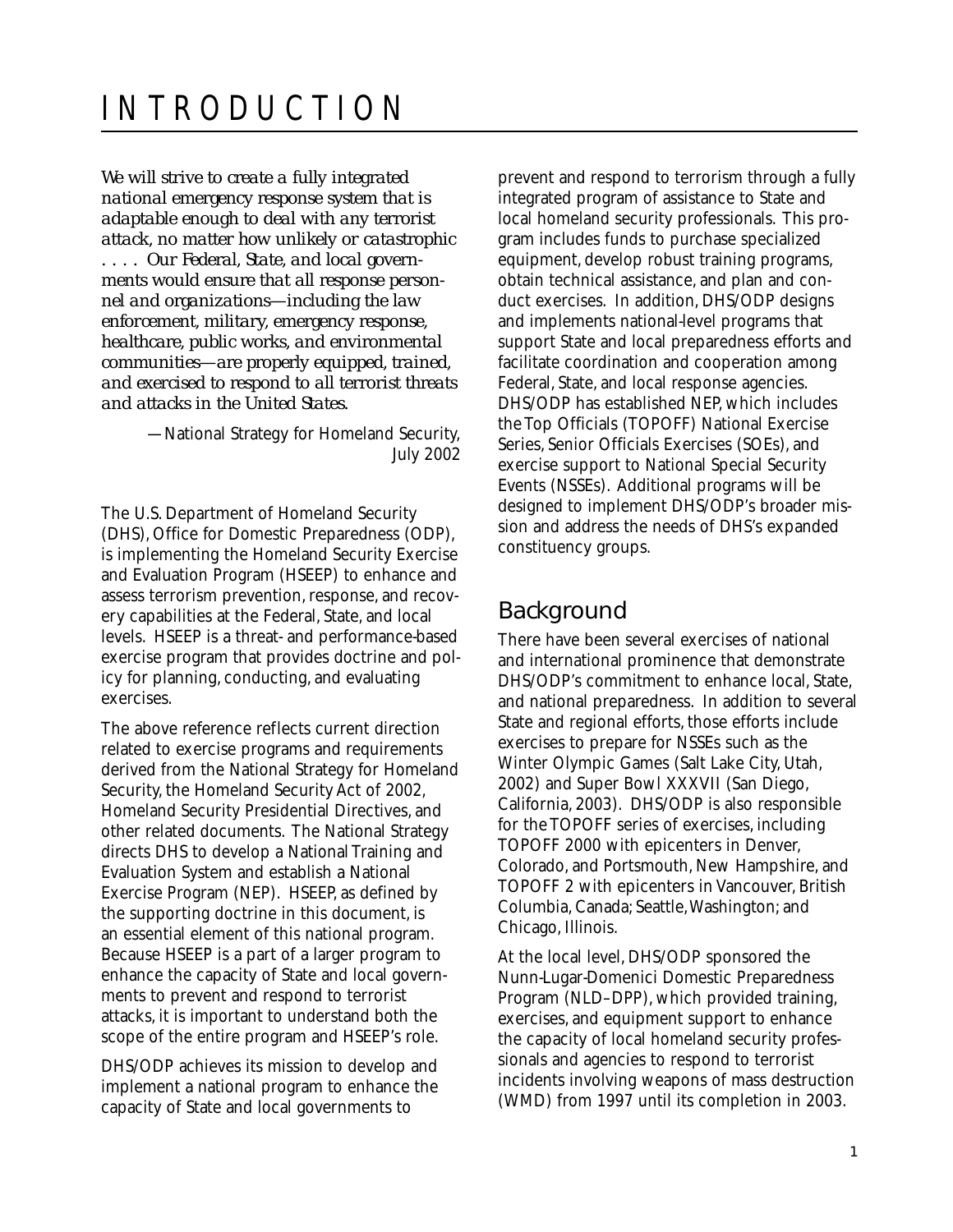# INTRODUCTION

*We will strive to create a fully integrated national emergency response system that is adaptable enough to deal with any terrorist attack, no matter how unlikely or catastrophic . . . . Our Federal, State, and local governments would ensure that all response personnel and organizations—including the law enforcement, military, emergency response, healthcare, public works, and environmental communities—are properly equipped, trained, and exercised to respond to all terrorist threats and attacks in the United States.*

—National Strategy for Homeland Security, July 2002

The U.S. Department of Homeland Security (DHS), Office for Domestic Preparedness (ODP), is implementing the Homeland Security Exercise and Evaluation Program (HSEEP) to enhance and assess terrorism prevention, response, and recovery capabilities at the Federal, State, and local levels. HSEEP is a threat- and performance-based exercise program that provides doctrine and policy for planning, conducting, and evaluating exercises.

The above reference reflects current direction related to exercise programs and requirements derived from the National Strategy for Homeland Security, the Homeland Security Act of 2002, Homeland Security Presidential Directives, and other related documents. The National Strategy directs DHS to develop a National Training and Evaluation System and establish a National Exercise Program (NEP). HSEEP, as defined by the supporting doctrine in this document, is an essential element of this national program. Because HSEEP is a part of a larger program to enhance the capacity of State and local governments to prevent and respond to terrorist attacks, it is important to understand both the scope of the entire program and HSEEP's role.

DHS/ODP achieves its mission to develop and implement a national program to enhance the capacity of State and local governments to prevent and respond to terrorism through a fully integrated program of assistance to State and local homeland security professionals. This program includes funds to purchase specialized equipment, develop robust training programs, obtain technical assistance, and plan and conduct exercises. In addition, DHS/ODP designs and implements national-level programs that support State and local preparedness efforts and facilitate coordination and cooperation among Federal, State, and local response agencies. DHS/ODP has established NEP, which includes the Top Officials (TOPOFF) National Exercise Series, Senior Officials Exercises (SOEs), and exercise support to National Special Security Events (NSSEs). Additional programs will be designed to implement DHS/ODP's broader mission and address the needs of DHS's expanded constituency groups.

## Background

There have been several exercises of national and international prominence that demonstrate DHS/ODP's commitment to enhance local, State, and national preparedness. In addition to several State and regional efforts, those efforts include exercises to prepare for NSSEs such as the Winter Olympic Games (Salt Lake City, Utah, 2002) and Super Bowl XXXVII (San Diego, California, 2003). DHS/ODP is also responsible for the TOPOFF series of exercises, including TOPOFF 2000 with epicenters in Denver, Colorado, and Portsmouth, New Hampshire, and TOPOFF 2 with epicenters in Vancouver, British Columbia, Canada; Seattle, Washington; and Chicago, Illinois.

At the local level, DHS/ODP sponsored the Nunn-Lugar-Domenici Domestic Preparedness Program (NLD–DPP), which provided training, exercises, and equipment support to enhance the capacity of local homeland security professionals and agencies to respond to terrorist incidents involving weapons of mass destruction (WMD) from 1997 until its completion in 2003.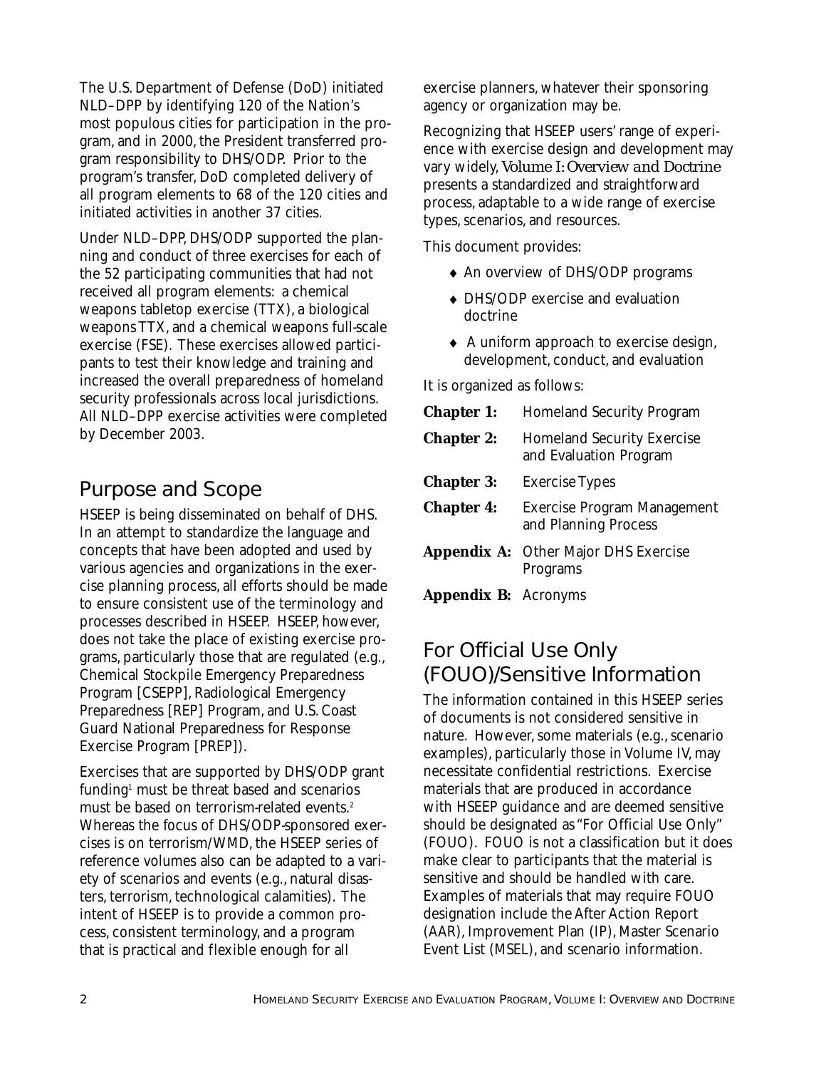The U.S. Department of Defense (DoD) initiated NLD–DPP by identifying 120 of the Nation's most populous cities for participation in the program, and in 2000, the President transferred program responsibility to DHS/ODP. Prior to the program's transfer, DoD completed delivery of all program elements to 68 of the 120 cities and initiated activities in another 37 cities.

Under NLD–DPP, DHS/ODP supported the planning and conduct of three exercises for each of the 52 participating communities that had not received all program elements: a chemical weapons tabletop exercise (TTX), a biological weapons TTX, and a chemical weapons full-scale exercise (FSE). These exercises allowed participants to test their knowledge and training and increased the overall preparedness of homeland security professionals across local jurisdictions. All NLD–DPP exercise activities were completed by December 2003.

## Purpose and Scope

HSEEP is being disseminated on behalf of DHS. In an attempt to standardize the language and concepts that have been adopted and used by various agencies and organizations in the exercise planning process, all efforts should be made to ensure consistent use of the terminology and processes described in HSEEP. HSEEP, however, does not take the place of existing exercise programs, particularly those that are regulated (e.g., Chemical Stockpile Emergency Preparedness Program [CSEPP], Radiological Emergency Preparedness [REP] Program, and U.S. Coast Guard National Preparedness for Response Exercise Program [PREP]).

Exercises that are supported by DHS/ODP grant funding[1] must be threat based and scenarios must be based on terrorism-related events.[2] Whereas the focus of DHS/ODP-sponsored exercises is on terrorism/WMD, the HSEEP series of reference volumes also can be adapted to a variety of scenarios and events (e.g., natural disasters, terrorism, technological calamities). The intent of HSEEP is to provide a common process, consistent terminology, and a program that is practical and flexible enough for all exercise planners, whatever their sponsoring agency or organization may be.

Recognizing that HSEEP users' range of experience with exercise design and development may vary widely, *Volume I: Overview and Doctrine* presents a standardized and straightforward process, adaptable to a wide range of exercise types, scenarios, and resources.

This document provides:

- An overview of DHS/ODP programs
- DHS/ODP exercise and evaluation doctrine
- A uniform approach to exercise design, development, conduct, and evaluation

It is organized as follows:

| | |
|---|---|
| **Chapter 1:** | Homeland Security Program |
| **Chapter 2:** | Homeland Security Exercise and Evaluation Program |
| **Chapter 3:** | Exercise Types |
| **Chapter 4:** | Exercise Program Management and Planning Process |
| **Appendix A:** | Other Major DHS Exercise Programs |
| **Appendix B:** | Acronyms |

## For Official Use Only (FOUO)/Sensitive Information

The information contained in this HSEEP series of documents is not considered sensitive in nature. However, some materials (e.g., scenario examples), particularly those in Volume IV, may necessitate confidential restrictions. Exercise materials that are produced in accordance with HSEEP guidance and are deemed sensitive should be designated as "For Official Use Only" (FOUO). FOUO is not a classification but it does make clear to participants that the material is sensitive and should be handled with care. Examples of materials that may require FOUO designation include the After Action Report (AAR), Improvement Plan (IP), Master Scenario Event List (MSEL), and scenario information.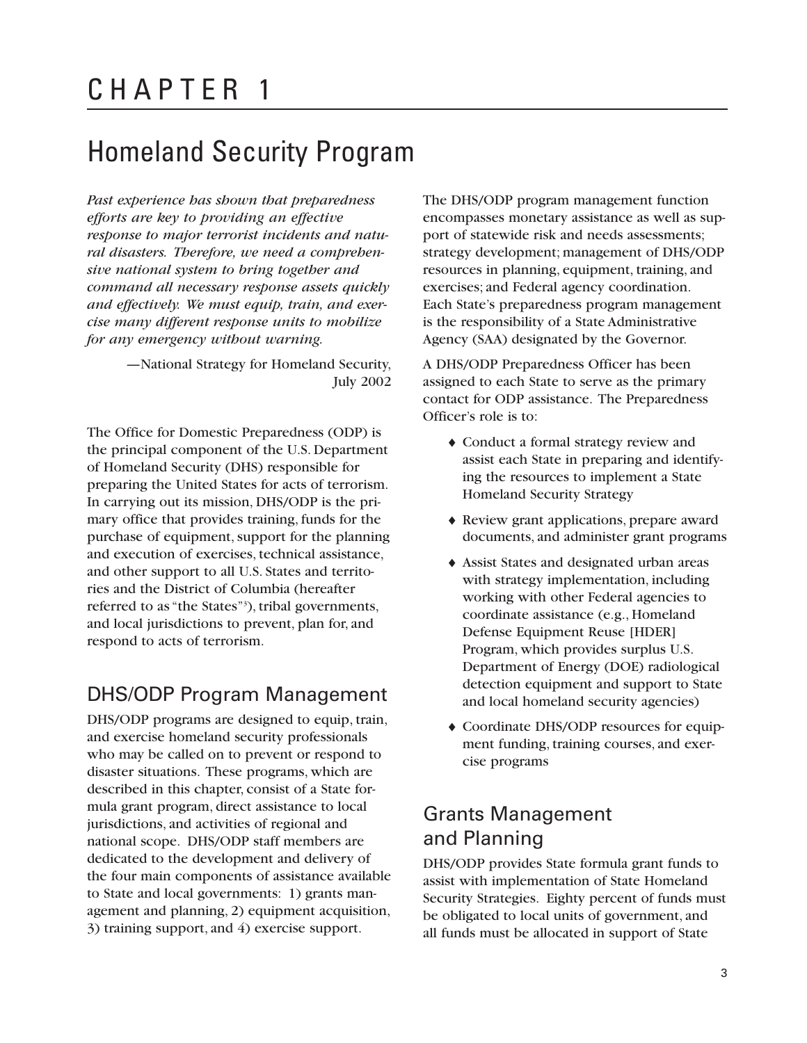# CHAPTER 1

# Homeland Security Program

*Past experience has shown that preparedness efforts are key to providing an effective response to major terrorist incidents and natural disasters. Therefore, we need a comprehensive national system to bring together and command all necessary response assets quickly and effectively. We must equip, train, and exercise many different response units to mobilize for any emergency without warning.*

—National Strategy for Homeland Security, July 2002

The Office for Domestic Preparedness (ODP) is the principal component of the U.S. Department of Homeland Security (DHS) responsible for preparing the United States for acts of terrorism. In carrying out its mission, DHS/ODP is the primary office that provides training, funds for the purchase of equipment, support for the planning and execution of exercises, technical assistance, and other support to all U.S. States and territories and the District of Columbia (hereafter referred to as "the States"[3]), tribal governments, and local jurisdictions to prevent, plan for, and respond to acts of terrorism.

## DHS/ODP Program Management

DHS/ODP programs are designed to equip, train, and exercise homeland security professionals who may be called on to prevent or respond to disaster situations. These programs, which are described in this chapter, consist of a State formula grant program, direct assistance to local jurisdictions, and activities of regional and national scope. DHS/ODP staff members are dedicated to the development and delivery of the four main components of assistance available to State and local governments: 1) grants management and planning, 2) equipment acquisition, 3) training support, and 4) exercise support.

The DHS/ODP program management function encompasses monetary assistance as well as support of statewide risk and needs assessments; strategy development; management of DHS/ODP resources in planning, equipment, training, and exercises; and Federal agency coordination. Each State's preparedness program management is the responsibility of a State Administrative Agency (SAA) designated by the Governor.

A DHS/ODP Preparedness Officer has been assigned to each State to serve as the primary contact for ODP assistance. The Preparedness Officer's role is to:

- Conduct a formal strategy review and assist each State in preparing and identifying the resources to implement a State Homeland Security Strategy
- Review grant applications, prepare award documents, and administer grant programs
- Assist States and designated urban areas with strategy implementation, including working with other Federal agencies to coordinate assistance (e.g., Homeland Defense Equipment Reuse [HDER] Program, which provides surplus U.S. Department of Energy (DOE) radiological detection equipment and support to State and local homeland security agencies)
- Coordinate DHS/ODP resources for equipment funding, training courses, and exercise programs

## Grants Management and Planning

DHS/ODP provides State formula grant funds to assist with implementation of State Homeland Security Strategies. Eighty percent of funds must be obligated to local units of government, and all funds must be allocated in support of State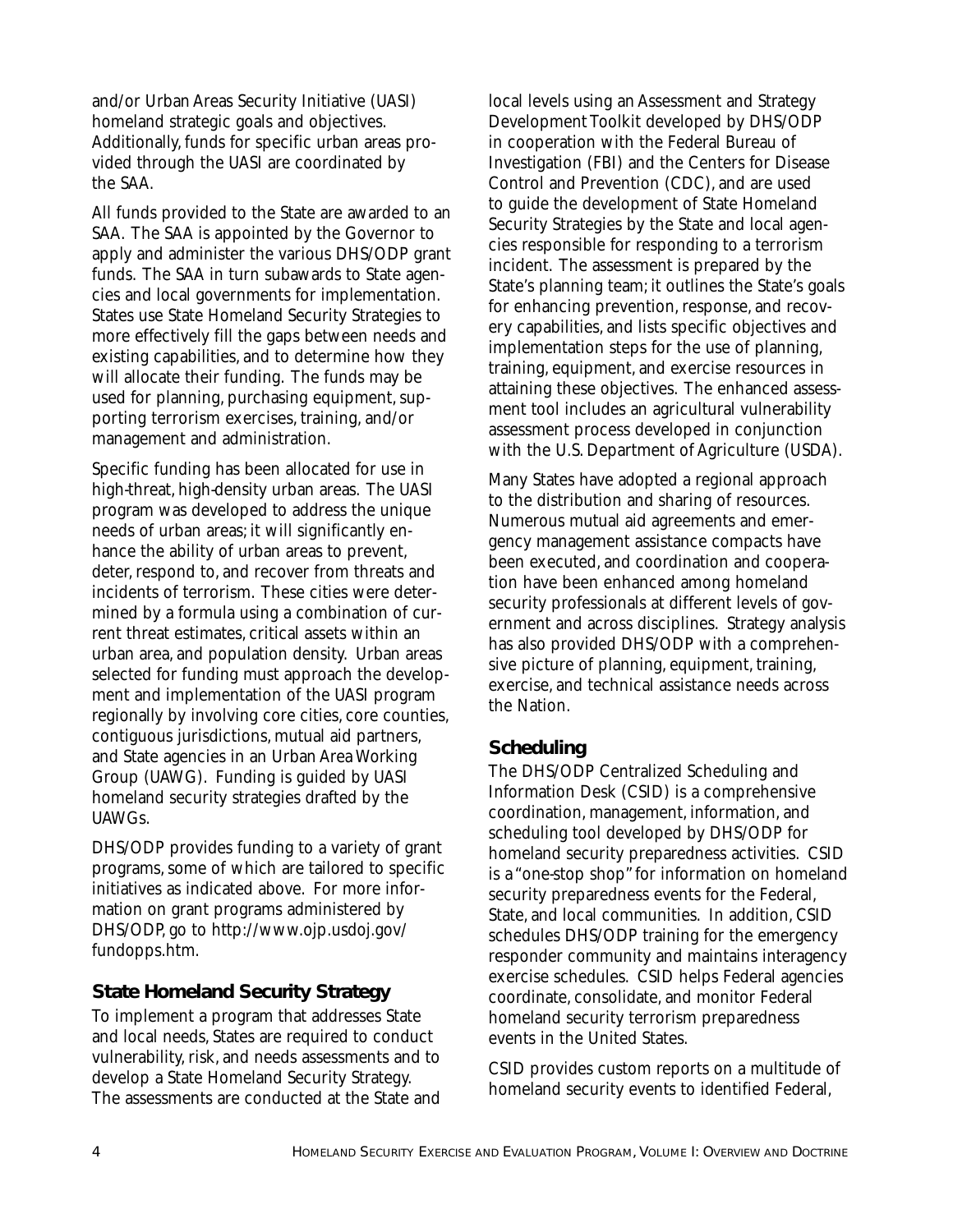and/or Urban Areas Security Initiative (UASI) homeland strategic goals and objectives. Additionally, funds for specific urban areas provided through the UASI are coordinated by the SAA.

All funds provided to the State are awarded to an SAA. The SAA is appointed by the Governor to apply and administer the various DHS/ODP grant funds. The SAA in turn subawards to State agencies and local governments for implementation. States use State Homeland Security Strategies to more effectively fill the gaps between needs and existing capabilities, and to determine how they will allocate their funding. The funds may be used for planning, purchasing equipment, supporting terrorism exercises, training, and/or management and administration.

Specific funding has been allocated for use in high-threat, high-density urban areas. The UASI program was developed to address the unique needs of urban areas; it will significantly enhance the ability of urban areas to prevent, deter, respond to, and recover from threats and incidents of terrorism. These cities were determined by a formula using a combination of current threat estimates, critical assets within an urban area, and population density. Urban areas selected for funding must approach the development and implementation of the UASI program regionally by involving core cities, core counties, contiguous jurisdictions, mutual aid partners, and State agencies in an Urban Area Working Group (UAWG). Funding is guided by UASI homeland security strategies drafted by the UAWGs.

DHS/ODP provides funding to a variety of grant programs, some of which are tailored to specific initiatives as indicated above. For more information on grant programs administered by DHS/ODP, go to http://www.ojp.usdoj.gov/fundopps.htm.

## State Homeland Security Strategy

To implement a program that addresses State and local needs, States are required to conduct vulnerability, risk, and needs assessments and to develop a State Homeland Security Strategy. The assessments are conducted at the State and local levels using an Assessment and Strategy Development Toolkit developed by DHS/ODP in cooperation with the Federal Bureau of Investigation (FBI) and the Centers for Disease Control and Prevention (CDC), and are used to guide the development of State Homeland Security Strategies by the State and local agencies responsible for responding to a terrorism incident. The assessment is prepared by the State's planning team; it outlines the State's goals for enhancing prevention, response, and recovery capabilities, and lists specific objectives and implementation steps for the use of planning, training, equipment, and exercise resources in attaining these objectives. The enhanced assessment tool includes an agricultural vulnerability assessment process developed in conjunction with the U.S. Department of Agriculture (USDA).

Many States have adopted a regional approach to the distribution and sharing of resources. Numerous mutual aid agreements and emergency management assistance compacts have been executed, and coordination and cooperation have been enhanced among homeland security professionals at different levels of government and across disciplines. Strategy analysis has also provided DHS/ODP with a comprehensive picture of planning, equipment, training, exercise, and technical assistance needs across the Nation.

## Scheduling

The DHS/ODP Centralized Scheduling and Information Desk (CSID) is a comprehensive coordination, management, information, and scheduling tool developed by DHS/ODP for homeland security preparedness activities. CSID is a "one-stop shop" for information on homeland security preparedness events for the Federal, State, and local communities. In addition, CSID schedules DHS/ODP training for the emergency responder community and maintains interagency exercise schedules. CSID helps Federal agencies coordinate, consolidate, and monitor Federal homeland security terrorism preparedness events in the United States.

CSID provides custom reports on a multitude of homeland security events to identified Federal,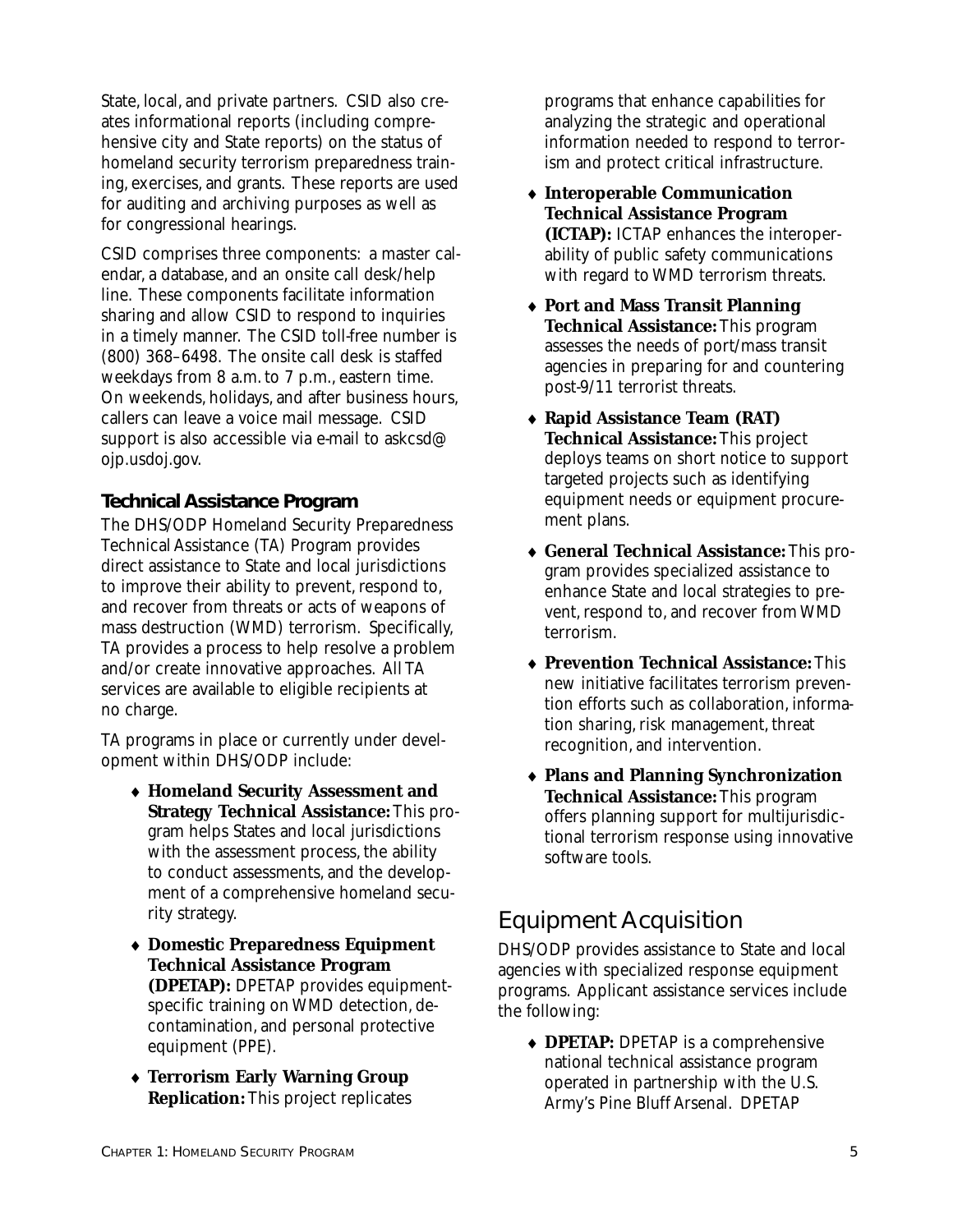State, local, and private partners. CSID also creates informational reports (including comprehensive city and State reports) on the status of homeland security terrorism preparedness training, exercises, and grants. These reports are used for auditing and archiving purposes as well as for congressional hearings.

CSID comprises three components: a master calendar, a database, and an onsite call desk/help line. These components facilitate information sharing and allow CSID to respond to inquiries in a timely manner. The CSID toll-free number is (800) 368–6498. The onsite call desk is staffed weekdays from 8 a.m. to 7 p.m., eastern time. On weekends, holidays, and after business hours, callers can leave a voice mail message. CSID support is also accessible via e-mail to askcsd@ojp.usdoj.gov.

### Technical Assistance Program

The DHS/ODP Homeland Security Preparedness Technical Assistance (TA) Program provides direct assistance to State and local jurisdictions to improve their ability to prevent, respond to, and recover from threats or acts of weapons of mass destruction (WMD) terrorism. Specifically, TA provides a process to help resolve a problem and/or create innovative approaches. All TA services are available to eligible recipients at no charge.

TA programs in place or currently under development within DHS/ODP include:

- **Homeland Security Assessment and Strategy Technical Assistance:** This program helps States and local jurisdictions with the assessment process, the ability to conduct assessments, and the development of a comprehensive homeland security strategy.
- **Domestic Preparedness Equipment Technical Assistance Program (DPETAP):** DPETAP provides equipment-specific training on WMD detection, decontamination, and personal protective equipment (PPE).
- **Terrorism Early Warning Group Replication:** This project replicates programs that enhance capabilities for analyzing the strategic and operational information needed to respond to terrorism and protect critical infrastructure.
- **Interoperable Communication Technical Assistance Program (ICTAP):** ICTAP enhances the interoperability of public safety communications with regard to WMD terrorism threats.
- **Port and Mass Transit Planning Technical Assistance:** This program assesses the needs of port/mass transit agencies in preparing for and countering post-9/11 terrorist threats.
- **Rapid Assistance Team (RAT) Technical Assistance:** This project deploys teams on short notice to support targeted projects such as identifying equipment needs or equipment procurement plans.
- **General Technical Assistance:** This program provides specialized assistance to enhance State and local strategies to prevent, respond to, and recover from WMD terrorism.
- **Prevention Technical Assistance:** This new initiative facilitates terrorism prevention efforts such as collaboration, information sharing, risk management, threat recognition, and intervention.
- **Plans and Planning Synchronization Technical Assistance:** This program offers planning support for multijurisdictional terrorism response using innovative software tools.

## Equipment Acquisition

DHS/ODP provides assistance to State and local agencies with specialized response equipment programs. Applicant assistance services include the following:

- **DPETAP:** DPETAP is a comprehensive national technical assistance program operated in partnership with the U.S. Army's Pine Bluff Arsenal. DPETAP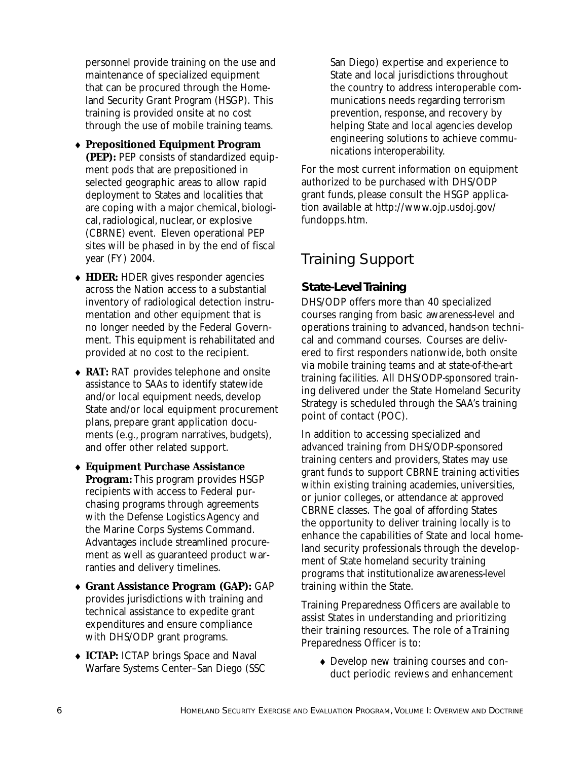personnel provide training on the use and maintenance of specialized equipment that can be procured through the Homeland Security Grant Program (HSGP). This training is provided onsite at no cost through the use of mobile training teams.

- **Prepositioned Equipment Program (PEP):** PEP consists of standardized equipment pods that are prepositioned in selected geographic areas to allow rapid deployment to States and localities that are coping with a major chemical, biological, radiological, nuclear, or explosive (CBRNE) event. Eleven operational PEP sites will be phased in by the end of fiscal year (FY) 2004.
- **HDER:** HDER gives responder agencies across the Nation access to a substantial inventory of radiological detection instrumentation and other equipment that is no longer needed by the Federal Government. This equipment is rehabilitated and provided at no cost to the recipient.
- **RAT:** RAT provides telephone and onsite assistance to SAAs to identify statewide and/or local equipment needs, develop State and/or local equipment procurement plans, prepare grant application documents (e.g., program narratives, budgets), and offer other related support.
- **Equipment Purchase Assistance Program:** This program provides HSGP recipients with access to Federal purchasing programs through agreements with the Defense Logistics Agency and the Marine Corps Systems Command. Advantages include streamlined procurement as well as guaranteed product warranties and delivery timelines.
- **Grant Assistance Program (GAP):** GAP provides jurisdictions with training and technical assistance to expedite grant expenditures and ensure compliance with DHS/ODP grant programs.
- **ICTAP:** ICTAP brings Space and Naval Warfare Systems Center–San Diego (SSC San Diego) expertise and experience to State and local jurisdictions throughout the country to address interoperable communications needs regarding terrorism prevention, response, and recovery by helping State and local agencies develop engineering solutions to achieve communications interoperability.

For the most current information on equipment authorized to be purchased with DHS/ODP grant funds, please consult the HSGP application available at http://www.ojp.usdoj.gov/fundopps.htm.

## Training Support

### State-Level Training

DHS/ODP offers more than 40 specialized courses ranging from basic awareness-level and operations training to advanced, hands-on technical and command courses. Courses are delivered to first responders nationwide, both onsite via mobile training teams and at state-of-the-art training facilities. All DHS/ODP-sponsored training delivered under the State Homeland Security Strategy is scheduled through the SAA's training point of contact (POC).

In addition to accessing specialized and advanced training from DHS/ODP-sponsored training centers and providers, States may use grant funds to support CBRNE training activities within existing training academies, universities, or junior colleges, or attendance at approved CBRNE classes. The goal of affording States the opportunity to deliver training locally is to enhance the capabilities of State and local homeland security professionals through the development of State homeland security training programs that institutionalize awareness-level training within the State.

Training Preparedness Officers are available to assist States in understanding and prioritizing their training resources. The role of a Training Preparedness Officer is to:

- Develop new training courses and conduct periodic reviews and enhancement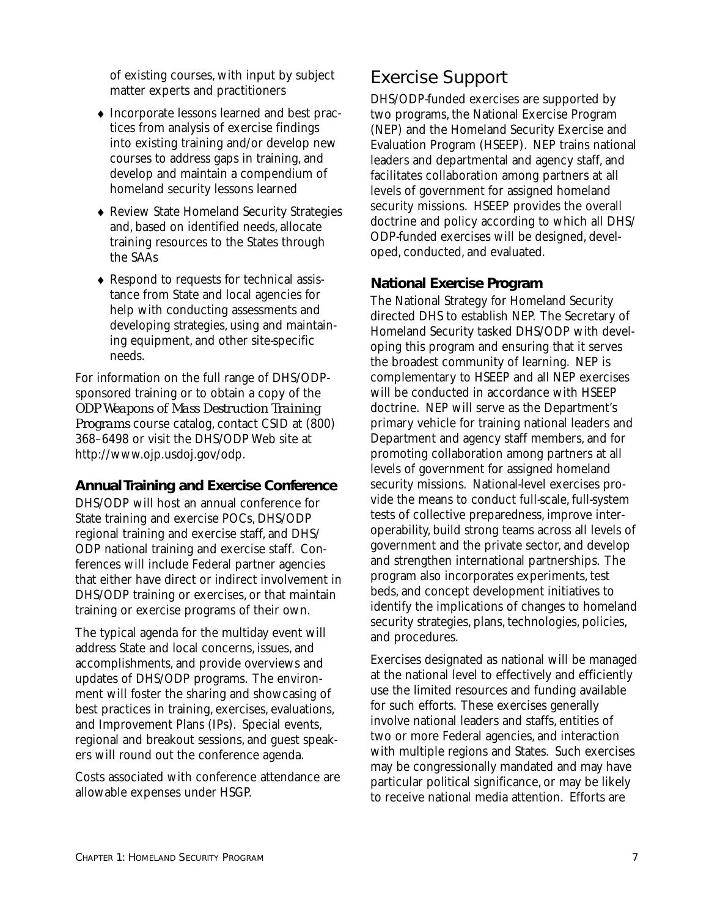of existing courses, with input by subject matter experts and practitioners

- Incorporate lessons learned and best practices from analysis of exercise findings into existing training and/or develop new courses to address gaps in training, and develop and maintain a compendium of homeland security lessons learned
- Review State Homeland Security Strategies and, based on identified needs, allocate training resources to the States through the SAAs
- Respond to requests for technical assistance from State and local agencies for help with conducting assessments and developing strategies, using and maintaining equipment, and other site-specific needs.

For information on the full range of DHS/ODP-sponsored training or to obtain a copy of the *ODP Weapons of Mass Destruction Training Programs* course catalog, contact CSID at (800) 368–6498 or visit the DHS/ODP Web site at http://www.ojp.usdoj.gov/odp.

### Annual Training and Exercise Conference

DHS/ODP will host an annual conference for State training and exercise POCs, DHS/ODP regional training and exercise staff, and DHS/ODP national training and exercise staff. Conferences will include Federal partner agencies that either have direct or indirect involvement in DHS/ODP training or exercises, or that maintain training or exercise programs of their own.

The typical agenda for the multiday event will address State and local concerns, issues, and accomplishments, and provide overviews and updates of DHS/ODP programs. The environment will foster the sharing and showcasing of best practices in training, exercises, evaluations, and Improvement Plans (IPs). Special events, regional and breakout sessions, and guest speakers will round out the conference agenda.

Costs associated with conference attendance are allowable expenses under HSGP.

## Exercise Support

DHS/ODP-funded exercises are supported by two programs, the National Exercise Program (NEP) and the Homeland Security Exercise and Evaluation Program (HSEEP). NEP trains national leaders and departmental and agency staff, and facilitates collaboration among partners at all levels of government for assigned homeland security missions. HSEEP provides the overall doctrine and policy according to which all DHS/ODP-funded exercises will be designed, developed, conducted, and evaluated.

### National Exercise Program

The National Strategy for Homeland Security directed DHS to establish NEP. The Secretary of Homeland Security tasked DHS/ODP with developing this program and ensuring that it serves the broadest community of learning. NEP is complementary to HSEEP and all NEP exercises will be conducted in accordance with HSEEP doctrine. NEP will serve as the Department's primary vehicle for training national leaders and Department and agency staff members, and for promoting collaboration among partners at all levels of government for assigned homeland security missions. National-level exercises provide the means to conduct full-scale, full-system tests of collective preparedness, improve interoperability, build strong teams across all levels of government and the private sector, and develop and strengthen international partnerships. The program also incorporates experiments, test beds, and concept development initiatives to identify the implications of changes to homeland security strategies, plans, technologies, policies, and procedures.

Exercises designated as national will be managed at the national level to effectively and efficiently use the limited resources and funding available for such efforts. These exercises generally involve national leaders and staffs, entities of two or more Federal agencies, and interaction with multiple regions and States. Such exercises may be congressionally mandated and may have particular political significance, or may be likely to receive national media attention. Efforts are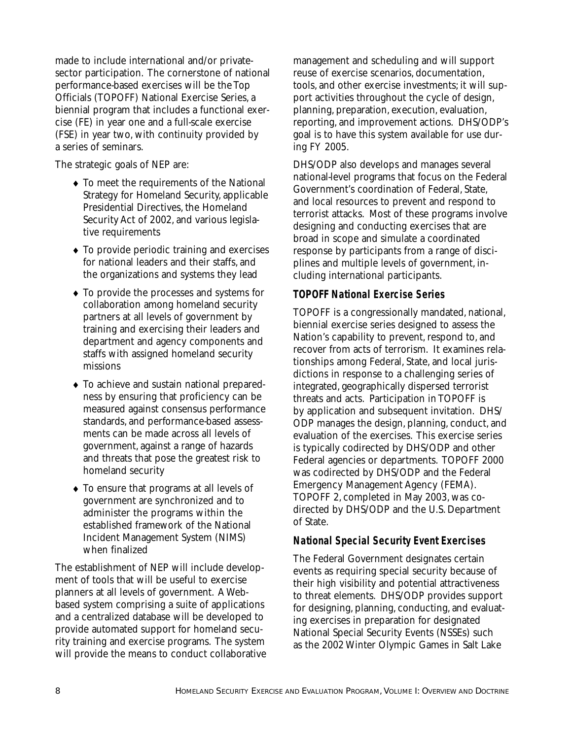made to include international and/or private-sector participation. The cornerstone of national performance-based exercises will be the Top Officials (TOPOFF) National Exercise Series, a biennial program that includes a functional exercise (FE) in year one and a full-scale exercise (FSE) in year two, with continuity provided by a series of seminars.

The strategic goals of NEP are:

- To meet the requirements of the National Strategy for Homeland Security, applicable Presidential Directives, the Homeland Security Act of 2002, and various legislative requirements
- To provide periodic training and exercises for national leaders and their staffs, and the organizations and systems they lead
- To provide the processes and systems for collaboration among homeland security partners at all levels of government by training and exercising their leaders and department and agency components and staffs with assigned homeland security missions
- To achieve and sustain national preparedness by ensuring that proficiency can be measured against consensus performance standards, and performance-based assessments can be made across all levels of government, against a range of hazards and threats that pose the greatest risk to homeland security
- To ensure that programs at all levels of government are synchronized and to administer the programs within the established framework of the National Incident Management System (NIMS) when finalized

The establishment of NEP will include development of tools that will be useful to exercise planners at all levels of government. A Web-based system comprising a suite of applications and a centralized database will be developed to provide automated support for homeland security training and exercise programs. The system will provide the means to conduct collaborative management and scheduling and will support reuse of exercise scenarios, documentation, tools, and other exercise investments; it will support activities throughout the cycle of design, planning, preparation, execution, evaluation, reporting, and improvement actions. DHS/ODP's goal is to have this system available for use during FY 2005.

DHS/ODP also develops and manages several national-level programs that focus on the Federal Government's coordination of Federal, State, and local resources to prevent and respond to terrorist attacks. Most of these programs involve designing and conducting exercises that are broad in scope and simulate a coordinated response by participants from a range of disciplines and multiple levels of government, including international participants.

### TOPOFF National Exercise Series

TOPOFF is a congressionally mandated, national, biennial exercise series designed to assess the Nation's capability to prevent, respond to, and recover from acts of terrorism. It examines relationships among Federal, State, and local jurisdictions in response to a challenging series of integrated, geographically dispersed terrorist threats and acts. Participation in TOPOFF is by application and subsequent invitation. DHS/ODP manages the design, planning, conduct, and evaluation of the exercises. This exercise series is typically codirected by DHS/ODP and other Federal agencies or departments. TOPOFF 2000 was codirected by DHS/ODP and the Federal Emergency Management Agency (FEMA). TOPOFF 2, completed in May 2003, was codirected by DHS/ODP and the U.S. Department of State.

### National Special Security Event Exercises

The Federal Government designates certain events as requiring special security because of their high visibility and potential attractiveness to threat elements. DHS/ODP provides support for designing, planning, conducting, and evaluating exercises in preparation for designated National Special Security Events (NSSEs) such as the 2002 Winter Olympic Games in Salt Lake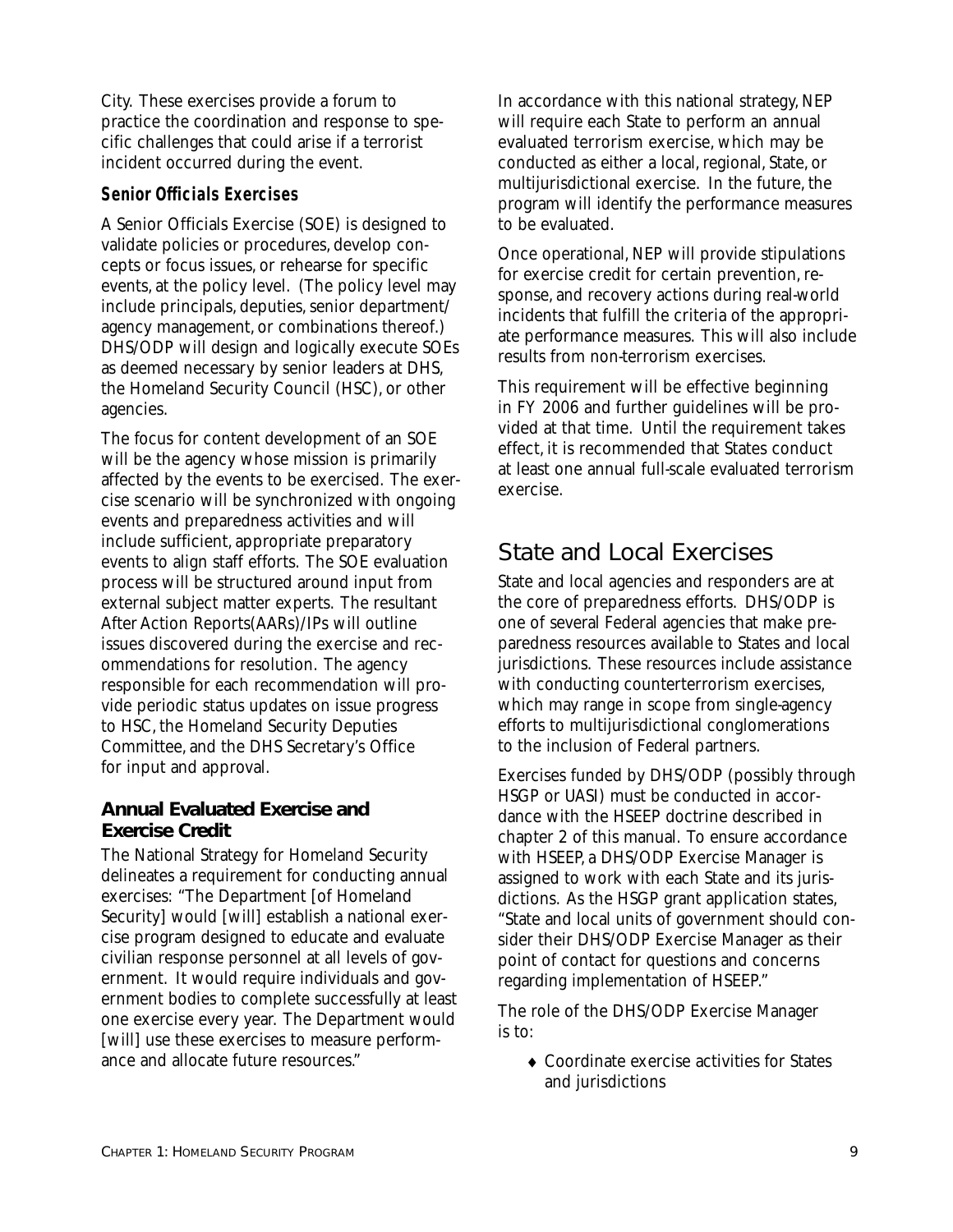City. These exercises provide a forum to practice the coordination and response to specific challenges that could arise if a terrorist incident occurred during the event.

### Senior Officials Exercises

A Senior Officials Exercise (SOE) is designed to validate policies or procedures, develop concepts or focus issues, or rehearse for specific events, at the policy level. (The policy level may include principals, deputies, senior department/agency management, or combinations thereof.) DHS/ODP will design and logically execute SOEs as deemed necessary by senior leaders at DHS, the Homeland Security Council (HSC), or other agencies.

The focus for content development of an SOE will be the agency whose mission is primarily affected by the events to be exercised. The exercise scenario will be synchronized with ongoing events and preparedness activities and will include sufficient, appropriate preparatory events to align staff efforts. The SOE evaluation process will be structured around input from external subject matter experts. The resultant After Action Reports(AARs)/IPs will outline issues discovered during the exercise and recommendations for resolution. The agency responsible for each recommendation will provide periodic status updates on issue progress to HSC, the Homeland Security Deputies Committee, and the DHS Secretary's Office for input and approval.

### Annual Evaluated Exercise and Exercise Credit

The National Strategy for Homeland Security delineates a requirement for conducting annual exercises: "The Department [of Homeland Security] would [will] establish a national exercise program designed to educate and evaluate civilian response personnel at all levels of government. It would require individuals and government bodies to complete successfully at least one exercise every year. The Department would [will] use these exercises to measure performance and allocate future resources."

In accordance with this national strategy, NEP will require each State to perform an annual evaluated terrorism exercise, which may be conducted as either a local, regional, State, or multijurisdictional exercise. In the future, the program will identify the performance measures to be evaluated.

Once operational, NEP will provide stipulations for exercise credit for certain prevention, response, and recovery actions during real-world incidents that fulfill the criteria of the appropriate performance measures. This will also include results from non-terrorism exercises.

This requirement will be effective beginning in FY 2006 and further guidelines will be provided at that time. Until the requirement takes effect, it is recommended that States conduct at least one annual full-scale evaluated terrorism exercise.

## State and Local Exercises

State and local agencies and responders are at the core of preparedness efforts. DHS/ODP is one of several Federal agencies that make preparedness resources available to States and local jurisdictions. These resources include assistance with conducting counterterrorism exercises, which may range in scope from single-agency efforts to multijurisdictional conglomerations to the inclusion of Federal partners.

Exercises funded by DHS/ODP (possibly through HSGP or UASI) must be conducted in accordance with the HSEEP doctrine described in chapter 2 of this manual. To ensure accordance with HSEEP, a DHS/ODP Exercise Manager is assigned to work with each State and its jurisdictions. As the HSGP grant application states, "State and local units of government should consider their DHS/ODP Exercise Manager as their point of contact for questions and concerns regarding implementation of HSEEP."

The role of the DHS/ODP Exercise Manager is to:

- Coordinate exercise activities for States and jurisdictions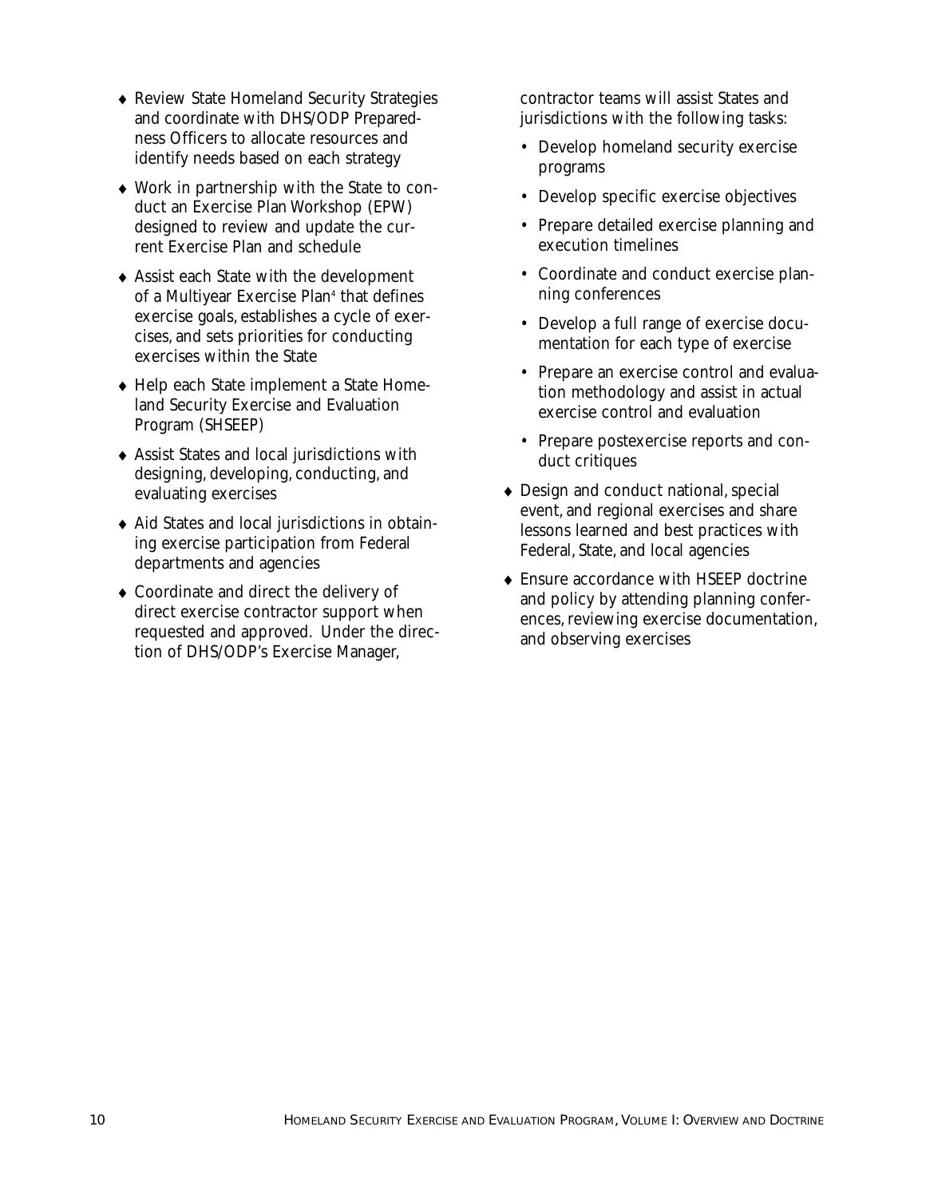- Review State Homeland Security Strategies and coordinate with DHS/ODP Preparedness Officers to allocate resources and identify needs based on each strategy
- Work in partnership with the State to conduct an Exercise Plan Workshop (EPW) designed to review and update the current Exercise Plan and schedule
- Assist each State with the development of a Multiyear Exercise Plan[4] that defines exercise goals, establishes a cycle of exercises, and sets priorities for conducting exercises within the State
- Help each State implement a State Homeland Security Exercise and Evaluation Program (SHSEEP)
- Assist States and local jurisdictions with designing, developing, conducting, and evaluating exercises
- Aid States and local jurisdictions in obtaining exercise participation from Federal departments and agencies
- Coordinate and direct the delivery of direct exercise contractor support when requested and approved. Under the direction of DHS/ODP's Exercise Manager, contractor teams will assist States and jurisdictions with the following tasks:
  - Develop homeland security exercise programs
  - Develop specific exercise objectives
  - Prepare detailed exercise planning and execution timelines
  - Coordinate and conduct exercise planning conferences
  - Develop a full range of exercise documentation for each type of exercise
  - Prepare an exercise control and evaluation methodology and assist in actual exercise control and evaluation
  - Prepare postexercise reports and conduct critiques
- Design and conduct national, special event, and regional exercises and share lessons learned and best practices with Federal, State, and local agencies
- Ensure accordance with HSEEP doctrine and policy by attending planning conferences, reviewing exercise documentation, and observing exercises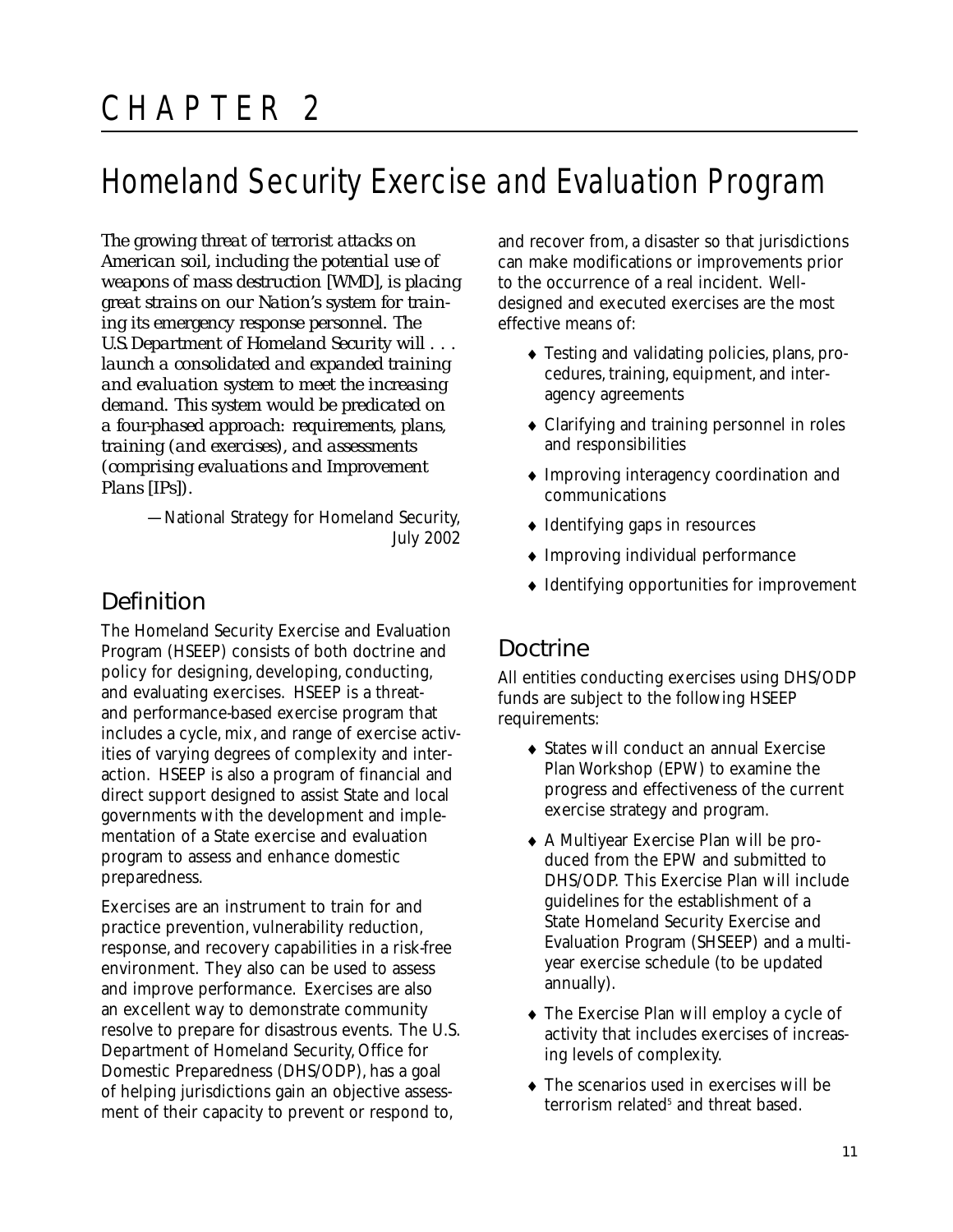# CHAPTER 2

# Homeland Security Exercise and Evaluation Program

*The growing threat of terrorist attacks on American soil, including the potential use of weapons of mass destruction [WMD], is placing great strains on our Nation's system for training its emergency response personnel. The U.S. Department of Homeland Security will . . . launch a consolidated and expanded training and evaluation system to meet the increasing demand. This system would be predicated on a four-phased approach: requirements, plans, training (and exercises), and assessments (comprising evaluations and Improvement Plans [IPs]).*

—National Strategy for Homeland Security, July 2002

## Definition

The Homeland Security Exercise and Evaluation Program (HSEEP) consists of both doctrine and policy for designing, developing, conducting, and evaluating exercises. HSEEP is a threat- and performance-based exercise program that includes a cycle, mix, and range of exercise activities of varying degrees of complexity and interaction. HSEEP is also a program of financial and direct support designed to assist State and local governments with the development and implementation of a State exercise and evaluation program to assess and enhance domestic preparedness.

Exercises are an instrument to train for and practice prevention, vulnerability reduction, response, and recovery capabilities in a risk-free environment. They also can be used to assess and improve performance. Exercises are also an excellent way to demonstrate community resolve to prepare for disastrous events. The U.S. Department of Homeland Security, Office for Domestic Preparedness (DHS/ODP), has a goal of helping jurisdictions gain an objective assessment of their capacity to prevent or respond to, and recover from, a disaster so that jurisdictions can make modifications or improvements prior to the occurrence of a real incident. Well-designed and executed exercises are the most effective means of:

- Testing and validating policies, plans, procedures, training, equipment, and interagency agreements
- Clarifying and training personnel in roles and responsibilities
- Improving interagency coordination and communications
- Identifying gaps in resources
- Improving individual performance
- Identifying opportunities for improvement

## Doctrine

All entities conducting exercises using DHS/ODP funds are subject to the following HSEEP requirements:

- States will conduct an annual Exercise Plan Workshop (EPW) to examine the progress and effectiveness of the current exercise strategy and program.
- A Multiyear Exercise Plan will be produced from the EPW and submitted to DHS/ODP. This Exercise Plan will include guidelines for the establishment of a State Homeland Security Exercise and Evaluation Program (SHSEEP) and a multiyear exercise schedule (to be updated annually).
- The Exercise Plan will employ a cycle of activity that includes exercises of increasing levels of complexity.
- The scenarios used in exercises will be terrorism related[5] and threat based.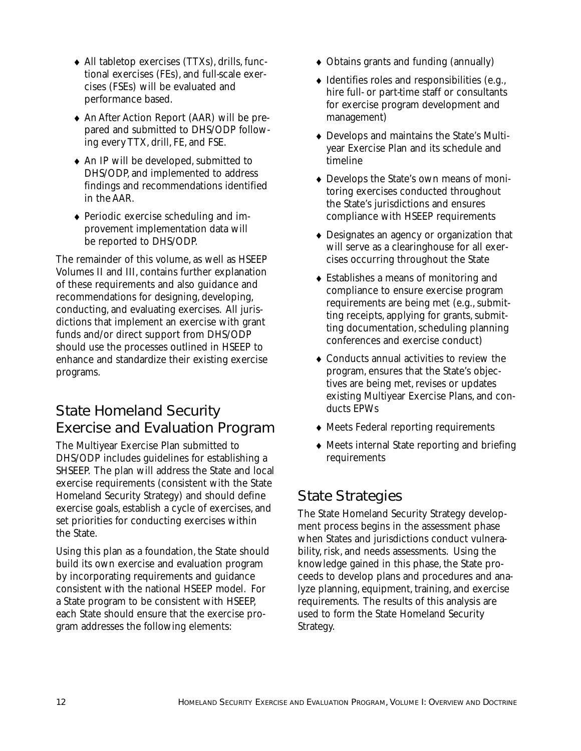- All tabletop exercises (TTXs), drills, functional exercises (FEs), and full-scale exercises (FSEs) will be evaluated and performance based.
- An After Action Report (AAR) will be prepared and submitted to DHS/ODP following every TTX, drill, FE, and FSE.
- An IP will be developed, submitted to DHS/ODP, and implemented to address findings and recommendations identified in the AAR.
- Periodic exercise scheduling and improvement implementation data will be reported to DHS/ODP.

The remainder of this volume, as well as HSEEP Volumes II and III, contains further explanation of these requirements and also guidance and recommendations for designing, developing, conducting, and evaluating exercises. All jurisdictions that implement an exercise with grant funds and/or direct support from DHS/ODP should use the processes outlined in HSEEP to enhance and standardize their existing exercise programs.

## State Homeland Security Exercise and Evaluation Program

The Multiyear Exercise Plan submitted to DHS/ODP includes guidelines for establishing a SHSEEP. The plan will address the State and local exercise requirements (consistent with the State Homeland Security Strategy) and should define exercise goals, establish a cycle of exercises, and set priorities for conducting exercises within the State.

Using this plan as a foundation, the State should build its own exercise and evaluation program by incorporating requirements and guidance consistent with the national HSEEP model. For a State program to be consistent with HSEEP, each State should ensure that the exercise program addresses the following elements:

- Obtains grants and funding (annually)
- Identifies roles and responsibilities (e.g., hire full- or part-time staff or consultants for exercise program development and management)
- Develops and maintains the State's Multiyear Exercise Plan and its schedule and timeline
- Develops the State's own means of monitoring exercises conducted throughout the State's jurisdictions and ensures compliance with HSEEP requirements
- Designates an agency or organization that will serve as a clearinghouse for all exercises occurring throughout the State
- Establishes a means of monitoring and compliance to ensure exercise program requirements are being met (e.g., submitting receipts, applying for grants, submitting documentation, scheduling planning conferences and exercise conduct)
- Conducts annual activities to review the program, ensures that the State's objectives are being met, revises or updates existing Multiyear Exercise Plans, and conducts EPWs
- Meets Federal reporting requirements
- Meets internal State reporting and briefing requirements

## State Strategies

The State Homeland Security Strategy development process begins in the assessment phase when States and jurisdictions conduct vulnerability, risk, and needs assessments. Using the knowledge gained in this phase, the State proceeds to develop plans and procedures and analyze planning, equipment, training, and exercise requirements. The results of this analysis are used to form the State Homeland Security Strategy.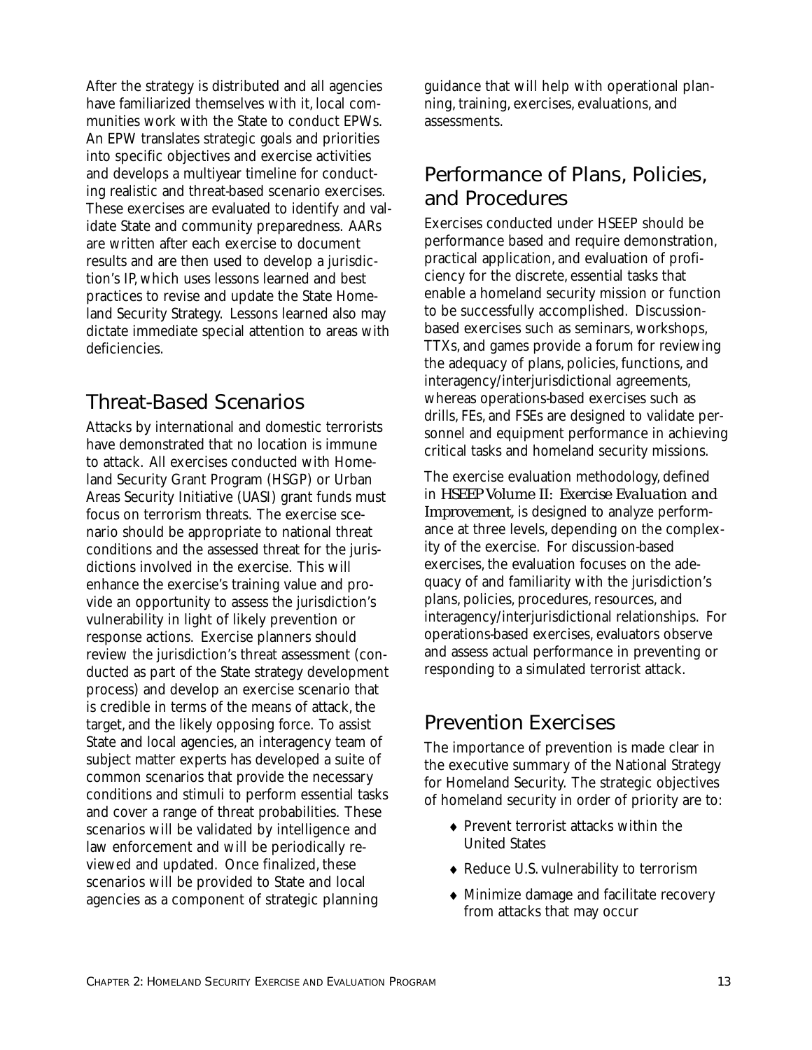After the strategy is distributed and all agencies have familiarized themselves with it, local communities work with the State to conduct EPWs. An EPW translates strategic goals and priorities into specific objectives and exercise activities and develops a multiyear timeline for conducting realistic and threat-based scenario exercises. These exercises are evaluated to identify and validate State and community preparedness. AARs are written after each exercise to document results and are then used to develop a jurisdiction's IP, which uses lessons learned and best practices to revise and update the State Homeland Security Strategy. Lessons learned also may dictate immediate special attention to areas with deficiencies.

## Threat-Based Scenarios

Attacks by international and domestic terrorists have demonstrated that no location is immune to attack. All exercises conducted with Homeland Security Grant Program (HSGP) or Urban Areas Security Initiative (UASI) grant funds must focus on terrorism threats. The exercise scenario should be appropriate to national threat conditions and the assessed threat for the jurisdictions involved in the exercise. This will enhance the exercise's training value and provide an opportunity to assess the jurisdiction's vulnerability in light of likely prevention or response actions. Exercise planners should review the jurisdiction's threat assessment (conducted as part of the State strategy development process) and develop an exercise scenario that is credible in terms of the means of attack, the target, and the likely opposing force. To assist State and local agencies, an interagency team of subject matter experts has developed a suite of common scenarios that provide the necessary conditions and stimuli to perform essential tasks and cover a range of threat probabilities. These scenarios will be validated by intelligence and law enforcement and will be periodically reviewed and updated. Once finalized, these scenarios will be provided to State and local agencies as a component of strategic planning guidance that will help with operational planning, training, exercises, evaluations, and assessments.

## Performance of Plans, Policies, and Procedures

Exercises conducted under HSEEP should be performance based and require demonstration, practical application, and evaluation of proficiency for the discrete, essential tasks that enable a homeland security mission or function to be successfully accomplished. Discussion-based exercises such as seminars, workshops, TTXs, and games provide a forum for reviewing the adequacy of plans, policies, functions, and interagency/interjurisdictional agreements, whereas operations-based exercises such as drills, FEs, and FSEs are designed to validate personnel and equipment performance in achieving critical tasks and homeland security missions.

The exercise evaluation methodology, defined in *HSEEP Volume II: Exercise Evaluation and Improvement*, is designed to analyze performance at three levels, depending on the complexity of the exercise. For discussion-based exercises, the evaluation focuses on the adequacy of and familiarity with the jurisdiction's plans, policies, procedures, resources, and interagency/interjurisdictional relationships. For operations-based exercises, evaluators observe and assess actual performance in preventing or responding to a simulated terrorist attack.

## Prevention Exercises

The importance of prevention is made clear in the executive summary of the National Strategy for Homeland Security. The strategic objectives of homeland security in order of priority are to:

- Prevent terrorist attacks within the United States
- Reduce U.S. vulnerability to terrorism
- Minimize damage and facilitate recovery from attacks that may occur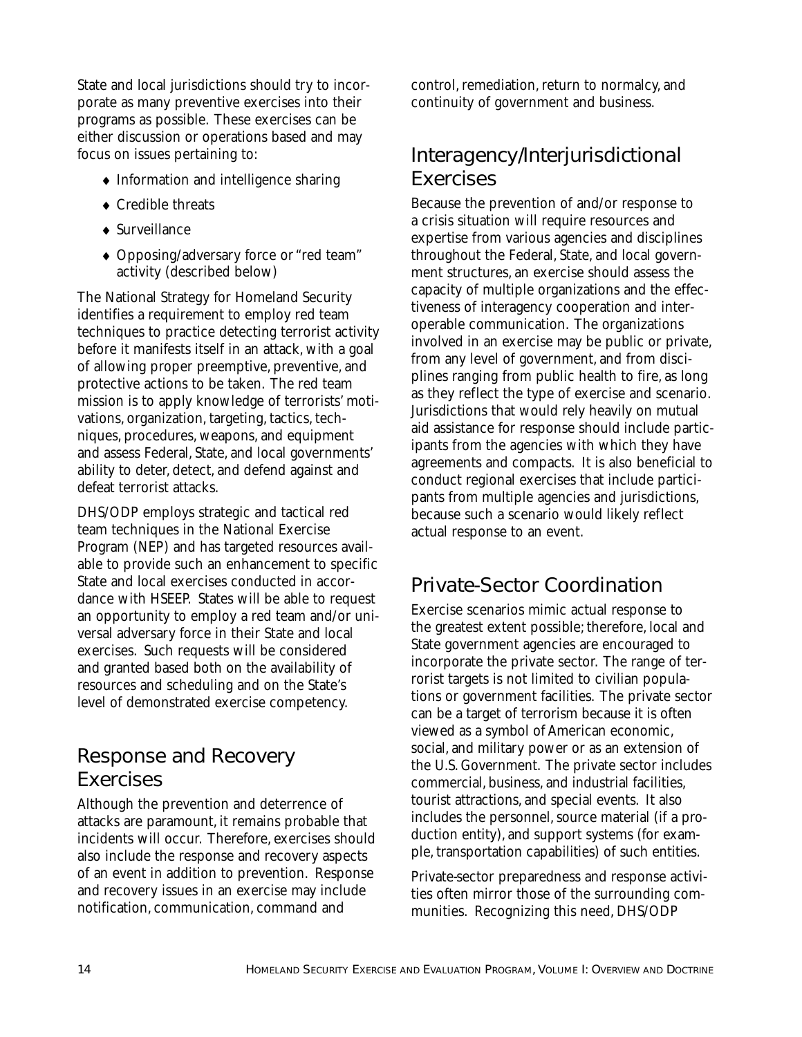State and local jurisdictions should try to incorporate as many preventive exercises into their programs as possible. These exercises can be either discussion or operations based and may focus on issues pertaining to:

- Information and intelligence sharing
- Credible threats
- Surveillance
- Opposing/adversary force or "red team" activity (described below)

The National Strategy for Homeland Security identifies a requirement to employ red team techniques to practice detecting terrorist activity before it manifests itself in an attack, with a goal of allowing proper preemptive, preventive, and protective actions to be taken. The red team mission is to apply knowledge of terrorists' motivations, organization, targeting, tactics, techniques, procedures, weapons, and equipment and assess Federal, State, and local governments' ability to deter, detect, and defend against and defeat terrorist attacks.

DHS/ODP employs strategic and tactical red team techniques in the National Exercise Program (NEP) and has targeted resources available to provide such an enhancement to specific State and local exercises conducted in accordance with HSEEP. States will be able to request an opportunity to employ a red team and/or universal adversary force in their State and local exercises. Such requests will be considered and granted based both on the availability of resources and scheduling and on the State's level of demonstrated exercise competency.

## Response and Recovery Exercises

Although the prevention and deterrence of attacks are paramount, it remains probable that incidents will occur. Therefore, exercises should also include the response and recovery aspects of an event in addition to prevention. Response and recovery issues in an exercise may include notification, communication, command and control, remediation, return to normalcy, and continuity of government and business.

## Interagency/Interjurisdictional Exercises

Because the prevention of and/or response to a crisis situation will require resources and expertise from various agencies and disciplines throughout the Federal, State, and local government structures, an exercise should assess the capacity of multiple organizations and the effectiveness of interagency cooperation and interoperable communication. The organizations involved in an exercise may be public or private, from any level of government, and from disciplines ranging from public health to fire, as long as they reflect the type of exercise and scenario. Jurisdictions that would rely heavily on mutual aid assistance for response should include participants from the agencies with which they have agreements and compacts. It is also beneficial to conduct regional exercises that include participants from multiple agencies and jurisdictions, because such a scenario would likely reflect actual response to an event.

## Private-Sector Coordination

Exercise scenarios mimic actual response to the greatest extent possible; therefore, local and State government agencies are encouraged to incorporate the private sector. The range of terrorist targets is not limited to civilian populations or government facilities. The private sector can be a target of terrorism because it is often viewed as a symbol of American economic, social, and military power or as an extension of the U.S. Government. The private sector includes commercial, business, and industrial facilities, tourist attractions, and special events. It also includes the personnel, source material (if a production entity), and support systems (for example, transportation capabilities) of such entities.

Private-sector preparedness and response activities often mirror those of the surrounding communities. Recognizing this need, DHS/ODP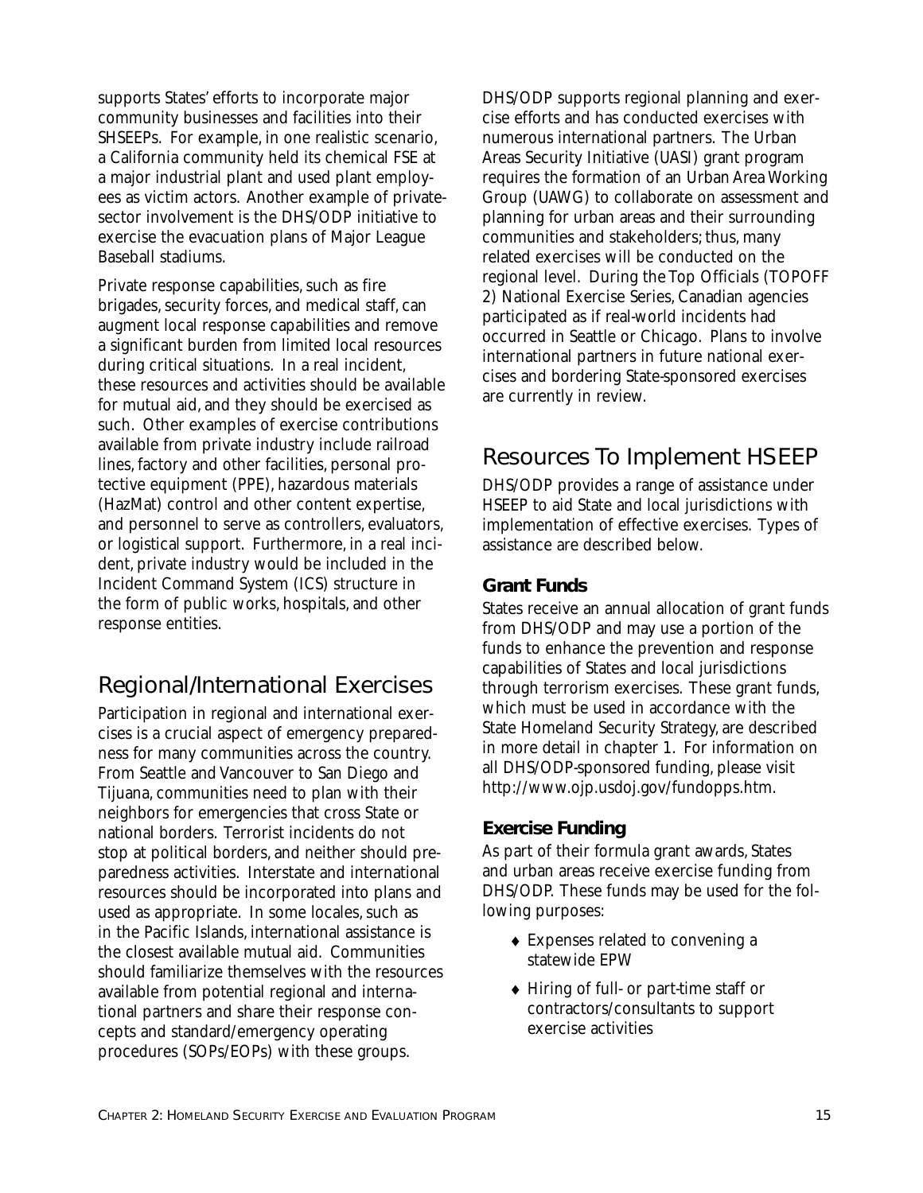supports States' efforts to incorporate major community businesses and facilities into their SHSEEPs. For example, in one realistic scenario, a California community held its chemical FSE at a major industrial plant and used plant employees as victim actors. Another example of private-sector involvement is the DHS/ODP initiative to exercise the evacuation plans of Major League Baseball stadiums.

Private response capabilities, such as fire brigades, security forces, and medical staff, can augment local response capabilities and remove a significant burden from limited local resources during critical situations. In a real incident, these resources and activities should be available for mutual aid, and they should be exercised as such. Other examples of exercise contributions available from private industry include railroad lines, factory and other facilities, personal protective equipment (PPE), hazardous materials (HazMat) control and other content expertise, and personnel to serve as controllers, evaluators, or logistical support. Furthermore, in a real incident, private industry would be included in the Incident Command System (ICS) structure in the form of public works, hospitals, and other response entities.

## Regional/International Exercises

Participation in regional and international exercises is a crucial aspect of emergency preparedness for many communities across the country. From Seattle and Vancouver to San Diego and Tijuana, communities need to plan with their neighbors for emergencies that cross State or national borders. Terrorist incidents do not stop at political borders, and neither should preparedness activities. Interstate and international resources should be incorporated into plans and used as appropriate. In some locales, such as in the Pacific Islands, international assistance is the closest available mutual aid. Communities should familiarize themselves with the resources available from potential regional and international partners and share their response concepts and standard/emergency operating procedures (SOPs/EOPs) with these groups.

DHS/ODP supports regional planning and exercise efforts and has conducted exercises with numerous international partners. The Urban Areas Security Initiative (UASI) grant program requires the formation of an Urban Area Working Group (UAWG) to collaborate on assessment and planning for urban areas and their surrounding communities and stakeholders; thus, many related exercises will be conducted on the regional level. During the Top Officials (TOPOFF 2) National Exercise Series, Canadian agencies participated as if real-world incidents had occurred in Seattle or Chicago. Plans to involve international partners in future national exercises and bordering State-sponsored exercises are currently in review.

## Resources To Implement HSEEP

DHS/ODP provides a range of assistance under HSEEP to aid State and local jurisdictions with implementation of effective exercises. Types of assistance are described below.

### Grant Funds

States receive an annual allocation of grant funds from DHS/ODP and may use a portion of the funds to enhance the prevention and response capabilities of States and local jurisdictions through terrorism exercises. These grant funds, which must be used in accordance with the State Homeland Security Strategy, are described in more detail in chapter 1. For information on all DHS/ODP-sponsored funding, please visit http://www.ojp.usdoj.gov/fundopps.htm.

### Exercise Funding

As part of their formula grant awards, States and urban areas receive exercise funding from DHS/ODP. These funds may be used for the following purposes:

- Expenses related to convening a statewide EPW
- Hiring of full- or part-time staff or contractors/consultants to support exercise activities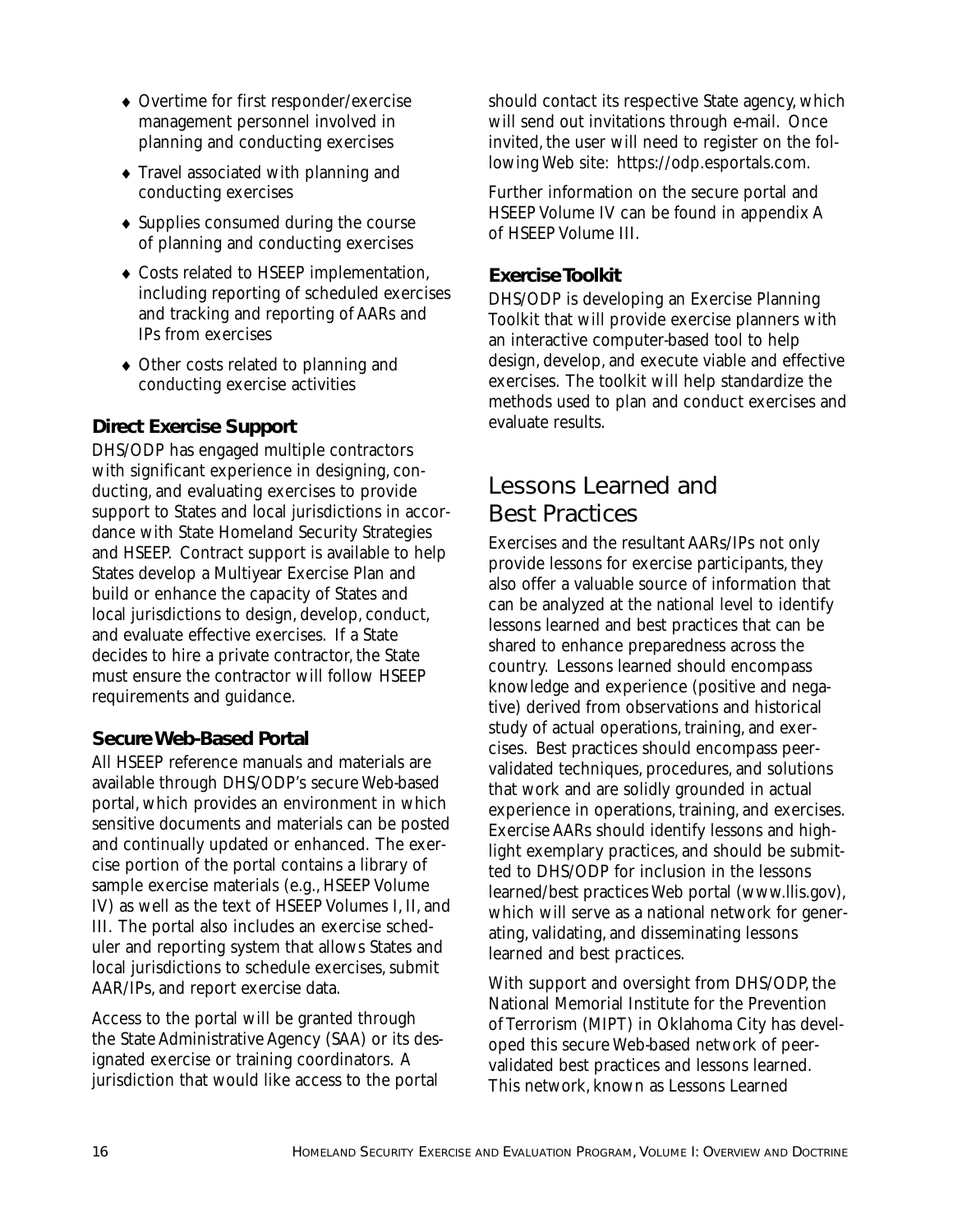- Overtime for first responder/exercise management personnel involved in planning and conducting exercises
- Travel associated with planning and conducting exercises
- Supplies consumed during the course of planning and conducting exercises
- Costs related to HSEEP implementation, including reporting of scheduled exercises and tracking and reporting of AARs and IPs from exercises
- Other costs related to planning and conducting exercise activities

### Direct Exercise Support

DHS/ODP has engaged multiple contractors with significant experience in designing, conducting, and evaluating exercises to provide support to States and local jurisdictions in accordance with State Homeland Security Strategies and HSEEP. Contract support is available to help States develop a Multiyear Exercise Plan and build or enhance the capacity of States and local jurisdictions to design, develop, conduct, and evaluate effective exercises. If a State decides to hire a private contractor, the State must ensure the contractor will follow HSEEP requirements and guidance.

### Secure Web-Based Portal

All HSEEP reference manuals and materials are available through DHS/ODP's secure Web-based portal, which provides an environment in which sensitive documents and materials can be posted and continually updated or enhanced. The exercise portion of the portal contains a library of sample exercise materials (e.g., HSEEP Volume IV) as well as the text of HSEEP Volumes I, II, and III. The portal also includes an exercise scheduler and reporting system that allows States and local jurisdictions to schedule exercises, submit AAR/IPs, and report exercise data.

Access to the portal will be granted through the State Administrative Agency (SAA) or its designated exercise or training coordinators. A jurisdiction that would like access to the portal should contact its respective State agency, which will send out invitations through e-mail. Once invited, the user will need to register on the following Web site: https://odp.esportals.com.

Further information on the secure portal and HSEEP Volume IV can be found in appendix A of HSEEP Volume III.

### Exercise Toolkit

DHS/ODP is developing an Exercise Planning Toolkit that will provide exercise planners with an interactive computer-based tool to help design, develop, and execute viable and effective exercises. The toolkit will help standardize the methods used to plan and conduct exercises and evaluate results.

## Lessons Learned and Best Practices

Exercises and the resultant AARs/IPs not only provide lessons for exercise participants, they also offer a valuable source of information that can be analyzed at the national level to identify lessons learned and best practices that can be shared to enhance preparedness across the country. Lessons learned should encompass knowledge and experience (positive and negative) derived from observations and historical study of actual operations, training, and exercises. Best practices should encompass peer-validated techniques, procedures, and solutions that work and are solidly grounded in actual experience in operations, training, and exercises. Exercise AARs should identify lessons and highlight exemplary practices, and should be submitted to DHS/ODP for inclusion in the lessons learned/best practices Web portal (www.llis.gov), which will serve as a national network for generating, validating, and disseminating lessons learned and best practices.

With support and oversight from DHS/ODP, the National Memorial Institute for the Prevention of Terrorism (MIPT) in Oklahoma City has developed this secure Web-based network of peer-validated best practices and lessons learned. This network, known as Lessons Learned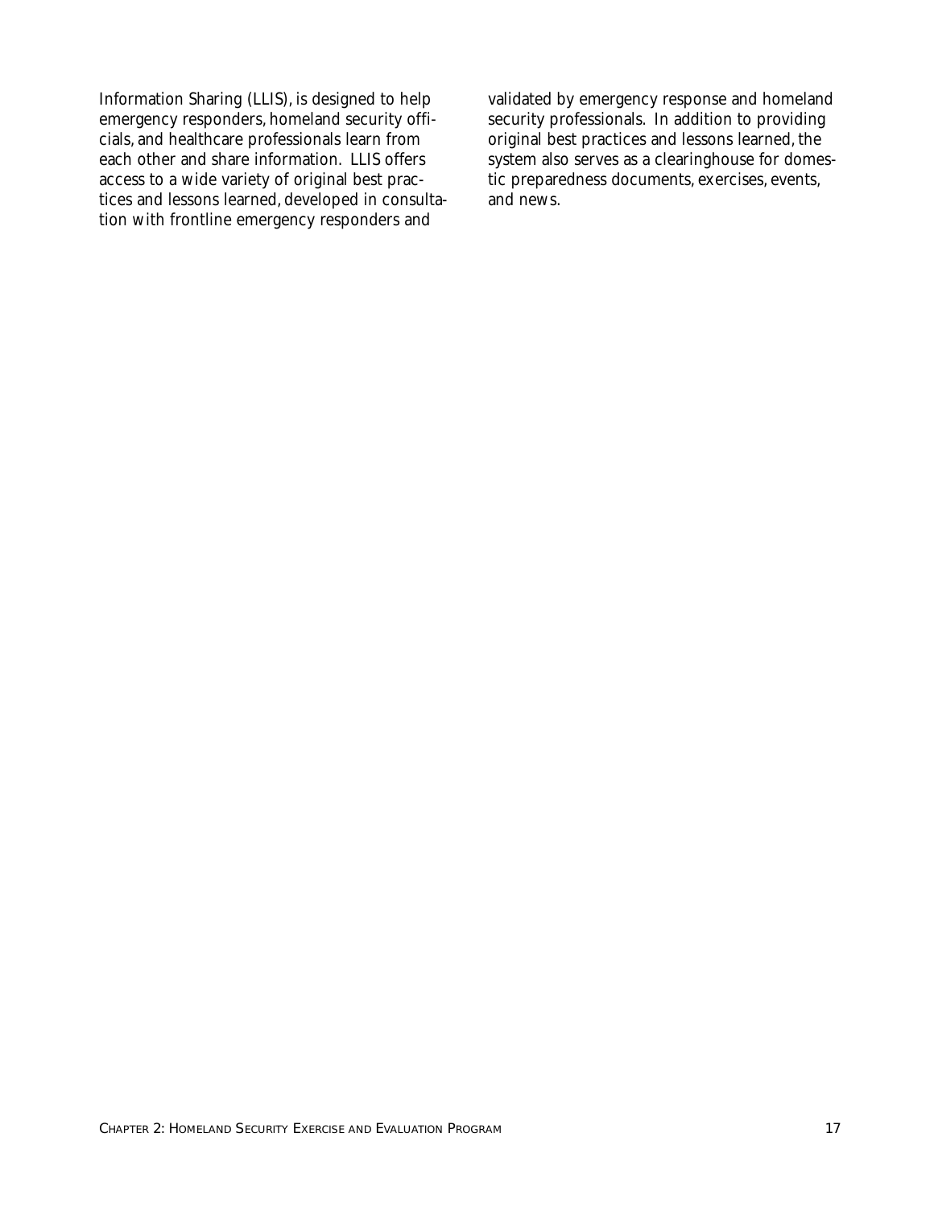Information Sharing (LLIS), is designed to help emergency responders, homeland security officials, and healthcare professionals learn from each other and share information. LLIS offers access to a wide variety of original best practices and lessons learned, developed in consultation with frontline emergency responders and validated by emergency response and homeland security professionals. In addition to providing original best practices and lessons learned, the system also serves as a clearinghouse for domestic preparedness documents, exercises, events, and news.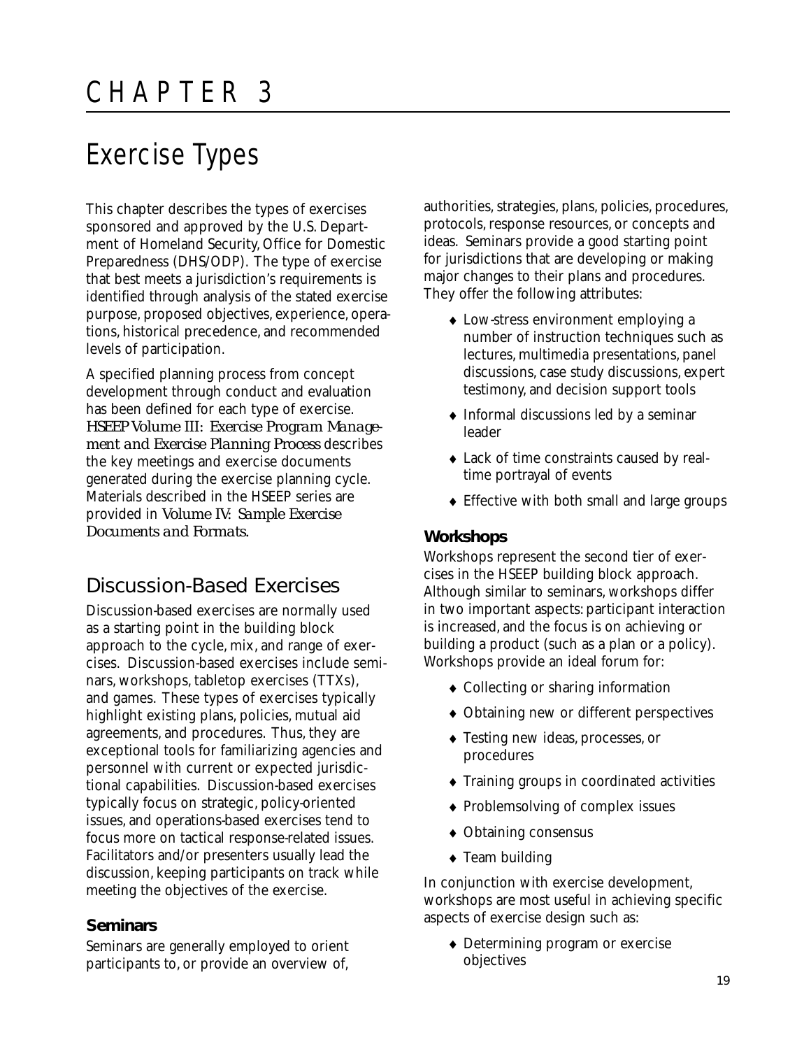# CHAPTER 3

# Exercise Types

This chapter describes the types of exercises sponsored and approved by the U.S. Department of Homeland Security, Office for Domestic Preparedness (DHS/ODP). The type of exercise that best meets a jurisdiction's requirements is identified through analysis of the stated exercise purpose, proposed objectives, experience, operations, historical precedence, and recommended levels of participation.

A specified planning process from concept development through conduct and evaluation has been defined for each type of exercise. *HSEEP Volume III: Exercise Program Management and Exercise Planning Process* describes the key meetings and exercise documents generated during the exercise planning cycle. Materials described in the HSEEP series are provided in *Volume IV: Sample Exercise Documents and Formats*.

## Discussion-Based Exercises

Discussion-based exercises are normally used as a starting point in the building block approach to the cycle, mix, and range of exercises. Discussion-based exercises include seminars, workshops, tabletop exercises (TTXs), and games. These types of exercises typically highlight existing plans, policies, mutual aid agreements, and procedures. Thus, they are exceptional tools for familiarizing agencies and personnel with current or expected jurisdictional capabilities. Discussion-based exercises typically focus on strategic, policy-oriented issues, and operations-based exercises tend to focus more on tactical response-related issues. Facilitators and/or presenters usually lead the discussion, keeping participants on track while meeting the objectives of the exercise.

### Seminars

Seminars are generally employed to orient participants to, or provide an overview of, authorities, strategies, plans, policies, procedures, protocols, response resources, or concepts and ideas. Seminars provide a good starting point for jurisdictions that are developing or making major changes to their plans and procedures. They offer the following attributes:

- Low-stress environment employing a number of instruction techniques such as lectures, multimedia presentations, panel discussions, case study discussions, expert testimony, and decision support tools
- Informal discussions led by a seminar leader
- Lack of time constraints caused by real-time portrayal of events
- Effective with both small and large groups

### Workshops

Workshops represent the second tier of exercises in the HSEEP building block approach. Although similar to seminars, workshops differ in two important aspects: participant interaction is increased, and the focus is on achieving or building a product (such as a plan or a policy). Workshops provide an ideal forum for:

- Collecting or sharing information
- Obtaining new or different perspectives
- Testing new ideas, processes, or procedures
- Training groups in coordinated activities
- Problemsolving of complex issues
- Obtaining consensus
- Team building

In conjunction with exercise development, workshops are most useful in achieving specific aspects of exercise design such as:

- Determining program or exercise objectives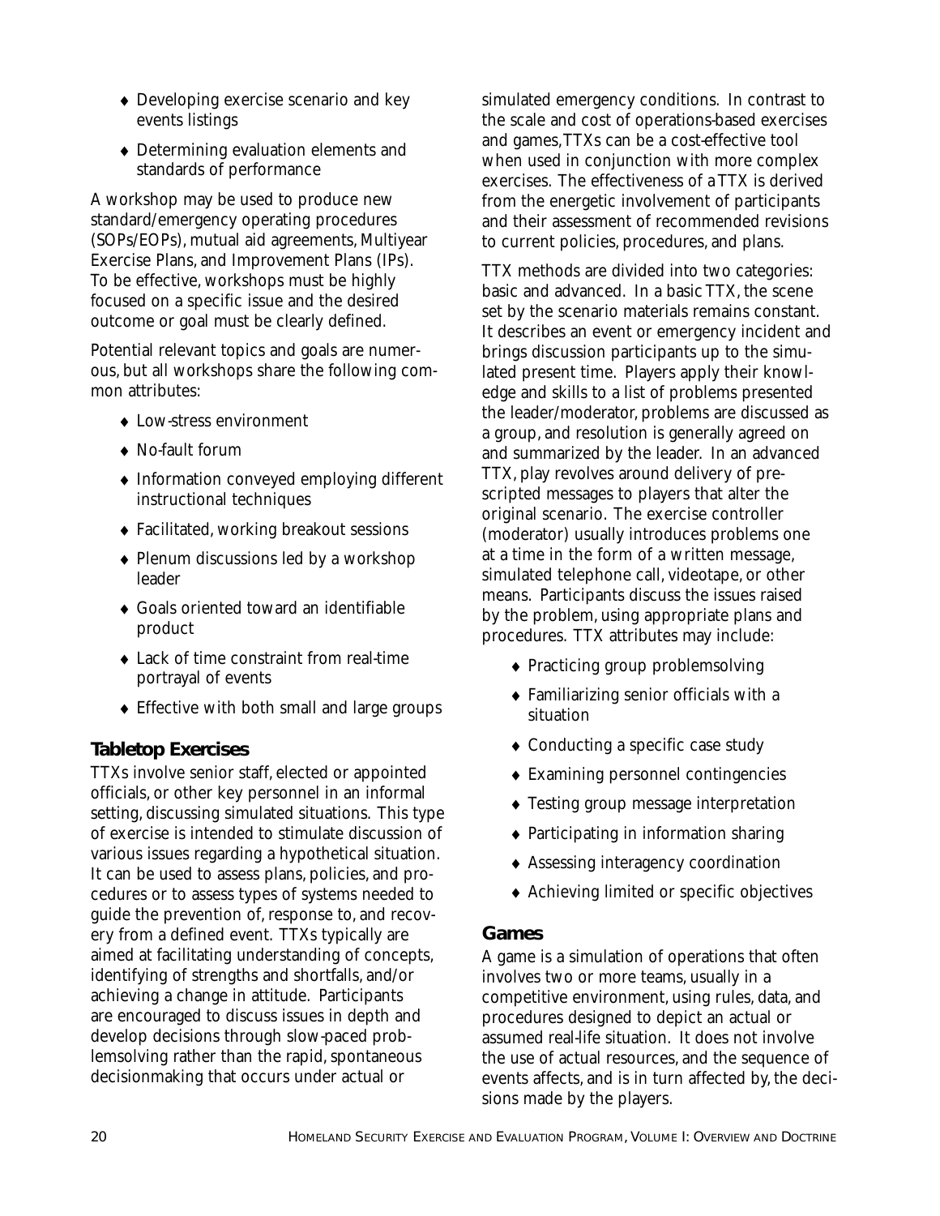- Developing exercise scenario and key events listings
- Determining evaluation elements and standards of performance

A workshop may be used to produce new standard/emergency operating procedures (SOPs/EOPs), mutual aid agreements, Multiyear Exercise Plans, and Improvement Plans (IPs). To be effective, workshops must be highly focused on a specific issue and the desired outcome or goal must be clearly defined.

Potential relevant topics and goals are numerous, but all workshops share the following common attributes:

- Low-stress environment
- No-fault forum
- Information conveyed employing different instructional techniques
- Facilitated, working breakout sessions
- Plenum discussions led by a workshop leader
- Goals oriented toward an identifiable product
- Lack of time constraint from real-time portrayal of events
- Effective with both small and large groups

### Tabletop Exercises

TTXs involve senior staff, elected or appointed officials, or other key personnel in an informal setting, discussing simulated situations. This type of exercise is intended to stimulate discussion of various issues regarding a hypothetical situation. It can be used to assess plans, policies, and procedures or to assess types of systems needed to guide the prevention of, response to, and recovery from a defined event. TTXs typically are aimed at facilitating understanding of concepts, identifying of strengths and shortfalls, and/or achieving a change in attitude. Participants are encouraged to discuss issues in depth and develop decisions through slow-paced problemsolving rather than the rapid, spontaneous decisionmaking that occurs under actual or simulated emergency conditions. In contrast to the scale and cost of operations-based exercises and games, TTXs can be a cost-effective tool when used in conjunction with more complex exercises. The effectiveness of a TTX is derived from the energetic involvement of participants and their assessment of recommended revisions to current policies, procedures, and plans.

TTX methods are divided into two categories: basic and advanced. In a basic TTX, the scene set by the scenario materials remains constant. It describes an event or emergency incident and brings discussion participants up to the simulated present time. Players apply their knowledge and skills to a list of problems presented the leader/moderator, problems are discussed as a group, and resolution is generally agreed on and summarized by the leader. In an advanced TTX, play revolves around delivery of prescripted messages to players that alter the original scenario. The exercise controller (moderator) usually introduces problems one at a time in the form of a written message, simulated telephone call, videotape, or other means. Participants discuss the issues raised by the problem, using appropriate plans and procedures. TTX attributes may include:

- Practicing group problemsolving
- Familiarizing senior officials with a situation
- Conducting a specific case study
- Examining personnel contingencies
- Testing group message interpretation
- Participating in information sharing
- Assessing interagency coordination
- Achieving limited or specific objectives

### Games

A game is a simulation of operations that often involves two or more teams, usually in a competitive environment, using rules, data, and procedures designed to depict an actual or assumed real-life situation. It does not involve the use of actual resources, and the sequence of events affects, and is in turn affected by, the decisions made by the players.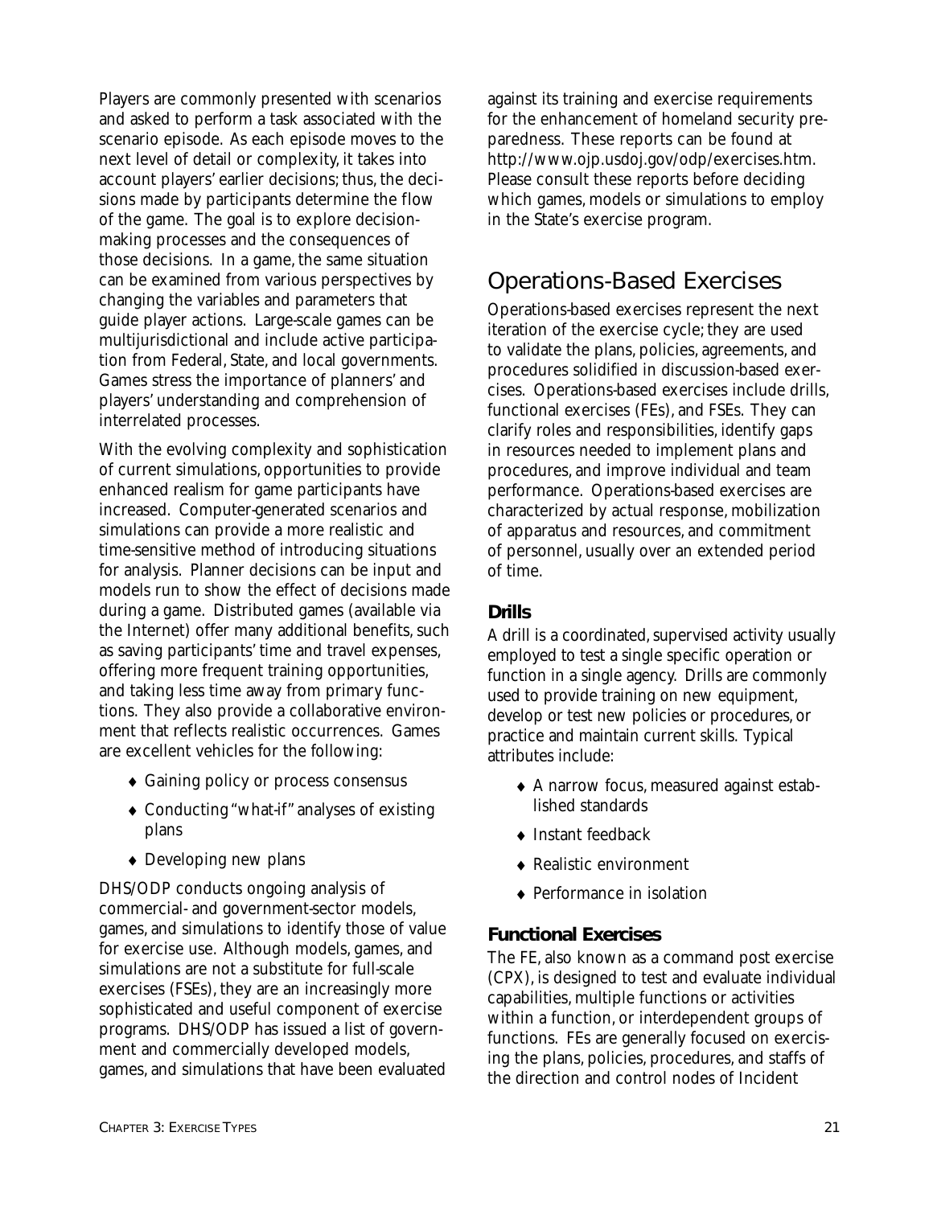Players are commonly presented with scenarios and asked to perform a task associated with the scenario episode. As each episode moves to the next level of detail or complexity, it takes into account players' earlier decisions; thus, the decisions made by participants determine the flow of the game. The goal is to explore decision-making processes and the consequences of those decisions. In a game, the same situation can be examined from various perspectives by changing the variables and parameters that guide player actions. Large-scale games can be multijurisdictional and include active participation from Federal, State, and local governments. Games stress the importance of planners' and players' understanding and comprehension of interrelated processes.

With the evolving complexity and sophistication of current simulations, opportunities to provide enhanced realism for game participants have increased. Computer-generated scenarios and simulations can provide a more realistic and time-sensitive method of introducing situations for analysis. Planner decisions can be input and models run to show the effect of decisions made during a game. Distributed games (available via the Internet) offer many additional benefits, such as saving participants' time and travel expenses, offering more frequent training opportunities, and taking less time away from primary functions. They also provide a collaborative environment that reflects realistic occurrences. Games are excellent vehicles for the following:

- Gaining policy or process consensus
- Conducting "what-if" analyses of existing plans
- Developing new plans

DHS/ODP conducts ongoing analysis of commercial- and government-sector models, games, and simulations to identify those of value for exercise use. Although models, games, and simulations are not a substitute for full-scale exercises (FSEs), they are an increasingly more sophisticated and useful component of exercise programs. DHS/ODP has issued a list of government and commercially developed models, games, and simulations that have been evaluated against its training and exercise requirements for the enhancement of homeland security preparedness. These reports can be found at http://www.ojp.usdoj.gov/odp/exercises.htm. Please consult these reports before deciding which games, models or simulations to employ in the State's exercise program.

## Operations-Based Exercises

Operations-based exercises represent the next iteration of the exercise cycle; they are used to validate the plans, policies, agreements, and procedures solidified in discussion-based exercises. Operations-based exercises include drills, functional exercises (FEs), and FSEs. They can clarify roles and responsibilities, identify gaps in resources needed to implement plans and procedures, and improve individual and team performance. Operations-based exercises are characterized by actual response, mobilization of apparatus and resources, and commitment of personnel, usually over an extended period of time.

### Drills

A drill is a coordinated, supervised activity usually employed to test a single specific operation or function in a single agency. Drills are commonly used to provide training on new equipment, develop or test new policies or procedures, or practice and maintain current skills. Typical attributes include:

- A narrow focus, measured against established standards
- Instant feedback
- Realistic environment
- Performance in isolation

### Functional Exercises

The FE, also known as a command post exercise (CPX), is designed to test and evaluate individual capabilities, multiple functions or activities within a function, or interdependent groups of functions. FEs are generally focused on exercising the plans, policies, procedures, and staffs of the direction and control nodes of Incident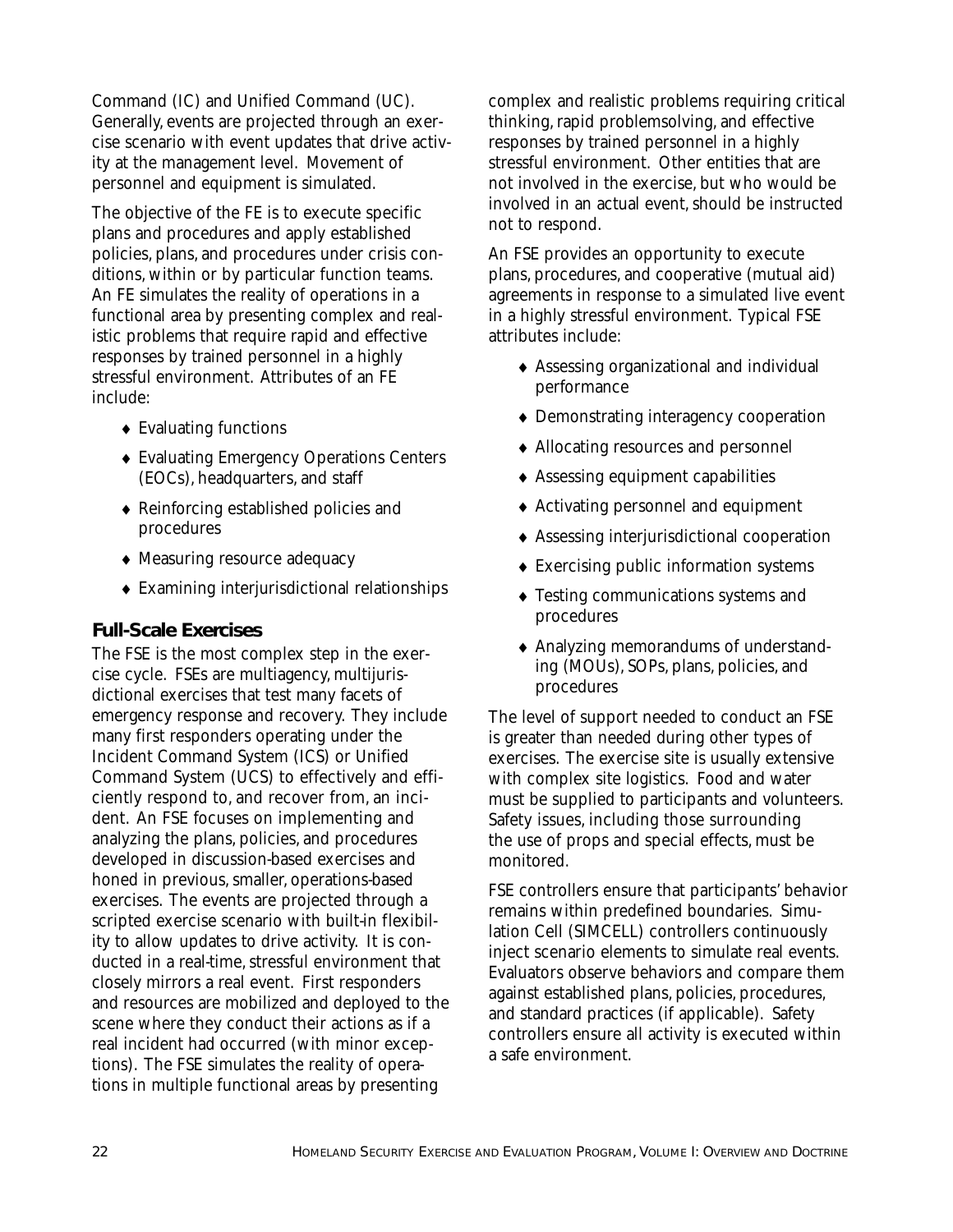Command (IC) and Unified Command (UC). Generally, events are projected through an exercise scenario with event updates that drive activity at the management level. Movement of personnel and equipment is simulated.

The objective of the FE is to execute specific plans and procedures and apply established policies, plans, and procedures under crisis conditions, within or by particular function teams. An FE simulates the reality of operations in a functional area by presenting complex and realistic problems that require rapid and effective responses by trained personnel in a highly stressful environment. Attributes of an FE include:

- Evaluating functions
- Evaluating Emergency Operations Centers (EOCs), headquarters, and staff
- Reinforcing established policies and procedures
- Measuring resource adequacy
- Examining interjurisdictional relationships

### Full-Scale Exercises

The FSE is the most complex step in the exercise cycle. FSEs are multiagency, multijurisdictional exercises that test many facets of emergency response and recovery. They include many first responders operating under the Incident Command System (ICS) or Unified Command System (UCS) to effectively and efficiently respond to, and recover from, an incident. An FSE focuses on implementing and analyzing the plans, policies, and procedures developed in discussion-based exercises and honed in previous, smaller, operations-based exercises. The events are projected through a scripted exercise scenario with built-in flexibility to allow updates to drive activity. It is conducted in a real-time, stressful environment that closely mirrors a real event. First responders and resources are mobilized and deployed to the scene where they conduct their actions as if a real incident had occurred (with minor exceptions). The FSE simulates the reality of operations in multiple functional areas by presenting complex and realistic problems requiring critical thinking, rapid problemsolving, and effective responses by trained personnel in a highly stressful environment. Other entities that are not involved in the exercise, but who would be involved in an actual event, should be instructed not to respond.

An FSE provides an opportunity to execute plans, procedures, and cooperative (mutual aid) agreements in response to a simulated live event in a highly stressful environment. Typical FSE attributes include:

- Assessing organizational and individual performance
- Demonstrating interagency cooperation
- Allocating resources and personnel
- Assessing equipment capabilities
- Activating personnel and equipment
- Assessing interjurisdictional cooperation
- Exercising public information systems
- Testing communications systems and procedures
- Analyzing memorandums of understanding (MOUs), SOPs, plans, policies, and procedures

The level of support needed to conduct an FSE is greater than needed during other types of exercises. The exercise site is usually extensive with complex site logistics. Food and water must be supplied to participants and volunteers. Safety issues, including those surrounding the use of props and special effects, must be monitored.

FSE controllers ensure that participants' behavior remains within predefined boundaries. Simulation Cell (SIMCELL) controllers continuously inject scenario elements to simulate real events. Evaluators observe behaviors and compare them against established plans, policies, procedures, and standard practices (if applicable). Safety controllers ensure all activity is executed within a safe environment.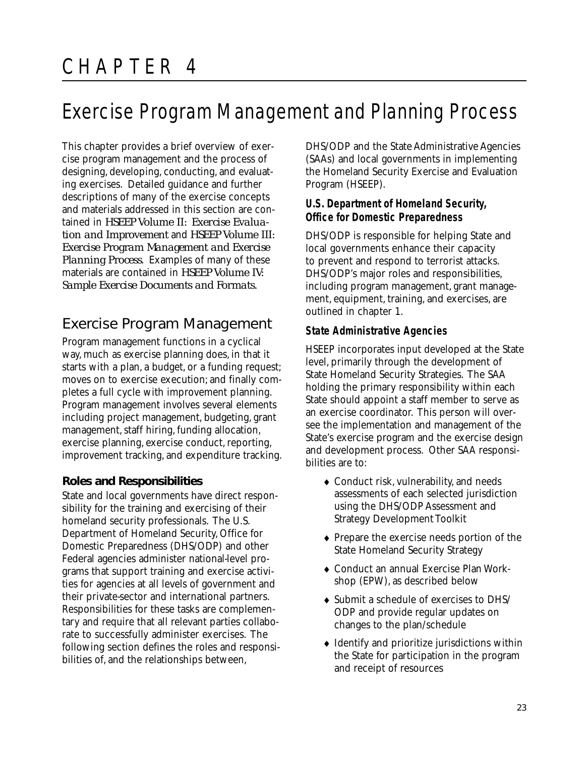# CHAPTER 4

# Exercise Program Management and Planning Process

This chapter provides a brief overview of exercise program management and the process of designing, developing, conducting, and evaluating exercises. Detailed guidance and further descriptions of many of the exercise concepts and materials addressed in this section are contained in *HSEEP Volume II: Exercise Evaluation and Improvement* and *HSEEP Volume III: Exercise Program Management and Exercise Planning Process*. Examples of many of these materials are contained in *HSEEP Volume IV: Sample Exercise Documents and Formats*.

## Exercise Program Management

Program management functions in a cyclical way, much as exercise planning does, in that it starts with a plan, a budget, or a funding request; moves on to exercise execution; and finally completes a full cycle with improvement planning. Program management involves several elements including project management, budgeting, grant management, staff hiring, funding allocation, exercise planning, exercise conduct, reporting, improvement tracking, and expenditure tracking.

### Roles and Responsibilities

State and local governments have direct responsibility for the training and exercising of their homeland security professionals. The U.S. Department of Homeland Security, Office for Domestic Preparedness (DHS/ODP) and other Federal agencies administer national-level programs that support training and exercise activities for agencies at all levels of government and their private-sector and international partners. Responsibilities for these tasks are complementary and require that all relevant parties collaborate to successfully administer exercises. The following section defines the roles and responsibilities of, and the relationships between, DHS/ODP and the State Administrative Agencies (SAAs) and local governments in implementing the Homeland Security Exercise and Evaluation Program (HSEEP).

#### *U.S. Department of Homeland Security, Office for Domestic Preparedness*

DHS/ODP is responsible for helping State and local governments enhance their capacity to prevent and respond to terrorist attacks. DHS/ODP's major roles and responsibilities, including program management, grant management, equipment, training, and exercises, are outlined in chapter 1.

#### *State Administrative Agencies*

HSEEP incorporates input developed at the State level, primarily through the development of State Homeland Security Strategies. The SAA holding the primary responsibility within each State should appoint a staff member to serve as an exercise coordinator. This person will oversee the implementation and management of the State's exercise program and the exercise design and development process. Other SAA responsibilities are to:

- Conduct risk, vulnerability, and needs assessments of each selected jurisdiction using the DHS/ODP Assessment and Strategy Development Toolkit
- Prepare the exercise needs portion of the State Homeland Security Strategy
- Conduct an annual Exercise Plan Workshop (EPW), as described below
- Submit a schedule of exercises to DHS/ODP and provide regular updates on changes to the plan/schedule
- Identify and prioritize jurisdictions within the State for participation in the program and receipt of resources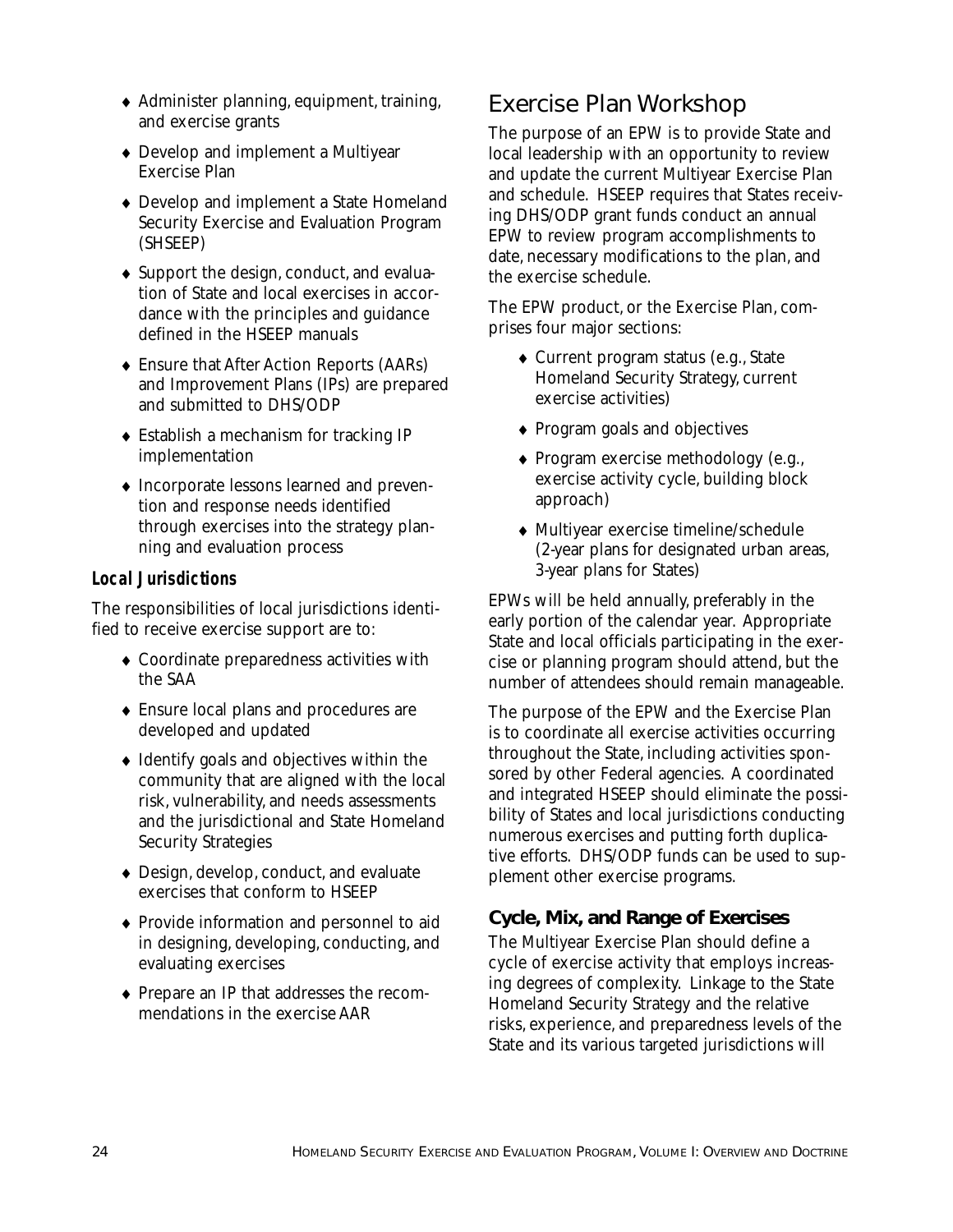- Administer planning, equipment, training, and exercise grants
- Develop and implement a Multiyear Exercise Plan
- Develop and implement a State Homeland Security Exercise and Evaluation Program (SHSEEP)
- Support the design, conduct, and evaluation of State and local exercises in accordance with the principles and guidance defined in the HSEEP manuals
- Ensure that After Action Reports (AARs) and Improvement Plans (IPs) are prepared and submitted to DHS/ODP
- Establish a mechanism for tracking IP implementation
- Incorporate lessons learned and prevention and response needs identified through exercises into the strategy planning and evaluation process

### *Local Jurisdictions*

The responsibilities of local jurisdictions identified to receive exercise support are to:

- Coordinate preparedness activities with the SAA
- Ensure local plans and procedures are developed and updated
- Identify goals and objectives within the community that are aligned with the local risk, vulnerability, and needs assessments and the jurisdictional and State Homeland Security Strategies
- Design, develop, conduct, and evaluate exercises that conform to HSEEP
- Provide information and personnel to aid in designing, developing, conducting, and evaluating exercises
- Prepare an IP that addresses the recommendations in the exercise AAR

## Exercise Plan Workshop

The purpose of an EPW is to provide State and local leadership with an opportunity to review and update the current Multiyear Exercise Plan and schedule. HSEEP requires that States receiving DHS/ODP grant funds conduct an annual EPW to review program accomplishments to date, necessary modifications to the plan, and the exercise schedule.

The EPW product, or the Exercise Plan, comprises four major sections:

- Current program status (e.g., State Homeland Security Strategy, current exercise activities)
- Program goals and objectives
- Program exercise methodology (e.g., exercise activity cycle, building block approach)
- Multiyear exercise timeline/schedule (2-year plans for designated urban areas, 3-year plans for States)

EPWs will be held annually, preferably in the early portion of the calendar year. Appropriate State and local officials participating in the exercise or planning program should attend, but the number of attendees should remain manageable.

The purpose of the EPW and the Exercise Plan is to coordinate all exercise activities occurring throughout the State, including activities sponsored by other Federal agencies. A coordinated and integrated HSEEP should eliminate the possibility of States and local jurisdictions conducting numerous exercises and putting forth duplicative efforts. DHS/ODP funds can be used to supplement other exercise programs.

### **Cycle, Mix, and Range of Exercises**

The Multiyear Exercise Plan should define a cycle of exercise activity that employs increasing degrees of complexity. Linkage to the State Homeland Security Strategy and the relative risks, experience, and preparedness levels of the State and its various targeted jurisdictions will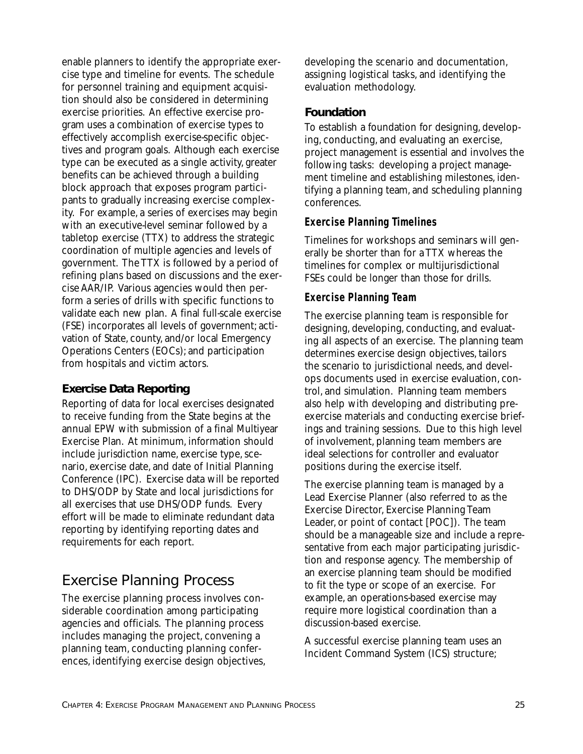enable planners to identify the appropriate exercise type and timeline for events. The schedule for personnel training and equipment acquisition should also be considered in determining exercise priorities. An effective exercise program uses a combination of exercise types to effectively accomplish exercise-specific objectives and program goals. Although each exercise type can be executed as a single activity, greater benefits can be achieved through a building block approach that exposes program participants to gradually increasing exercise complexity. For example, a series of exercises may begin with an executive-level seminar followed by a tabletop exercise (TTX) to address the strategic coordination of multiple agencies and levels of government. The TTX is followed by a period of refining plans based on discussions and the exercise AAR/IP. Various agencies would then perform a series of drills with specific functions to validate each new plan. A final full-scale exercise (FSE) incorporates all levels of government; activation of State, county, and/or local Emergency Operations Centers (EOCs); and participation from hospitals and victim actors.

### Exercise Data Reporting

Reporting of data for local exercises designated to receive funding from the State begins at the annual EPW with submission of a final Multiyear Exercise Plan. At minimum, information should include jurisdiction name, exercise type, scenario, exercise date, and date of Initial Planning Conference (IPC). Exercise data will be reported to DHS/ODP by State and local jurisdictions for all exercises that use DHS/ODP funds. Every effort will be made to eliminate redundant data reporting by identifying reporting dates and requirements for each report.

## Exercise Planning Process

The exercise planning process involves considerable coordination among participating agencies and officials. The planning process includes managing the project, convening a planning team, conducting planning conferences, identifying exercise design objectives, developing the scenario and documentation, assigning logistical tasks, and identifying the evaluation methodology.

### Foundation

To establish a foundation for designing, developing, conducting, and evaluating an exercise, project management is essential and involves the following tasks: developing a project management timeline and establishing milestones, identifying a planning team, and scheduling planning conferences.

#### *Exercise Planning Timelines*

Timelines for workshops and seminars will generally be shorter than for a TTX whereas the timelines for complex or multijurisdictional FSEs could be longer than those for drills.

#### *Exercise Planning Team*

The exercise planning team is responsible for designing, developing, conducting, and evaluating all aspects of an exercise. The planning team determines exercise design objectives, tailors the scenario to jurisdictional needs, and develops documents used in exercise evaluation, control, and simulation. Planning team members also help with developing and distributing pre-exercise materials and conducting exercise briefings and training sessions. Due to this high level of involvement, planning team members are ideal selections for controller and evaluator positions during the exercise itself.

The exercise planning team is managed by a Lead Exercise Planner (also referred to as the Exercise Director, Exercise Planning Team Leader, or point of contact [POC]). The team should be a manageable size and include a representative from each major participating jurisdiction and response agency. The membership of an exercise planning team should be modified to fit the type or scope of an exercise. For example, an operations-based exercise may require more logistical coordination than a discussion-based exercise.

A successful exercise planning team uses an Incident Command System (ICS) structure;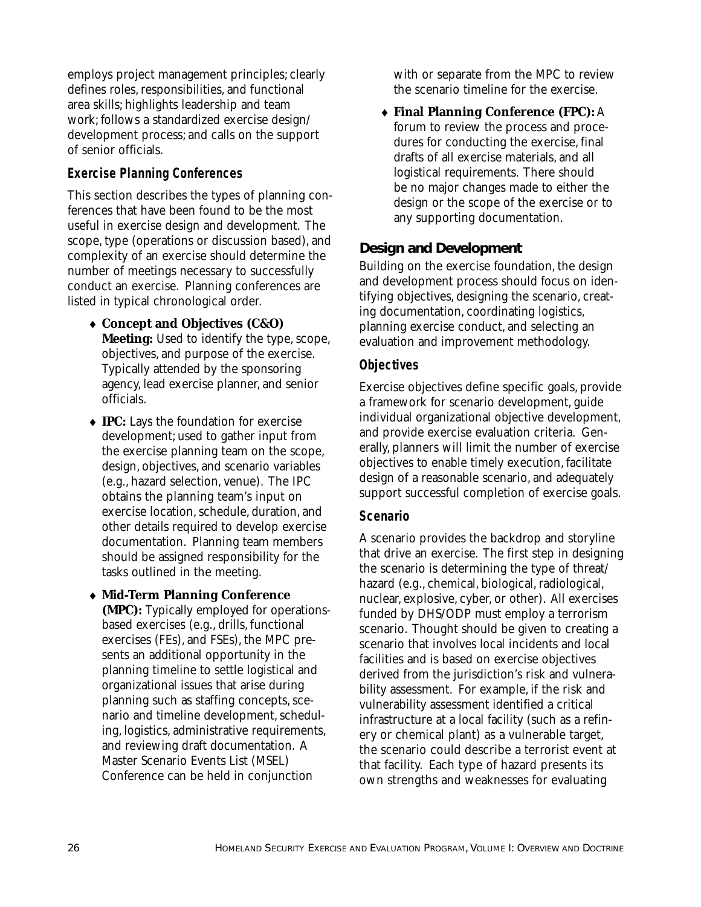employs project management principles; clearly defines roles, responsibilities, and functional area skills; highlights leadership and team work; follows a standardized exercise design/development process; and calls on the support of senior officials.

### Exercise Planning Conferences

This section describes the types of planning conferences that have been found to be the most useful in exercise design and development. The scope, type (operations or discussion based), and complexity of an exercise should determine the number of meetings necessary to successfully conduct an exercise. Planning conferences are listed in typical chronological order.

- **Concept and Objectives (C&O) Meeting:** Used to identify the type, scope, objectives, and purpose of the exercise. Typically attended by the sponsoring agency, lead exercise planner, and senior officials.
- **IPC:** Lays the foundation for exercise development; used to gather input from the exercise planning team on the scope, design, objectives, and scenario variables (e.g., hazard selection, venue). The IPC obtains the planning team's input on exercise location, schedule, duration, and other details required to develop exercise documentation. Planning team members should be assigned responsibility for the tasks outlined in the meeting.
- **Mid-Term Planning Conference (MPC):** Typically employed for operations-based exercises (e.g., drills, functional exercises (FEs), and FSEs), the MPC presents an additional opportunity in the planning timeline to settle logistical and organizational issues that arise during planning such as staffing concepts, scenario and timeline development, scheduling, logistics, administrative requirements, and reviewing draft documentation. A Master Scenario Events List (MSEL) Conference can be held in conjunction with or separate from the MPC to review the scenario timeline for the exercise.
- **Final Planning Conference (FPC):** A forum to review the process and procedures for conducting the exercise, final drafts of all exercise materials, and all logistical requirements. There should be no major changes made to either the design or the scope of the exercise or to any supporting documentation.

## Design and Development

Building on the exercise foundation, the design and development process should focus on identifying objectives, designing the scenario, creating documentation, coordinating logistics, planning exercise conduct, and selecting an evaluation and improvement methodology.

### Objectives

Exercise objectives define specific goals, provide a framework for scenario development, guide individual organizational objective development, and provide exercise evaluation criteria. Generally, planners will limit the number of exercise objectives to enable timely execution, facilitate design of a reasonable scenario, and adequately support successful completion of exercise goals.

### Scenario

A scenario provides the backdrop and storyline that drive an exercise. The first step in designing the scenario is determining the type of threat/hazard (e.g., chemical, biological, radiological, nuclear, explosive, cyber, or other). All exercises funded by DHS/ODP must employ a terrorism scenario. Thought should be given to creating a scenario that involves local incidents and local facilities and is based on exercise objectives derived from the jurisdiction's risk and vulnerability assessment. For example, if the risk and vulnerability assessment identified a critical infrastructure at a local facility (such as a refinery or chemical plant) as a vulnerable target, the scenario could describe a terrorist event at that facility. Each type of hazard presents its own strengths and weaknesses for evaluating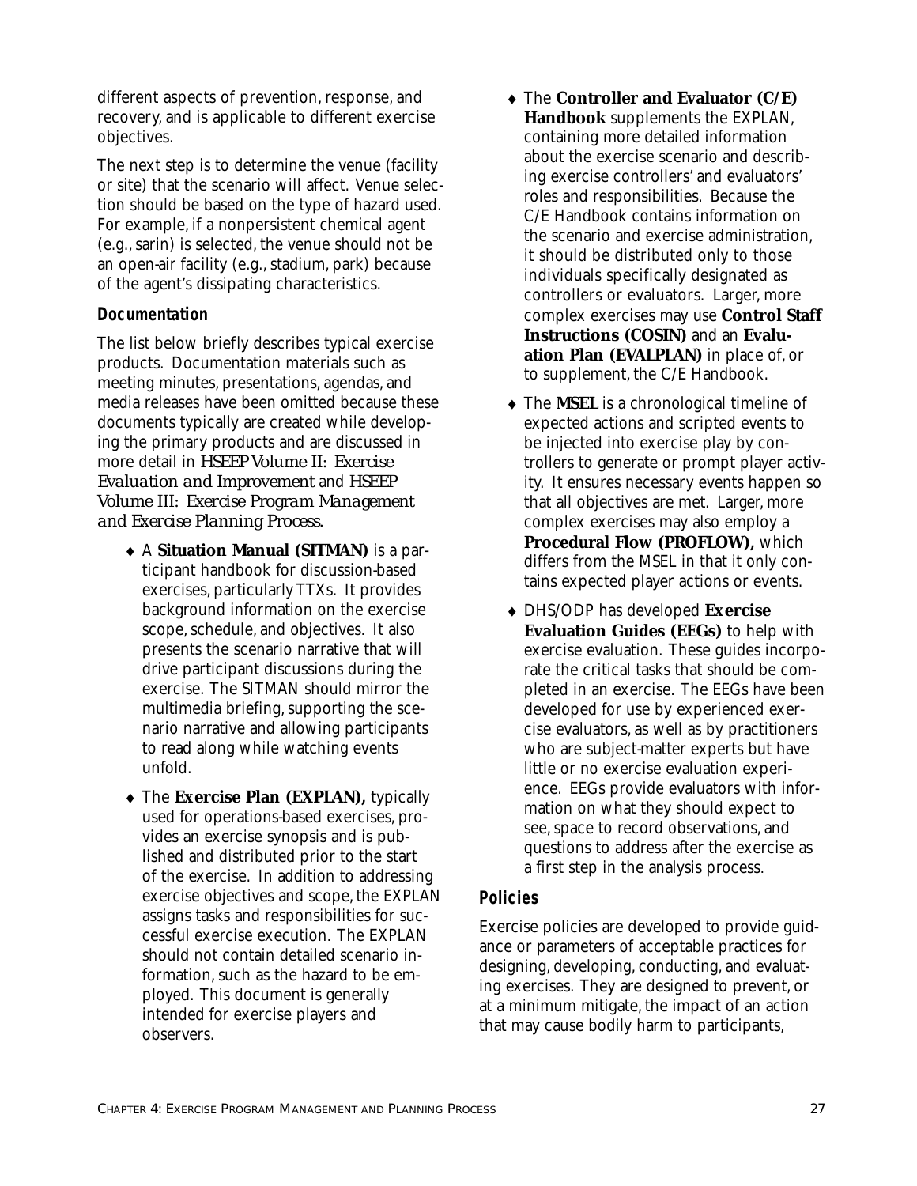different aspects of prevention, response, and recovery, and is applicable to different exercise objectives.

The next step is to determine the venue (facility or site) that the scenario will affect. Venue selection should be based on the type of hazard used. For example, if a nonpersistent chemical agent (e.g., sarin) is selected, the venue should not be an open-air facility (e.g., stadium, park) because of the agent's dissipating characteristics.

### Documentation

The list below briefly describes typical exercise products. Documentation materials such as meeting minutes, presentations, agendas, and media releases have been omitted because these documents typically are created while developing the primary products and are discussed in more detail in *HSEEP Volume II: Exercise Evaluation and Improvement* and *HSEEP Volume III: Exercise Program Management and Exercise Planning Process*.

- A **Situation Manual (SITMAN)** is a participant handbook for discussion-based exercises, particularly TTXs. It provides background information on the exercise scope, schedule, and objectives. It also presents the scenario narrative that will drive participant discussions during the exercise. The SITMAN should mirror the multimedia briefing, supporting the scenario narrative and allowing participants to read along while watching events unfold.
- The **Exercise Plan (EXPLAN),** typically used for operations-based exercises, provides an exercise synopsis and is published and distributed prior to the start of the exercise. In addition to addressing exercise objectives and scope, the EXPLAN assigns tasks and responsibilities for successful exercise execution. The EXPLAN should not contain detailed scenario information, such as the hazard to be employed. This document is generally intended for exercise players and observers.
- The **Controller and Evaluator (C/E) Handbook** supplements the EXPLAN, containing more detailed information about the exercise scenario and describing exercise controllers' and evaluators' roles and responsibilities. Because the C/E Handbook contains information on the scenario and exercise administration, it should be distributed only to those individuals specifically designated as controllers or evaluators. Larger, more complex exercises may use **Control Staff Instructions (COSIN)** and an **Evaluation Plan (EVALPLAN)** in place of, or to supplement, the C/E Handbook.
- The **MSEL** is a chronological timeline of expected actions and scripted events to be injected into exercise play by controllers to generate or prompt player activity. It ensures necessary events happen so that all objectives are met. Larger, more complex exercises may also employ a **Procedural Flow (PROFLOW),** which differs from the MSEL in that it only contains expected player actions or events.
- DHS/ODP has developed **Exercise Evaluation Guides (EEGs)** to help with exercise evaluation. These guides incorporate the critical tasks that should be completed in an exercise. The EEGs have been developed for use by experienced exercise evaluators, as well as by practitioners who are subject-matter experts but have little or no exercise evaluation experience. EEGs provide evaluators with information on what they should expect to see, space to record observations, and questions to address after the exercise as a first step in the analysis process.

### Policies

Exercise policies are developed to provide guidance or parameters of acceptable practices for designing, developing, conducting, and evaluating exercises. They are designed to prevent, or at a minimum mitigate, the impact of an action that may cause bodily harm to participants,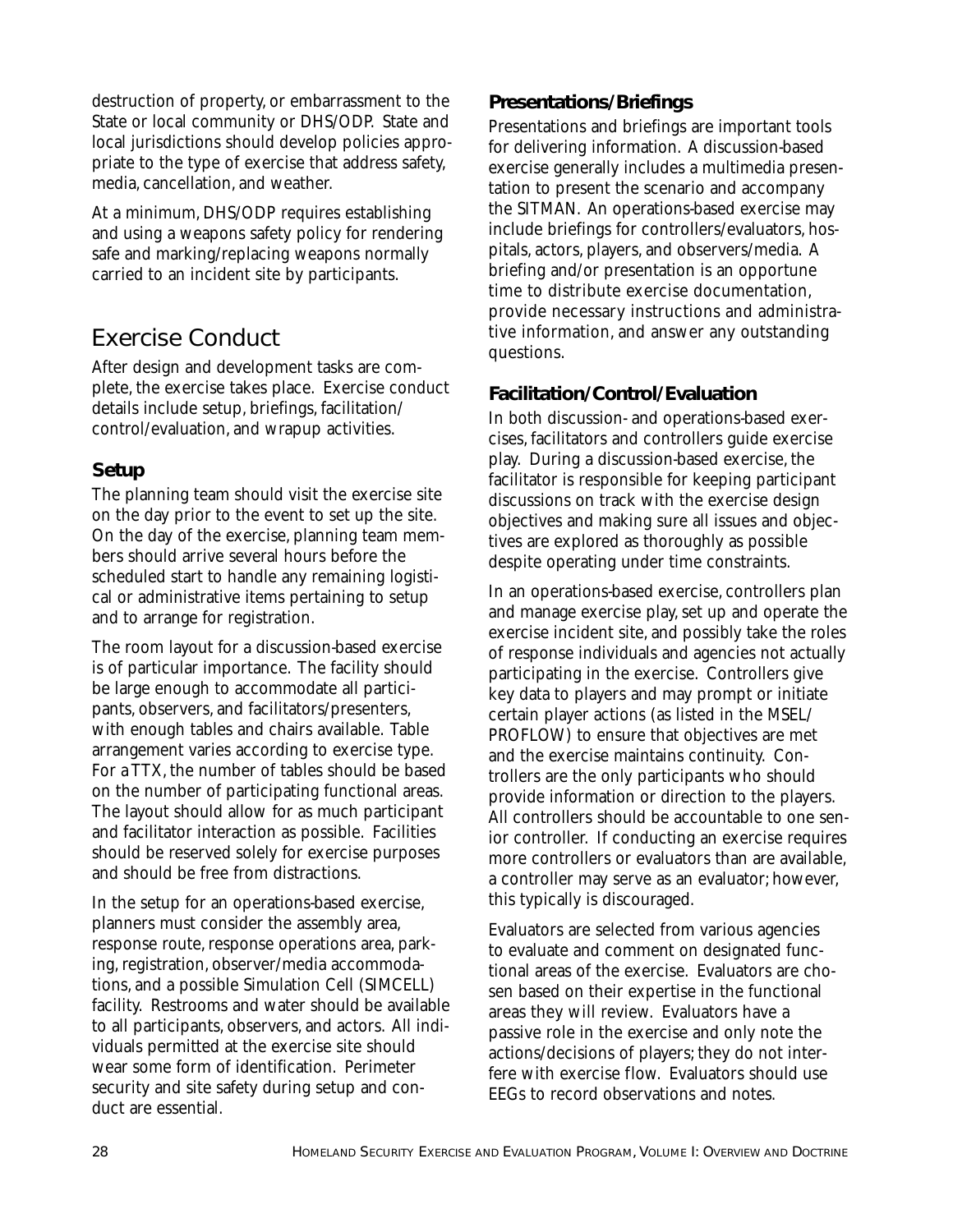destruction of property, or embarrassment to the State or local community or DHS/ODP. State and local jurisdictions should develop policies appropriate to the type of exercise that address safety, media, cancellation, and weather.

At a minimum, DHS/ODP requires establishing and using a weapons safety policy for rendering safe and marking/replacing weapons normally carried to an incident site by participants.

## Exercise Conduct

After design and development tasks are complete, the exercise takes place. Exercise conduct details include setup, briefings, facilitation/control/evaluation, and wrapup activities.

### Setup

The planning team should visit the exercise site on the day prior to the event to set up the site. On the day of the exercise, planning team members should arrive several hours before the scheduled start to handle any remaining logistical or administrative items pertaining to setup and to arrange for registration.

The room layout for a discussion-based exercise is of particular importance. The facility should be large enough to accommodate all participants, observers, and facilitators/presenters, with enough tables and chairs available. Table arrangement varies according to exercise type. For a TTX, the number of tables should be based on the number of participating functional areas. The layout should allow for as much participant and facilitator interaction as possible. Facilities should be reserved solely for exercise purposes and should be free from distractions.

In the setup for an operations-based exercise, planners must consider the assembly area, response route, response operations area, parking, registration, observer/media accommodations, and a possible Simulation Cell (SIMCELL) facility. Restrooms and water should be available to all participants, observers, and actors. All individuals permitted at the exercise site should wear some form of identification. Perimeter security and site safety during setup and conduct are essential.

### Presentations/Briefings

Presentations and briefings are important tools for delivering information. A discussion-based exercise generally includes a multimedia presentation to present the scenario and accompany the SITMAN. An operations-based exercise may include briefings for controllers/evaluators, hospitals, actors, players, and observers/media. A briefing and/or presentation is an opportune time to distribute exercise documentation, provide necessary instructions and administrative information, and answer any outstanding questions.

### Facilitation/Control/Evaluation

In both discussion- and operations-based exercises, facilitators and controllers guide exercise play. During a discussion-based exercise, the facilitator is responsible for keeping participant discussions on track with the exercise design objectives and making sure all issues and objectives are explored as thoroughly as possible despite operating under time constraints.

In an operations-based exercise, controllers plan and manage exercise play, set up and operate the exercise incident site, and possibly take the roles of response individuals and agencies not actually participating in the exercise. Controllers give key data to players and may prompt or initiate certain player actions (as listed in the MSEL/PROFLOW) to ensure that objectives are met and the exercise maintains continuity. Controllers are the only participants who should provide information or direction to the players. All controllers should be accountable to one senior controller. If conducting an exercise requires more controllers or evaluators than are available, a controller may serve as an evaluator; however, this typically is discouraged.

Evaluators are selected from various agencies to evaluate and comment on designated functional areas of the exercise. Evaluators are chosen based on their expertise in the functional areas they will review. Evaluators have a passive role in the exercise and only note the actions/decisions of players; they do not interfere with exercise flow. Evaluators should use EEGs to record observations and notes.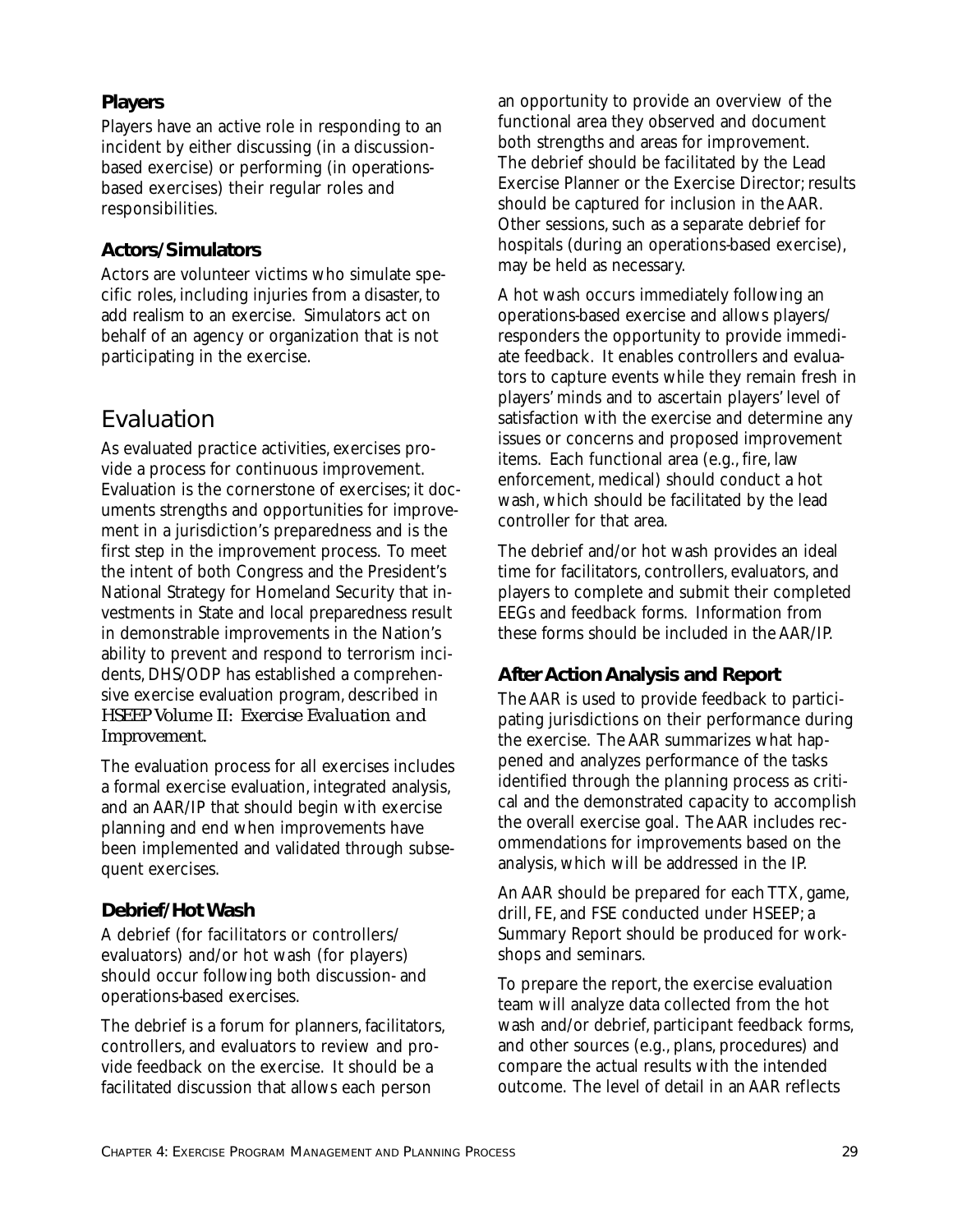### Players

Players have an active role in responding to an incident by either discussing (in a discussion-based exercise) or performing (in operations-based exercises) their regular roles and responsibilities.

### Actors/Simulators

Actors are volunteer victims who simulate specific roles, including injuries from a disaster, to add realism to an exercise. Simulators act on behalf of an agency or organization that is not participating in the exercise.

## Evaluation

As evaluated practice activities, exercises provide a process for continuous improvement. Evaluation is the cornerstone of exercises; it documents strengths and opportunities for improvement in a jurisdiction's preparedness and is the first step in the improvement process. To meet the intent of both Congress and the President's National Strategy for Homeland Security that investments in State and local preparedness result in demonstrable improvements in the Nation's ability to prevent and respond to terrorism incidents, DHS/ODP has established a comprehensive exercise evaluation program, described in *HSEEP Volume II: Exercise Evaluation and Improvement.*

The evaluation process for all exercises includes a formal exercise evaluation, integrated analysis, and an AAR/IP that should begin with exercise planning and end when improvements have been implemented and validated through subsequent exercises.

### Debrief/Hot Wash

A debrief (for facilitators or controllers/evaluators) and/or hot wash (for players) should occur following both discussion- and operations-based exercises.

The debrief is a forum for planners, facilitators, controllers, and evaluators to review and provide feedback on the exercise. It should be a facilitated discussion that allows each person an opportunity to provide an overview of the functional area they observed and document both strengths and areas for improvement. The debrief should be facilitated by the Lead Exercise Planner or the Exercise Director; results should be captured for inclusion in the AAR. Other sessions, such as a separate debrief for hospitals (during an operations-based exercise), may be held as necessary.

A hot wash occurs immediately following an operations-based exercise and allows players/responders the opportunity to provide immediate feedback. It enables controllers and evaluators to capture events while they remain fresh in players' minds and to ascertain players' level of satisfaction with the exercise and determine any issues or concerns and proposed improvement items. Each functional area (e.g., fire, law enforcement, medical) should conduct a hot wash, which should be facilitated by the lead controller for that area.

The debrief and/or hot wash provides an ideal time for facilitators, controllers, evaluators, and players to complete and submit their completed EEGs and feedback forms. Information from these forms should be included in the AAR/IP.

### After Action Analysis and Report

The AAR is used to provide feedback to participating jurisdictions on their performance during the exercise. The AAR summarizes what happened and analyzes performance of the tasks identified through the planning process as critical and the demonstrated capacity to accomplish the overall exercise goal. The AAR includes recommendations for improvements based on the analysis, which will be addressed in the IP.

An AAR should be prepared for each TTX, game, drill, FE, and FSE conducted under HSEEP; a Summary Report should be produced for workshops and seminars.

To prepare the report, the exercise evaluation team will analyze data collected from the hot wash and/or debrief, participant feedback forms, and other sources (e.g., plans, procedures) and compare the actual results with the intended outcome. The level of detail in an AAR reflects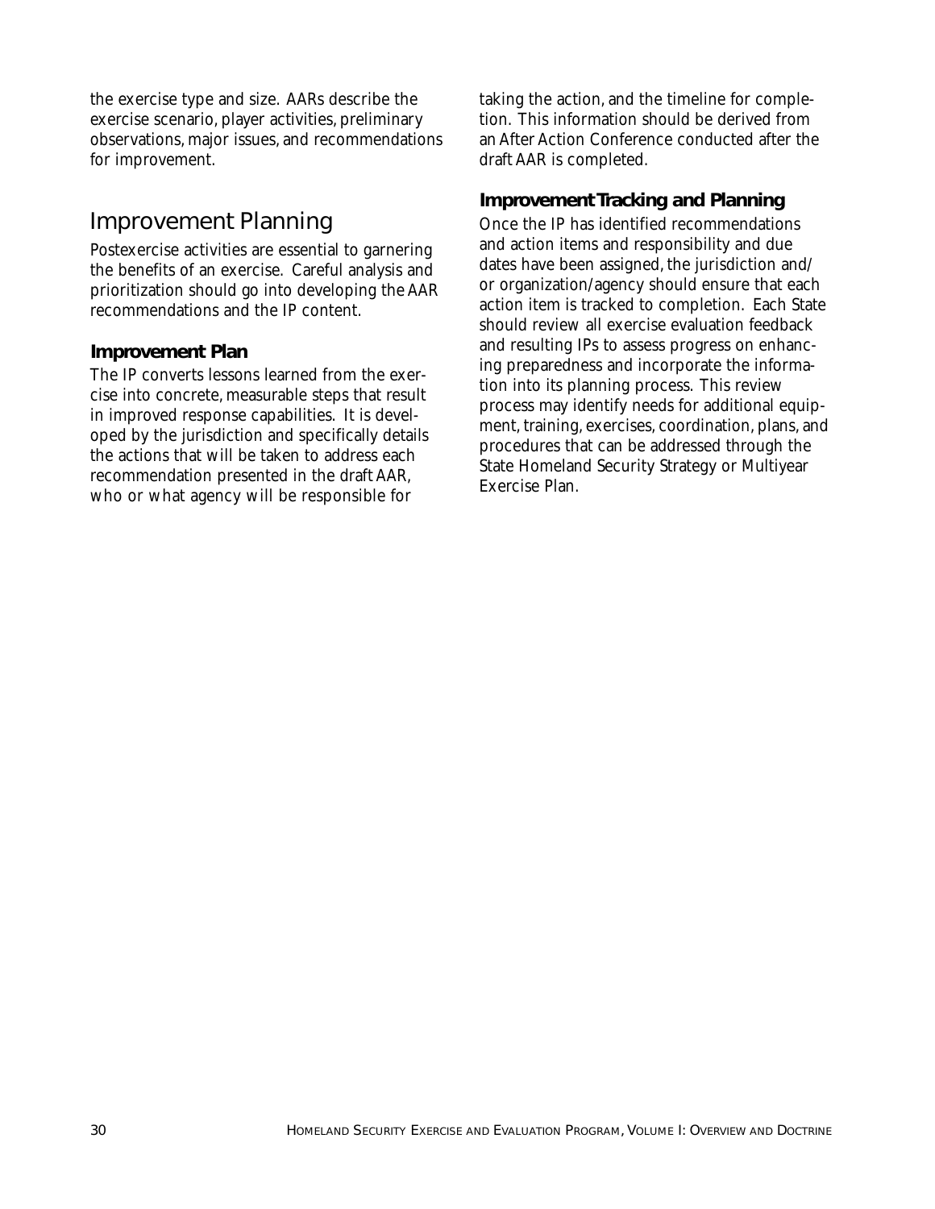the exercise type and size. AARs describe the exercise scenario, player activities, preliminary observations, major issues, and recommendations for improvement.

## Improvement Planning

Postexercise activities are essential to garnering the benefits of an exercise. Careful analysis and prioritization should go into developing the AAR recommendations and the IP content.

### Improvement Plan

The IP converts lessons learned from the exercise into concrete, measurable steps that result in improved response capabilities. It is developed by the jurisdiction and specifically details the actions that will be taken to address each recommendation presented in the draft AAR, who or what agency will be responsible for taking the action, and the timeline for completion. This information should be derived from an After Action Conference conducted after the draft AAR is completed.

### Improvement Tracking and Planning

Once the IP has identified recommendations and action items and responsibility and due dates have been assigned, the jurisdiction and/or organization/agency should ensure that each action item is tracked to completion. Each State should review all exercise evaluation feedback and resulting IPs to assess progress on enhancing preparedness and incorporate the information into its planning process. This review process may identify needs for additional equipment, training, exercises, coordination, plans, and procedures that can be addressed through the State Homeland Security Strategy or Multiyear Exercise Plan.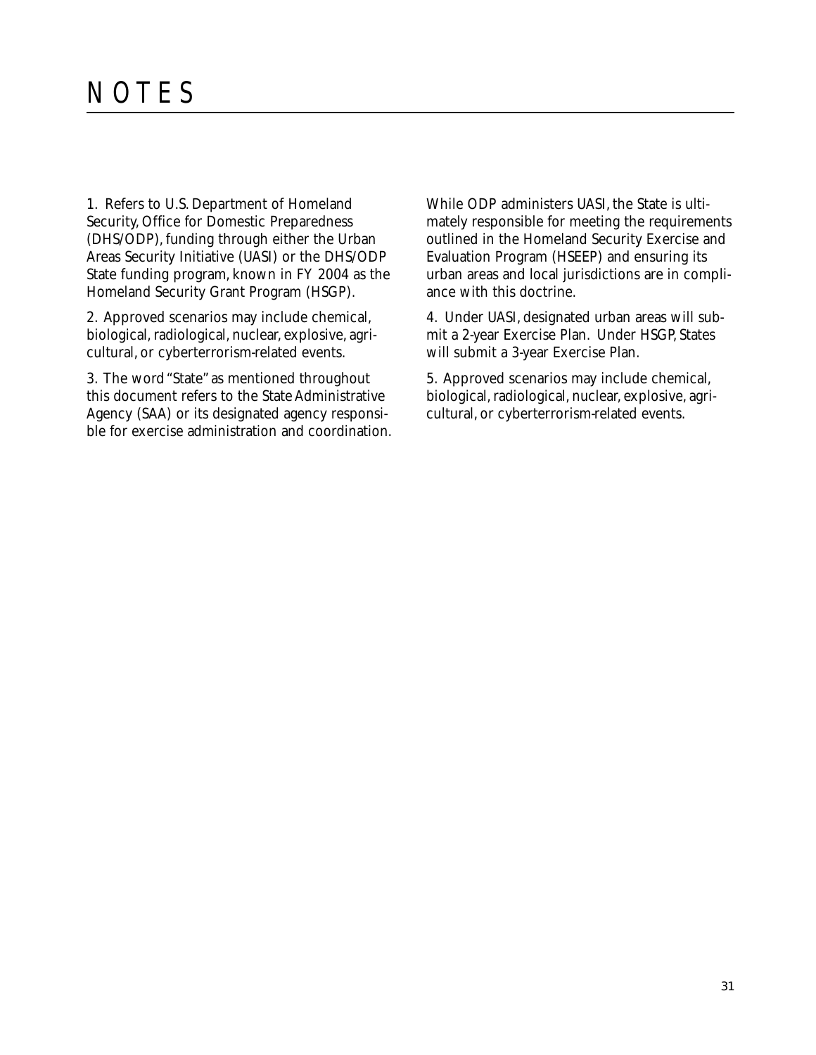# NOTES

1. Refers to U.S. Department of Homeland Security, Office for Domestic Preparedness (DHS/ODP), funding through either the Urban Areas Security Initiative (UASI) or the DHS/ODP State funding program, known in FY 2004 as the Homeland Security Grant Program (HSGP).

2. Approved scenarios may include chemical, biological, radiological, nuclear, explosive, agricultural, or cyberterrorism-related events.

3. The word "State" as mentioned throughout this document refers to the State Administrative Agency (SAA) or its designated agency responsible for exercise administration and coordination. While ODP administers UASI, the State is ultimately responsible for meeting the requirements outlined in the Homeland Security Exercise and Evaluation Program (HSEEP) and ensuring its urban areas and local jurisdictions are in compliance with this doctrine.

4. Under UASI, designated urban areas will submit a 2-year Exercise Plan. Under HSGP, States will submit a 3-year Exercise Plan.

5. Approved scenarios may include chemical, biological, radiological, nuclear, explosive, agricultural, or cyberterrorism-related events.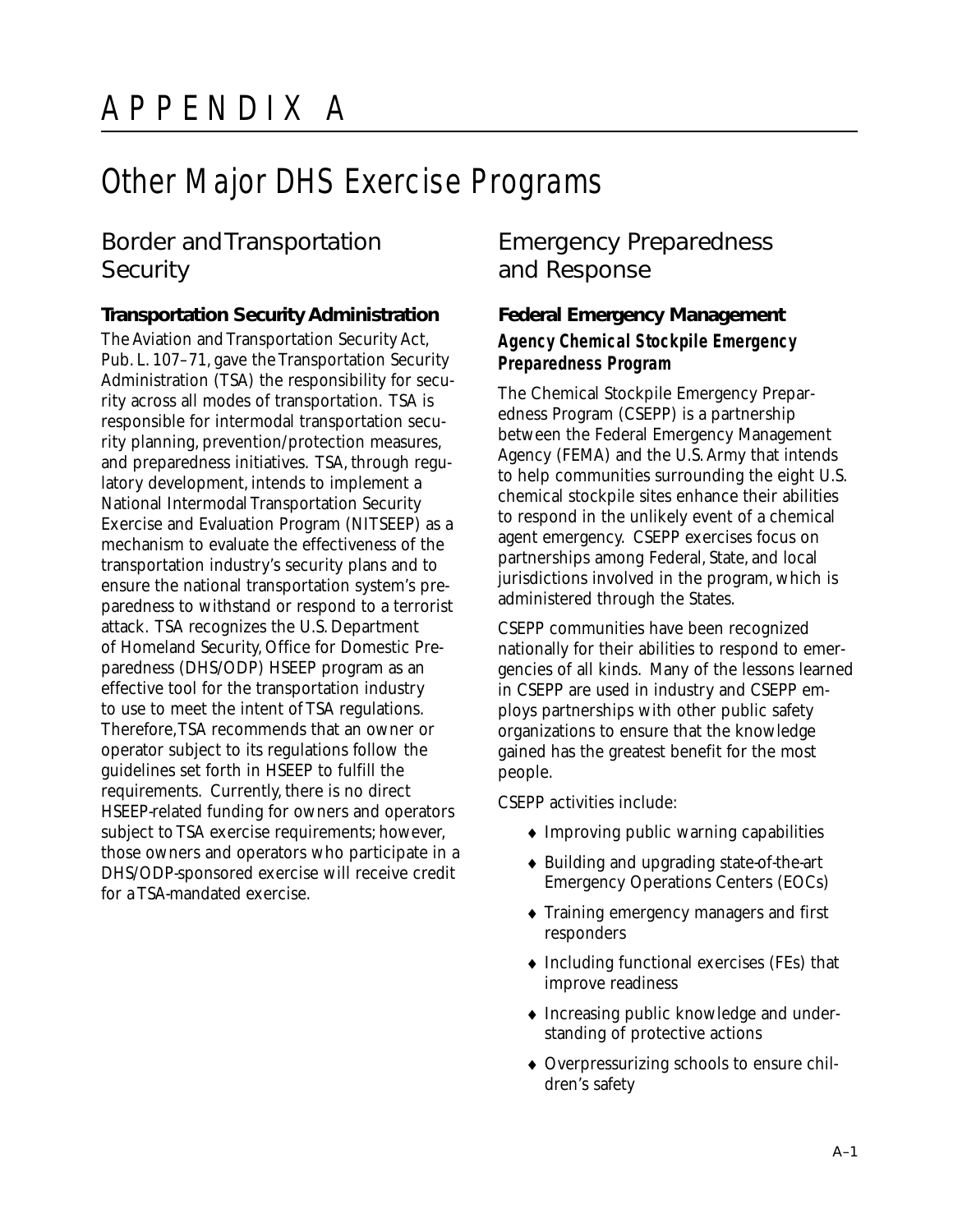# APPENDIX A

# Other Major DHS Exercise Programs

## Border and Transportation Security

### Transportation Security Administration

The Aviation and Transportation Security Act, Pub. L. 107–71, gave the Transportation Security Administration (TSA) the responsibility for security across all modes of transportation. TSA is responsible for intermodal transportation security planning, prevention/protection measures, and preparedness initiatives. TSA, through regulatory development, intends to implement a National Intermodal Transportation Security Exercise and Evaluation Program (NITSEEP) as a mechanism to evaluate the effectiveness of the transportation industry's security plans and to ensure the national transportation system's preparedness to withstand or respond to a terrorist attack. TSA recognizes the U.S. Department of Homeland Security, Office for Domestic Preparedness (DHS/ODP) HSEEP program as an effective tool for the transportation industry to use to meet the intent of TSA regulations. Therefore, TSA recommends that an owner or operator subject to its regulations follow the guidelines set forth in HSEEP to fulfill the requirements. Currently, there is no direct HSEEP-related funding for owners and operators subject to TSA exercise requirements; however, those owners and operators who participate in a DHS/ODP-sponsored exercise will receive credit for a TSA-mandated exercise.

## Emergency Preparedness and Response

### Federal Emergency Management

#### *Agency Chemical Stockpile Emergency Preparedness Program*

The Chemical Stockpile Emergency Preparedness Program (CSEPP) is a partnership between the Federal Emergency Management Agency (FEMA) and the U.S. Army that intends to help communities surrounding the eight U.S. chemical stockpile sites enhance their abilities to respond in the unlikely event of a chemical agent emergency. CSEPP exercises focus on partnerships among Federal, State, and local jurisdictions involved in the program, which is administered through the States.

CSEPP communities have been recognized nationally for their abilities to respond to emergencies of all kinds. Many of the lessons learned in CSEPP are used in industry and CSEPP employs partnerships with other public safety organizations to ensure that the knowledge gained has the greatest benefit for the most people.

CSEPP activities include:

- Improving public warning capabilities
- Building and upgrading state-of-the-art Emergency Operations Centers (EOCs)
- Training emergency managers and first responders
- Including functional exercises (FEs) that improve readiness
- Increasing public knowledge and understanding of protective actions
- Overpressurizing schools to ensure children's safety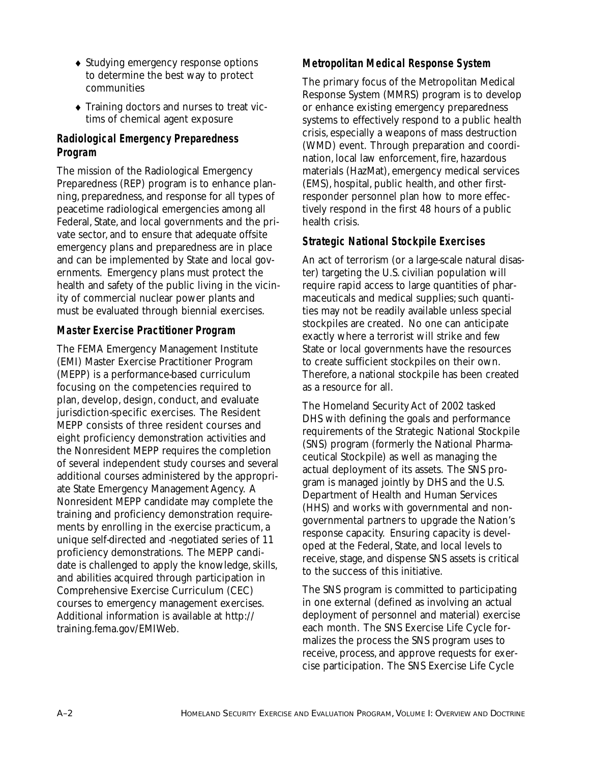- Studying emergency response options to determine the best way to protect communities
- Training doctors and nurses to treat victims of chemical agent exposure

### Radiological Emergency Preparedness Program

The mission of the Radiological Emergency Preparedness (REP) program is to enhance planning, preparedness, and response for all types of peacetime radiological emergencies among all Federal, State, and local governments and the private sector, and to ensure that adequate offsite emergency plans and preparedness are in place and can be implemented by State and local governments. Emergency plans must protect the health and safety of the public living in the vicinity of commercial nuclear power plants and must be evaluated through biennial exercises.

### Master Exercise Practitioner Program

The FEMA Emergency Management Institute (EMI) Master Exercise Practitioner Program (MEPP) is a performance-based curriculum focusing on the competencies required to plan, develop, design, conduct, and evaluate jurisdiction-specific exercises. The Resident MEPP consists of three resident courses and eight proficiency demonstration activities and the Nonresident MEPP requires the completion of several independent study courses and several additional courses administered by the appropriate State Emergency Management Agency. A Nonresident MEPP candidate may complete the training and proficiency demonstration requirements by enrolling in the exercise practicum, a unique self-directed and -negotiated series of 11 proficiency demonstrations. The MEPP candidate is challenged to apply the knowledge, skills, and abilities acquired through participation in Comprehensive Exercise Curriculum (CEC) courses to emergency management exercises. Additional information is available at http://training.fema.gov/EMIWeb.

### Metropolitan Medical Response System

The primary focus of the Metropolitan Medical Response System (MMRS) program is to develop or enhance existing emergency preparedness systems to effectively respond to a public health crisis, especially a weapons of mass destruction (WMD) event. Through preparation and coordination, local law enforcement, fire, hazardous materials (HazMat), emergency medical services (EMS), hospital, public health, and other first-responder personnel plan how to more effectively respond in the first 48 hours of a public health crisis.

### Strategic National Stockpile Exercises

An act of terrorism (or a large-scale natural disaster) targeting the U.S. civilian population will require rapid access to large quantities of pharmaceuticals and medical supplies; such quantities may not be readily available unless special stockpiles are created. No one can anticipate exactly where a terrorist will strike and few State or local governments have the resources to create sufficient stockpiles on their own. Therefore, a national stockpile has been created as a resource for all.

The Homeland Security Act of 2002 tasked DHS with defining the goals and performance requirements of the Strategic National Stockpile (SNS) program (formerly the National Pharmaceutical Stockpile) as well as managing the actual deployment of its assets. The SNS program is managed jointly by DHS and the U.S. Department of Health and Human Services (HHS) and works with governmental and nongovernmental partners to upgrade the Nation's response capacity. Ensuring capacity is developed at the Federal, State, and local levels to receive, stage, and dispense SNS assets is critical to the success of this initiative.

The SNS program is committed to participating in one external (defined as involving an actual deployment of personnel and material) exercise each month. The SNS Exercise Life Cycle formalizes the process the SNS program uses to receive, process, and approve requests for exercise participation. The SNS Exercise Life Cycle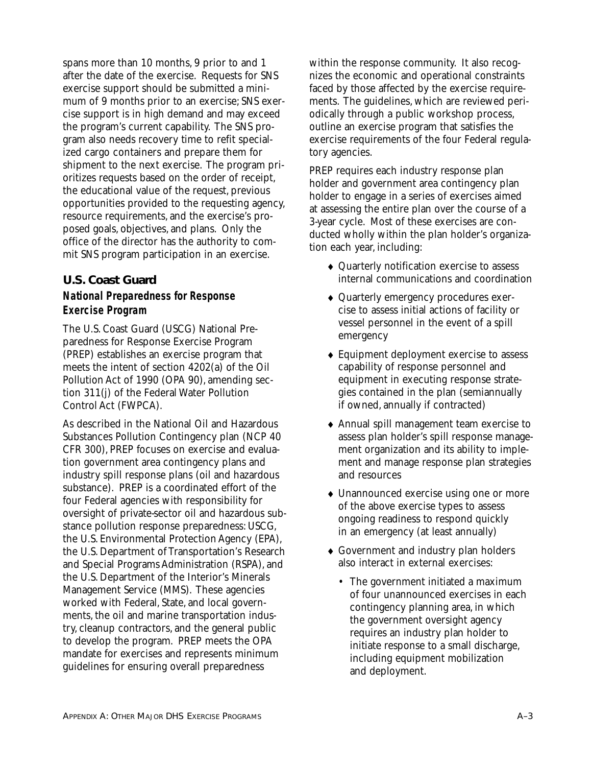spans more than 10 months, 9 prior to and 1 after the date of the exercise. Requests for SNS exercise support should be submitted a minimum of 9 months prior to an exercise; SNS exercise support is in high demand and may exceed the program's current capability. The SNS program also needs recovery time to refit specialized cargo containers and prepare them for shipment to the next exercise. The program prioritizes requests based on the order of receipt, the educational value of the request, previous opportunities provided to the requesting agency, resource requirements, and the exercise's proposed goals, objectives, and plans. Only the office of the director has the authority to commit SNS program participation in an exercise.

## U.S. Coast Guard

### *National Preparedness for Response Exercise Program*

The U.S. Coast Guard (USCG) National Preparedness for Response Exercise Program (PREP) establishes an exercise program that meets the intent of section 4202(a) of the Oil Pollution Act of 1990 (OPA 90), amending section 311(j) of the Federal Water Pollution Control Act (FWPCA).

As described in the National Oil and Hazardous Substances Pollution Contingency plan (NCP 40 CFR 300), PREP focuses on exercise and evaluation government area contingency plans and industry spill response plans (oil and hazardous substance). PREP is a coordinated effort of the four Federal agencies with responsibility for oversight of private-sector oil and hazardous substance pollution response preparedness: USCG, the U.S. Environmental Protection Agency (EPA), the U.S. Department of Transportation's Research and Special Programs Administration (RSPA), and the U.S. Department of the Interior's Minerals Management Service (MMS). These agencies worked with Federal, State, and local governments, the oil and marine transportation industry, cleanup contractors, and the general public to develop the program. PREP meets the OPA mandate for exercises and represents minimum guidelines for ensuring overall preparedness within the response community. It also recognizes the economic and operational constraints faced by those affected by the exercise requirements. The guidelines, which are reviewed periodically through a public workshop process, outline an exercise program that satisfies the exercise requirements of the four Federal regulatory agencies.

PREP requires each industry response plan holder and government area contingency plan holder to engage in a series of exercises aimed at assessing the entire plan over the course of a 3-year cycle. Most of these exercises are conducted wholly within the plan holder's organization each year, including:

- Quarterly notification exercise to assess internal communications and coordination
- Quarterly emergency procedures exercise to assess initial actions of facility or vessel personnel in the event of a spill emergency
- Equipment deployment exercise to assess capability of response personnel and equipment in executing response strategies contained in the plan (semiannually if owned, annually if contracted)
- Annual spill management team exercise to assess plan holder's spill response management organization and its ability to implement and manage response plan strategies and resources
- Unannounced exercise using one or more of the above exercise types to assess ongoing readiness to respond quickly in an emergency (at least annually)
- Government and industry plan holders also interact in external exercises:
  - The government initiated a maximum of four unannounced exercises in each contingency planning area, in which the government oversight agency requires an industry plan holder to initiate response to a small discharge, including equipment mobilization and deployment.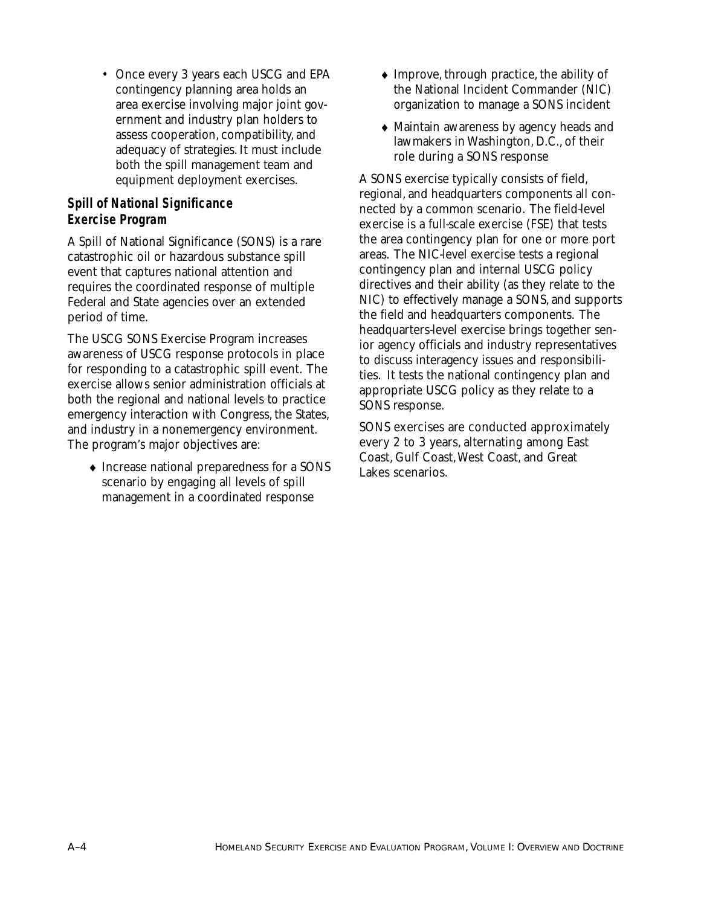- Once every 3 years each USCG and EPA contingency planning area holds an area exercise involving major joint government and industry plan holders to assess cooperation, compatibility, and adequacy of strategies. It must include both the spill management team and equipment deployment exercises.

### Spill of National Significance Exercise Program

A Spill of National Significance (SONS) is a rare catastrophic oil or hazardous substance spill event that captures national attention and requires the coordinated response of multiple Federal and State agencies over an extended period of time.

The USCG SONS Exercise Program increases awareness of USCG response protocols in place for responding to a catastrophic spill event. The exercise allows senior administration officials at both the regional and national levels to practice emergency interaction with Congress, the States, and industry in a nonemergency environment. The program's major objectives are:

- Increase national preparedness for a SONS scenario by engaging all levels of spill management in a coordinated response
- Improve, through practice, the ability of the National Incident Commander (NIC) organization to manage a SONS incident
- Maintain awareness by agency heads and lawmakers in Washington, D.C., of their role during a SONS response

A SONS exercise typically consists of field, regional, and headquarters components all connected by a common scenario. The field-level exercise is a full-scale exercise (FSE) that tests the area contingency plan for one or more port areas. The NIC-level exercise tests a regional contingency plan and internal USCG policy directives and their ability (as they relate to the NIC) to effectively manage a SONS, and supports the field and headquarters components. The headquarters-level exercise brings together senior agency officials and industry representatives to discuss interagency issues and responsibilities. It tests the national contingency plan and appropriate USCG policy as they relate to a SONS response.

SONS exercises are conducted approximately every 2 to 3 years, alternating among East Coast, Gulf Coast, West Coast, and Great Lakes scenarios.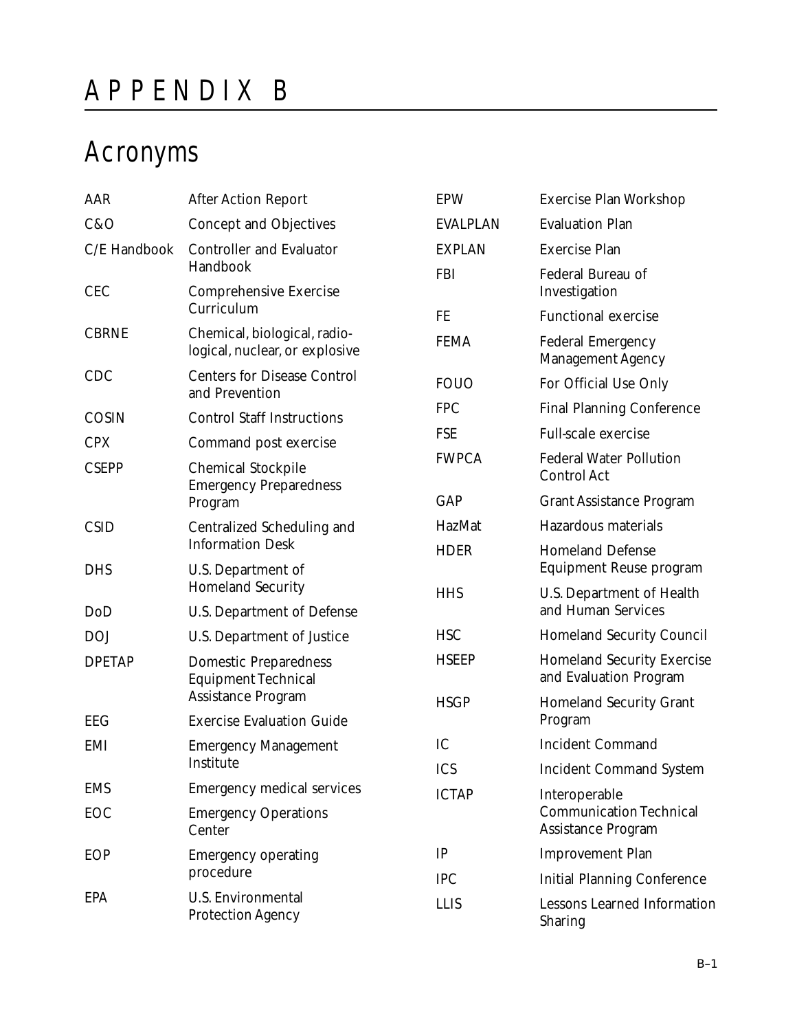// Appendix B

# Acronyms

| Acronym | Definition |
|---|---|
| AAR | After Action Report |
| C&O | Concept and Objectives |
| C/E Handbook | Controller and Evaluator Handbook |
| CEC | Comprehensive Exercise Curriculum |
| CBRNE | Chemical, biological, radio-logical, nuclear, or explosive |
| CDC | Centers for Disease Control and Prevention |
| COSIN | Control Staff Instructions |
| CPX | Command post exercise |
| CSEPP | Chemical Stockpile Emergency Preparedness Program |
| CSID | Centralized Scheduling and Information Desk |
| DHS | U.S. Department of Homeland Security |
| DoD | U.S. Department of Defense |
| DOJ | U.S. Department of Justice |
| DPETAP | Domestic Preparedness Equipment Technical Assistance Program |
| EEG | Exercise Evaluation Guide |
| EMI | Emergency Management Institute |
| EMS | Emergency medical services |
| EOC | Emergency Operations Center |
| EOP | Emergency operating procedure |
| EPA | U.S. Environmental Protection Agency |
| EPW | Exercise Plan Workshop |
| EVALPLAN | Evaluation Plan |
| EXPLAN | Exercise Plan |
| FBI | Federal Bureau of Investigation |
| FE | Functional exercise |
| FEMA | Federal Emergency Management Agency |
| FOUO | For Official Use Only |
| FPC | Final Planning Conference |
| FSE | Full-scale exercise |
| FWPCA | Federal Water Pollution Control Act |
| GAP | Grant Assistance Program |
| HazMat | Hazardous materials |
| HDER | Homeland Defense Equipment Reuse program |
| HHS | U.S. Department of Health and Human Services |
| HSC | Homeland Security Council |
| HSEEP | Homeland Security Exercise and Evaluation Program |
| HSGP | Homeland Security Grant Program |
| IC | Incident Command |
| ICS | Incident Command System |
| ICTAP | Interoperable Communication Technical Assistance Program |
| IP | Improvement Plan |
| IPC | Initial Planning Conference |
| LLIS | Lessons Learned Information Sharing |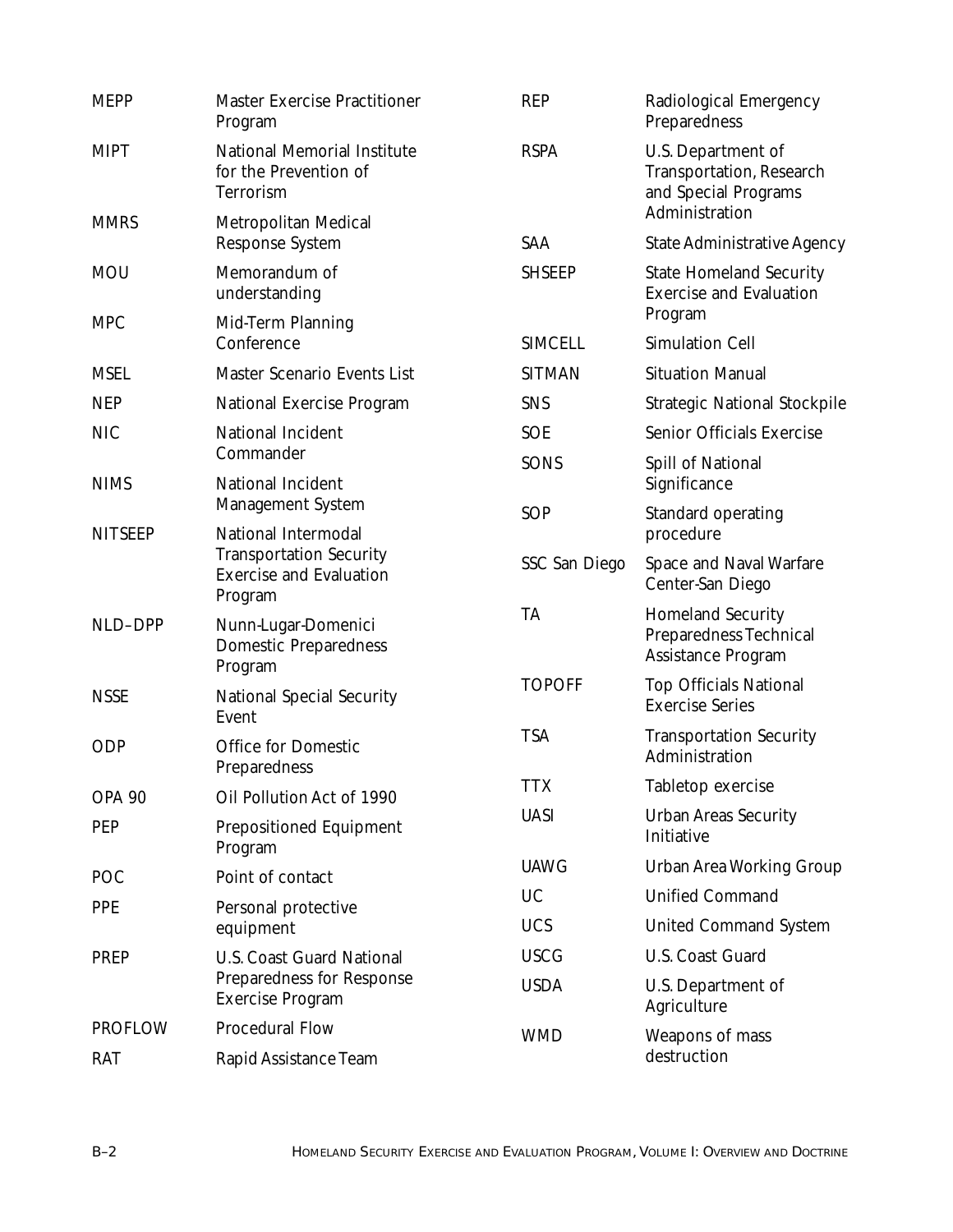| | |
|---|---|
| MEPP | Master Exercise Practitioner Program |
| MIPT | National Memorial Institute for the Prevention of Terrorism |
| MMRS | Metropolitan Medical Response System |
| MOU | Memorandum of understanding |
| MPC | Mid-Term Planning Conference |
| MSEL | Master Scenario Events List |
| NEP | National Exercise Program |
| NIC | National Incident Commander |
| NIMS | National Incident Management System |
| NITSEEP | National Intermodal Transportation Security Exercise and Evaluation Program |
| NLD–DPP | Nunn-Lugar-Domenici Domestic Preparedness Program |
| NSSE | National Special Security Event |
| ODP | Office for Domestic Preparedness |
| OPA 90 | Oil Pollution Act of 1990 |
| PEP | Prepositioned Equipment Program |
| POC | Point of contact |
| PPE | Personal protective equipment |
| PREP | U.S. Coast Guard National Preparedness for Response Exercise Program |
| PROFLOW | Procedural Flow |
| RAT | Rapid Assistance Team |
| REP | Radiological Emergency Preparedness |
| RSPA | U.S. Department of Transportation, Research and Special Programs Administration |
| SAA | State Administrative Agency |
| SHSEEP | State Homeland Security Exercise and Evaluation Program |
| SIMCELL | Simulation Cell |
| SITMAN | Situation Manual |
| SNS | Strategic National Stockpile |
| SOE | Senior Officials Exercise |
| SONS | Spill of National Significance |
| SOP | Standard operating procedure |
| SSC San Diego | Space and Naval Warfare Center-San Diego |
| TA | Homeland Security Preparedness Technical Assistance Program |
| TOPOFF | Top Officials National Exercise Series |
| TSA | Transportation Security Administration |
| TTX | Tabletop exercise |
| UASI | Urban Areas Security Initiative |
| UAWG | Urban Area Working Group |
| UC | Unified Command |
| UCS | United Command System |
| USCG | U.S. Coast Guard |
| USDA | U.S. Department of Agriculture |
| WMD | Weapons of mass destruction |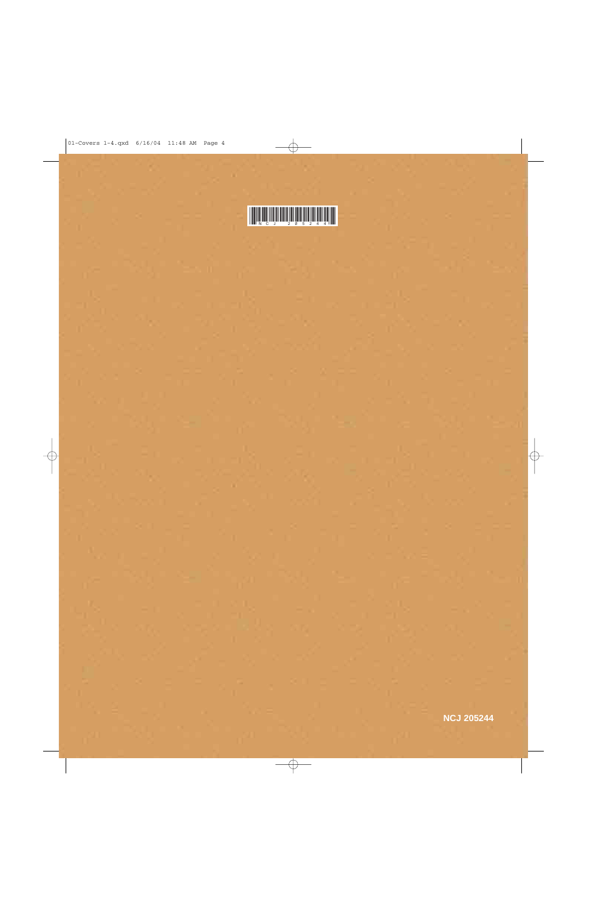NCJ 205244